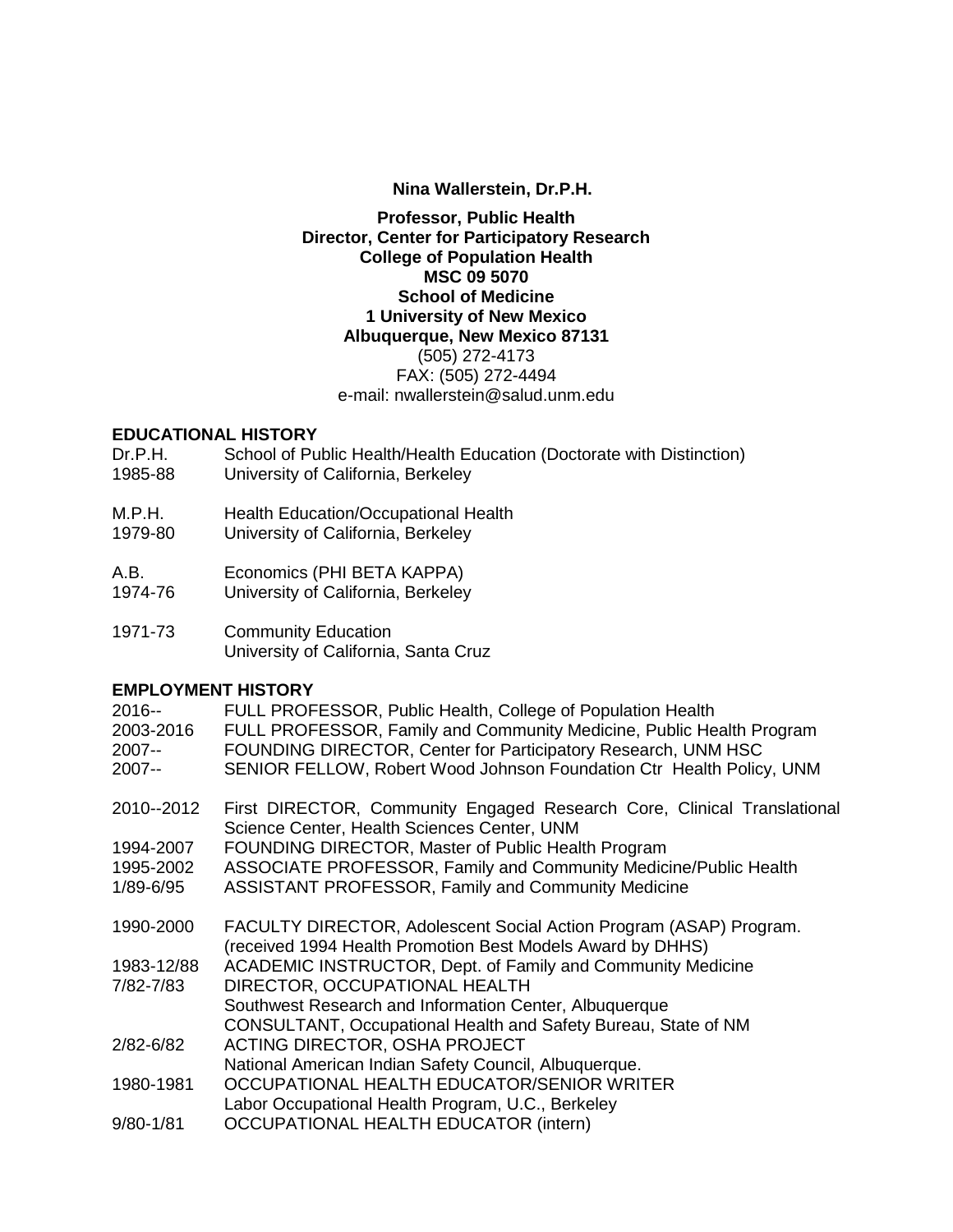**Nina Wallerstein, Dr.P.H.**

**Professor, Public Health**
**Director, Center for Participatory Research**
**College of Population Health**
**MSC 09 5070**
**School of Medicine**
**1 University of New Mexico**
**Albuquerque, New Mexico 87131**
(505) 272-4173
FAX: (505) 272-4494
e-mail: nwallerstein@salud.unm.edu

## EDUCATIONAL HISTORY

Dr.P.H. — School of Public Health/Health Education (Doctorate with Distinction)
1985-88 — University of California, Berkeley

M.P.H. — Health Education/Occupational Health
1979-80 — University of California, Berkeley

A.B. — Economics (PHI BETA KAPPA)
1974-76 — University of California, Berkeley

1971-73 — Community Education
University of California, Santa Cruz

## EMPLOYMENT HISTORY

2016-- — FULL PROFESSOR, Public Health, College of Population Health
2003-2016 — FULL PROFESSOR, Family and Community Medicine, Public Health Program
2007-- — FOUNDING DIRECTOR, Center for Participatory Research, UNM HSC
2007-- — SENIOR FELLOW, Robert Wood Johnson Foundation Ctr Health Policy, UNM

2010--2012 — First DIRECTOR, Community Engaged Research Core, Clinical Translational Science Center, Health Sciences Center, UNM
1994-2007 — FOUNDING DIRECTOR, Master of Public Health Program
1995-2002 — ASSOCIATE PROFESSOR, Family and Community Medicine/Public Health
1/89-6/95 — ASSISTANT PROFESSOR, Family and Community Medicine

1990-2000 — FACULTY DIRECTOR, Adolescent Social Action Program (ASAP) Program. (received 1994 Health Promotion Best Models Award by DHHS)
1983-12/88 — ACADEMIC INSTRUCTOR, Dept. of Family and Community Medicine
7/82-7/83 — DIRECTOR, OCCUPATIONAL HEALTH
Southwest Research and Information Center, Albuquerque
CONSULTANT, Occupational Health and Safety Bureau, State of NM
2/82-6/82 — ACTING DIRECTOR, OSHA PROJECT
National American Indian Safety Council, Albuquerque.
1980-1981 — OCCUPATIONAL HEALTH EDUCATOR/SENIOR WRITER
Labor Occupational Health Program, U.C., Berkeley
9/80-1/81 — OCCUPATIONAL HEALTH EDUCATOR (intern)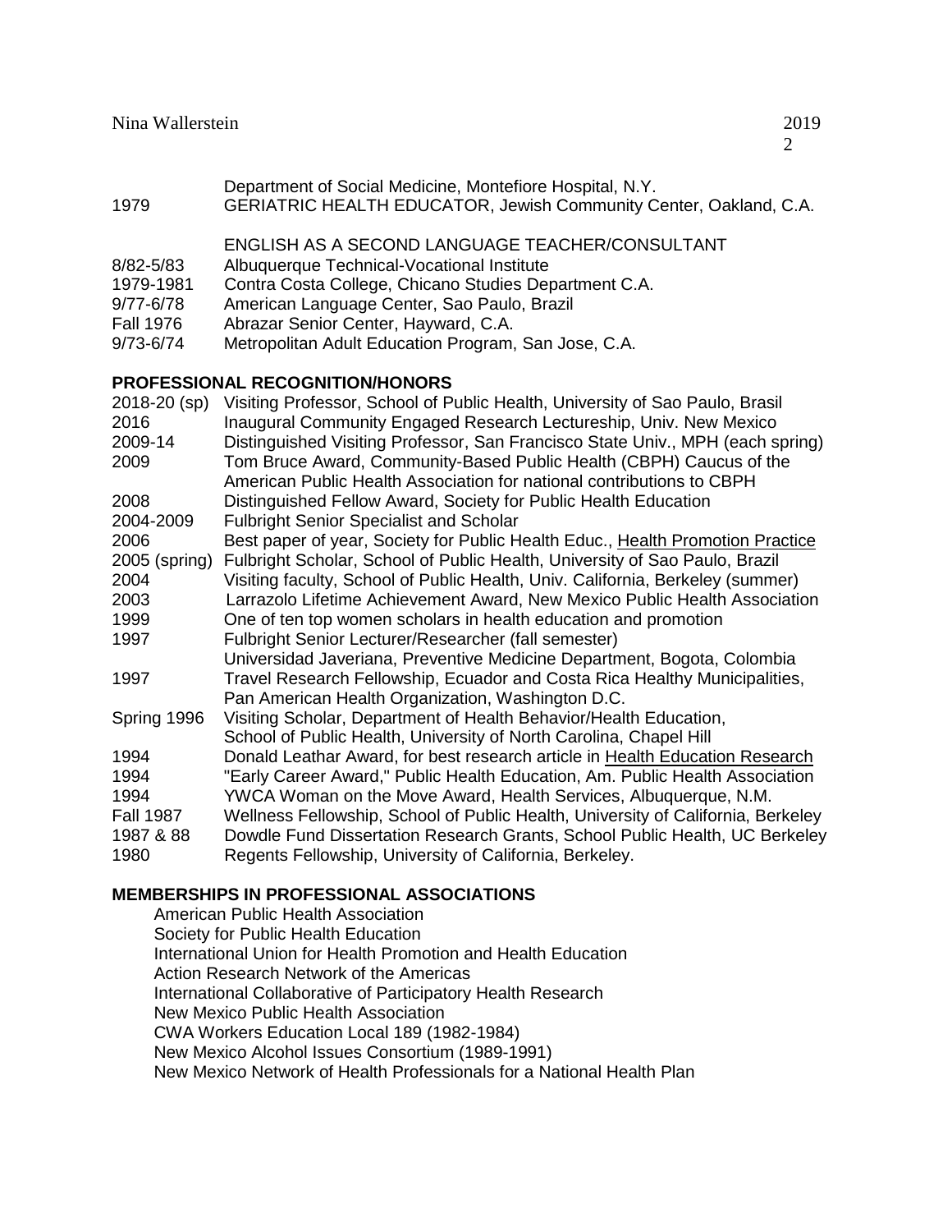Department of Social Medicine, Montefiore Hospital, N.Y.

| | |
|---|---|
| 1979 | GERIATRIC HEALTH EDUCATOR, Jewish Community Center, Oakland, C.A. |

ENGLISH AS A SECOND LANGUAGE TEACHER/CONSULTANT

| | |
|---|---|
| 8/82-5/83 | Albuquerque Technical-Vocational Institute |
| 1979-1981 | Contra Costa College, Chicano Studies Department C.A. |
| 9/77-6/78 | American Language Center, Sao Paulo, Brazil |
| Fall 1976 | Abrazar Senior Center, Hayward, C.A. |
| 9/73-6/74 | Metropolitan Adult Education Program, San Jose, C.A. |

## PROFESSIONAL RECOGNITION/HONORS

| | |
|---|---|
| 2018-20 (sp) | Visiting Professor, School of Public Health, University of Sao Paulo, Brasil |
| 2016 | Inaugural Community Engaged Research Lectureship, Univ. New Mexico |
| 2009-14 | Distinguished Visiting Professor, San Francisco State Univ., MPH (each spring) |
| 2009 | Tom Bruce Award, Community-Based Public Health (CBPH) Caucus of the American Public Health Association for national contributions to CBPH |
| 2008 | Distinguished Fellow Award, Society for Public Health Education |
| 2004-2009 | Fulbright Senior Specialist and Scholar |
| 2006 | Best paper of year, Society for Public Health Educ., Health Promotion Practice |
| 2005 (spring) | Fulbright Scholar, School of Public Health, University of Sao Paulo, Brazil |
| 2004 | Visiting faculty, School of Public Health, Univ. California, Berkeley (summer) |
| 2003 | Larrazolo Lifetime Achievement Award, New Mexico Public Health Association |
| 1999 | One of ten top women scholars in health education and promotion |
| 1997 | Fulbright Senior Lecturer/Researcher (fall semester) Universidad Javeriana, Preventive Medicine Department, Bogota, Colombia |
| 1997 | Travel Research Fellowship, Ecuador and Costa Rica Healthy Municipalities, Pan American Health Organization, Washington D.C. |
| Spring 1996 | Visiting Scholar, Department of Health Behavior/Health Education, School of Public Health, University of North Carolina, Chapel Hill |
| 1994 | Donald Leathar Award, for best research article in Health Education Research |
| 1994 | "Early Career Award," Public Health Education, Am. Public Health Association |
| 1994 | YWCA Woman on the Move Award, Health Services, Albuquerque, N.M. |
| Fall 1987 | Wellness Fellowship, School of Public Health, University of California, Berkeley |
| 1987 & 88 | Dowdle Fund Dissertation Research Grants, School Public Health, UC Berkeley |
| 1980 | Regents Fellowship, University of California, Berkeley. |

## MEMBERSHIPS IN PROFESSIONAL ASSOCIATIONS

American Public Health Association
Society for Public Health Education
International Union for Health Promotion and Health Education
Action Research Network of the Americas
International Collaborative of Participatory Health Research
New Mexico Public Health Association
CWA Workers Education Local 189 (1982-1984)
New Mexico Alcohol Issues Consortium (1989-1991)
New Mexico Network of Health Professionals for a National Health Plan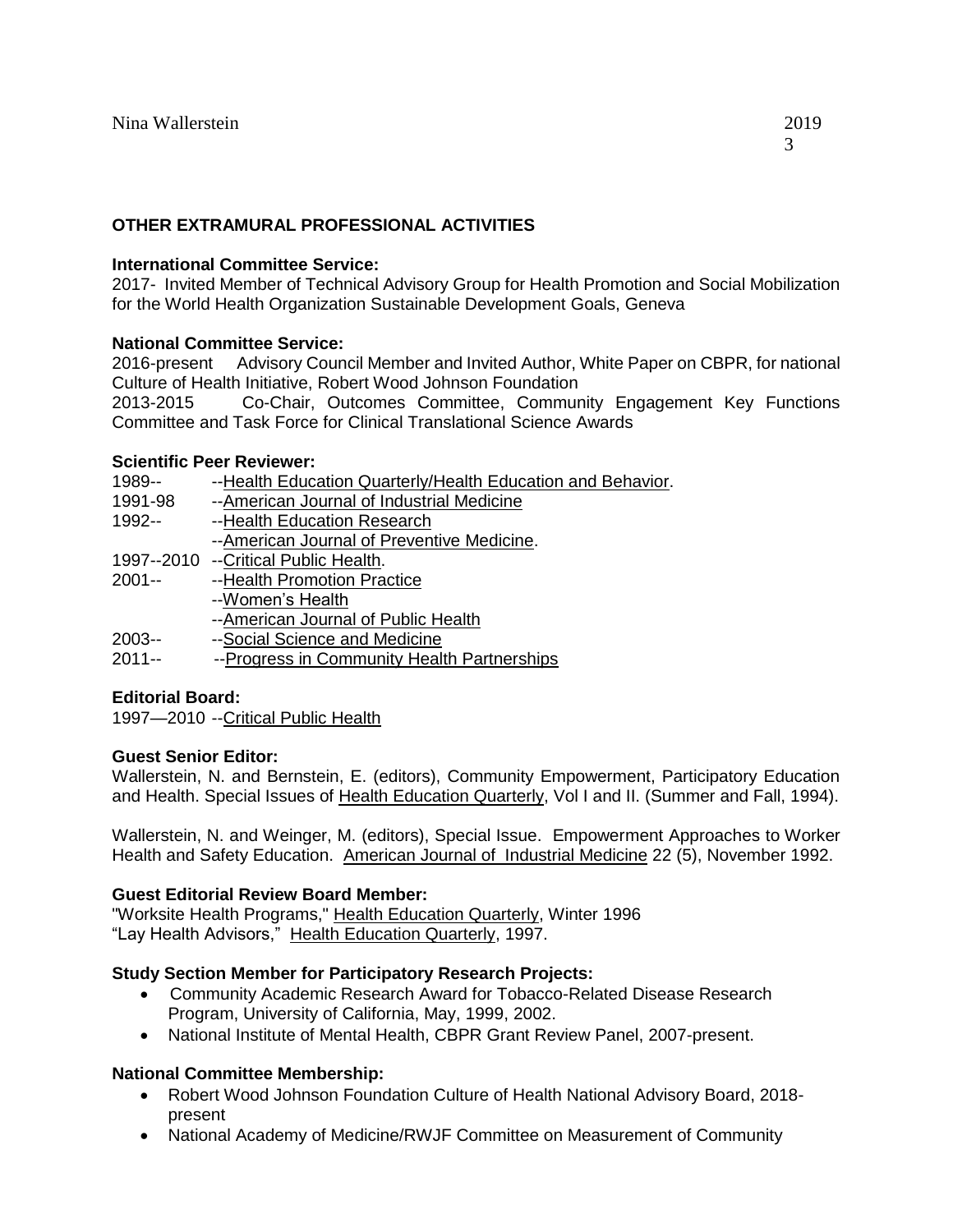## OTHER EXTRAMURAL PROFESSIONAL ACTIVITIES

**International Committee Service:**

2017- Invited Member of Technical Advisory Group for Health Promotion and Social Mobilization for the World Health Organization Sustainable Development Goals, Geneva

**National Committee Service:**

2016-present Advisory Council Member and Invited Author, White Paper on CBPR, for national Culture of Health Initiative, Robert Wood Johnson Foundation

2013-2015 Co-Chair, Outcomes Committee, Community Engagement Key Functions Committee and Task Force for Clinical Translational Science Awards

**Scientific Peer Reviewer:**

1989-- --Health Education Quarterly/Health Education and Behavior.
1991-98 --American Journal of Industrial Medicine
1992-- --Health Education Research
--American Journal of Preventive Medicine.
1997--2010 --Critical Public Health.
2001-- --Health Promotion Practice
--Women's Health
--American Journal of Public Health
2003-- --Social Science and Medicine
2011-- --Progress in Community Health Partnerships

**Editorial Board:**

1997—2010 --Critical Public Health

**Guest Senior Editor:**

Wallerstein, N. and Bernstein, E. (editors), Community Empowerment, Participatory Education and Health. Special Issues of Health Education Quarterly, Vol I and II. (Summer and Fall, 1994).

Wallerstein, N. and Weinger, M. (editors), Special Issue. Empowerment Approaches to Worker Health and Safety Education. American Journal of Industrial Medicine 22 (5), November 1992.

**Guest Editorial Review Board Member:**

"Worksite Health Programs," Health Education Quarterly, Winter 1996
"Lay Health Advisors," Health Education Quarterly, 1997.

**Study Section Member for Participatory Research Projects:**

- Community Academic Research Award for Tobacco-Related Disease Research Program, University of California, May, 1999, 2002.
- National Institute of Mental Health, CBPR Grant Review Panel, 2007-present.

**National Committee Membership:**

- Robert Wood Johnson Foundation Culture of Health National Advisory Board, 2018-present
- National Academy of Medicine/RWJF Committee on Measurement of Community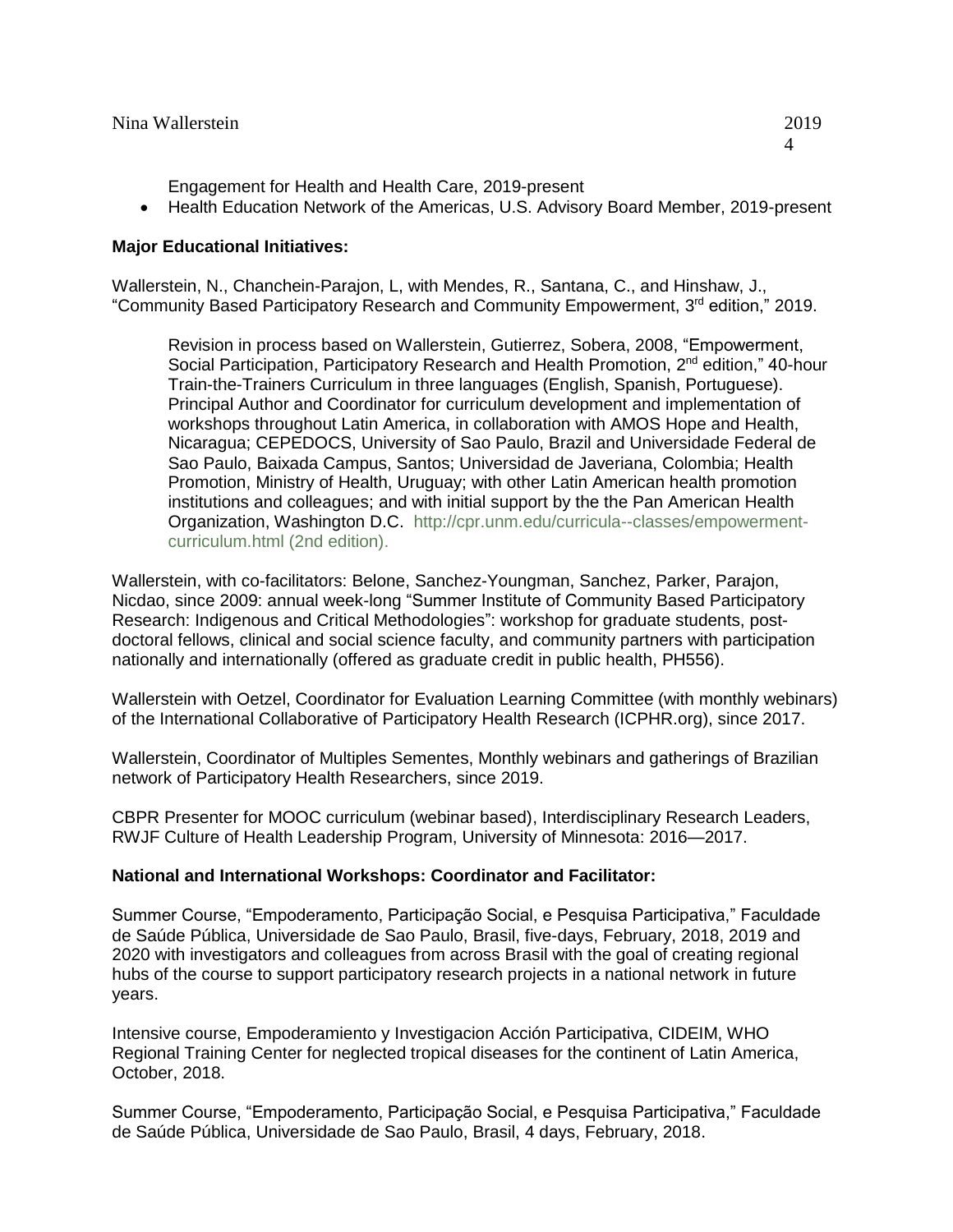Engagement for Health and Health Care, 2019-present

- Health Education Network of the Americas, U.S. Advisory Board Member, 2019-present

**Major Educational Initiatives:**

Wallerstein, N., Chanchein-Parajon, L, with Mendes, R., Santana, C., and Hinshaw, J., "Community Based Participatory Research and Community Empowerment, 3rd edition," 2019.

Revision in process based on Wallerstein, Gutierrez, Sobera, 2008, "Empowerment, Social Participation, Participatory Research and Health Promotion, 2nd edition," 40-hour Train-the-Trainers Curriculum in three languages (English, Spanish, Portuguese). Principal Author and Coordinator for curriculum development and implementation of workshops throughout Latin America, in collaboration with AMOS Hope and Health, Nicaragua; CEPEDOCS, University of Sao Paulo, Brazil and Universidade Federal de Sao Paulo, Baixada Campus, Santos; Universidad de Javeriana, Colombia; Health Promotion, Ministry of Health, Uruguay; with other Latin American health promotion institutions and colleagues; and with initial support by the the Pan American Health Organization, Washington D.C. http://cpr.unm.edu/curricula--classes/empowerment-curriculum.html (2nd edition).

Wallerstein, with co-facilitators: Belone, Sanchez-Youngman, Sanchez, Parker, Parajon, Nicdao, since 2009: annual week-long "Summer Institute of Community Based Participatory Research: Indigenous and Critical Methodologies": workshop for graduate students, post-doctoral fellows, clinical and social science faculty, and community partners with participation nationally and internationally (offered as graduate credit in public health, PH556).

Wallerstein with Oetzel, Coordinator for Evaluation Learning Committee (with monthly webinars) of the International Collaborative of Participatory Health Research (ICPHR.org), since 2017.

Wallerstein, Coordinator of Multiples Sementes, Monthly webinars and gatherings of Brazilian network of Participatory Health Researchers, since 2019.

CBPR Presenter for MOOC curriculum (webinar based), Interdisciplinary Research Leaders, RWJF Culture of Health Leadership Program, University of Minnesota: 2016—2017.

**National and International Workshops: Coordinator and Facilitator:**

Summer Course, "Empoderamento, Participação Social, e Pesquisa Participativa," Faculdade de Saúde Pública, Universidade de Sao Paulo, Brasil, five-days, February, 2018, 2019 and 2020 with investigators and colleagues from across Brasil with the goal of creating regional hubs of the course to support participatory research projects in a national network in future years.

Intensive course, Empoderamiento y Investigacion Acción Participativa, CIDEIM, WHO Regional Training Center for neglected tropical diseases for the continent of Latin America, October, 2018.

Summer Course, "Empoderamento, Participação Social, e Pesquisa Participativa," Faculdade de Saúde Pública, Universidade de Sao Paulo, Brasil, 4 days, February, 2018.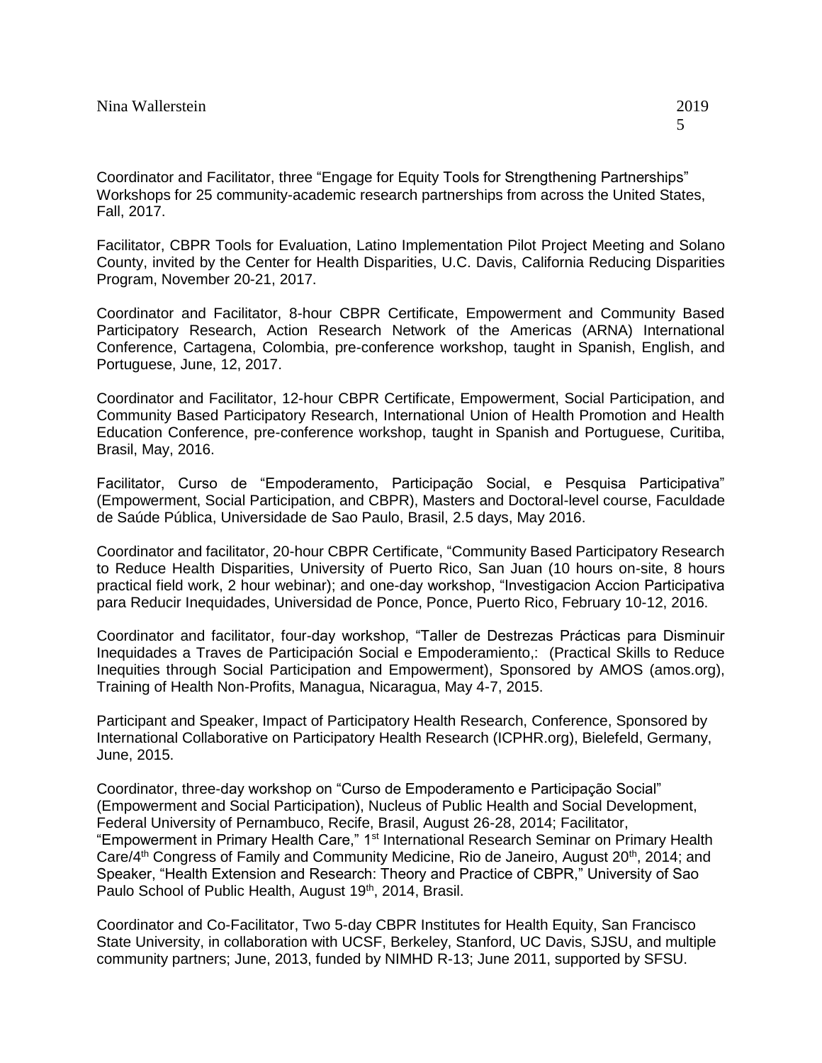Coordinator and Facilitator, three “Engage for Equity Tools for Strengthening Partnerships” Workshops for 25 community-academic research partnerships from across the United States, Fall, 2017.

Facilitator, CBPR Tools for Evaluation, Latino Implementation Pilot Project Meeting and Solano County, invited by the Center for Health Disparities, U.C. Davis, California Reducing Disparities Program, November 20-21, 2017.

Coordinator and Facilitator, 8-hour CBPR Certificate, Empowerment and Community Based Participatory Research, Action Research Network of the Americas (ARNA) International Conference, Cartagena, Colombia, pre-conference workshop, taught in Spanish, English, and Portuguese, June, 12, 2017.

Coordinator and Facilitator, 12-hour CBPR Certificate, Empowerment, Social Participation, and Community Based Participatory Research, International Union of Health Promotion and Health Education Conference, pre-conference workshop, taught in Spanish and Portuguese, Curitiba, Brasil, May, 2016.

Facilitator, Curso de “Empoderamento, Participação Social, e Pesquisa Participativa” (Empowerment, Social Participation, and CBPR), Masters and Doctoral-level course, Faculdade de Saúde Pública, Universidade de Sao Paulo, Brasil, 2.5 days, May 2016.

Coordinator and facilitator, 20-hour CBPR Certificate, “Community Based Participatory Research to Reduce Health Disparities, University of Puerto Rico, San Juan (10 hours on-site, 8 hours practical field work, 2 hour webinar); and one-day workshop, “Investigacion Accion Participativa para Reducir Inequidades, Universidad de Ponce, Ponce, Puerto Rico, February 10-12, 2016.

Coordinator and facilitator, four-day workshop, “Taller de Destrezas Prácticas para Disminuir Inequidades a Traves de Participación Social e Empoderamiento,: (Practical Skills to Reduce Inequities through Social Participation and Empowerment), Sponsored by AMOS (amos.org), Training of Health Non-Profits, Managua, Nicaragua, May 4-7, 2015.

Participant and Speaker, Impact of Participatory Health Research, Conference, Sponsored by International Collaborative on Participatory Health Research (ICPHR.org), Bielefeld, Germany, June, 2015.

Coordinator, three-day workshop on “Curso de Empoderamento e Participação Social” (Empowerment and Social Participation), Nucleus of Public Health and Social Development, Federal University of Pernambuco, Recife, Brasil, August 26-28, 2014; Facilitator, “Empowerment in Primary Health Care,” 1st International Research Seminar on Primary Health Care/4th Congress of Family and Community Medicine, Rio de Janeiro, August 20th, 2014; and Speaker, “Health Extension and Research: Theory and Practice of CBPR,” University of Sao Paulo School of Public Health, August 19th, 2014, Brasil.

Coordinator and Co-Facilitator, Two 5-day CBPR Institutes for Health Equity, San Francisco State University, in collaboration with UCSF, Berkeley, Stanford, UC Davis, SJSU, and multiple community partners; June, 2013, funded by NIMHD R-13; June 2011, supported by SFSU.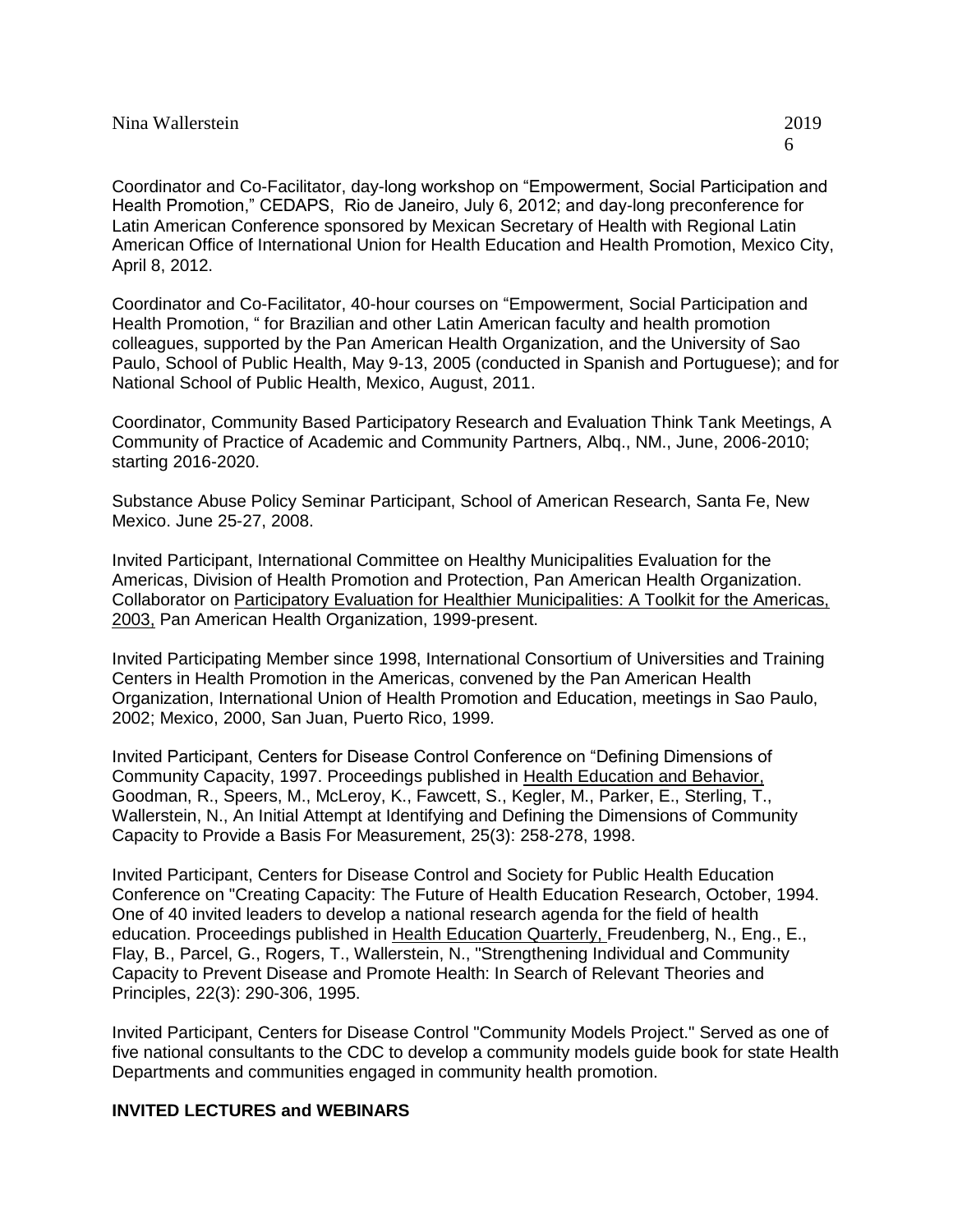Coordinator and Co-Facilitator, day-long workshop on "Empowerment, Social Participation and Health Promotion," CEDAPS, Rio de Janeiro, July 6, 2012; and day-long preconference for Latin American Conference sponsored by Mexican Secretary of Health with Regional Latin American Office of International Union for Health Education and Health Promotion, Mexico City, April 8, 2012.

Coordinator and Co-Facilitator, 40-hour courses on "Empowerment, Social Participation and Health Promotion, " for Brazilian and other Latin American faculty and health promotion colleagues, supported by the Pan American Health Organization, and the University of Sao Paulo, School of Public Health, May 9-13, 2005 (conducted in Spanish and Portuguese); and for National School of Public Health, Mexico, August, 2011.

Coordinator, Community Based Participatory Research and Evaluation Think Tank Meetings, A Community of Practice of Academic and Community Partners, Albq., NM., June, 2006-2010; starting 2016-2020.

Substance Abuse Policy Seminar Participant, School of American Research, Santa Fe, New Mexico. June 25-27, 2008.

Invited Participant, International Committee on Healthy Municipalities Evaluation for the Americas, Division of Health Promotion and Protection, Pan American Health Organization. Collaborator on Participatory Evaluation for Healthier Municipalities: A Toolkit for the Americas, 2003, Pan American Health Organization, 1999-present.

Invited Participating Member since 1998, International Consortium of Universities and Training Centers in Health Promotion in the Americas, convened by the Pan American Health Organization, International Union of Health Promotion and Education, meetings in Sao Paulo, 2002; Mexico, 2000, San Juan, Puerto Rico, 1999.

Invited Participant, Centers for Disease Control Conference on "Defining Dimensions of Community Capacity, 1997. Proceedings published in Health Education and Behavior, Goodman, R., Speers, M., McLeroy, K., Fawcett, S., Kegler, M., Parker, E., Sterling, T., Wallerstein, N., An Initial Attempt at Identifying and Defining the Dimensions of Community Capacity to Provide a Basis For Measurement, 25(3): 258-278, 1998.

Invited Participant, Centers for Disease Control and Society for Public Health Education Conference on "Creating Capacity: The Future of Health Education Research, October, 1994. One of 40 invited leaders to develop a national research agenda for the field of health education. Proceedings published in Health Education Quarterly, Freudenberg, N., Eng., E., Flay, B., Parcel, G., Rogers, T., Wallerstein, N., "Strengthening Individual and Community Capacity to Prevent Disease and Promote Health: In Search of Relevant Theories and Principles, 22(3): 290-306, 1995.

Invited Participant, Centers for Disease Control "Community Models Project." Served as one of five national consultants to the CDC to develop a community models guide book for state Health Departments and communities engaged in community health promotion.

**INVITED LECTURES and WEBINARS**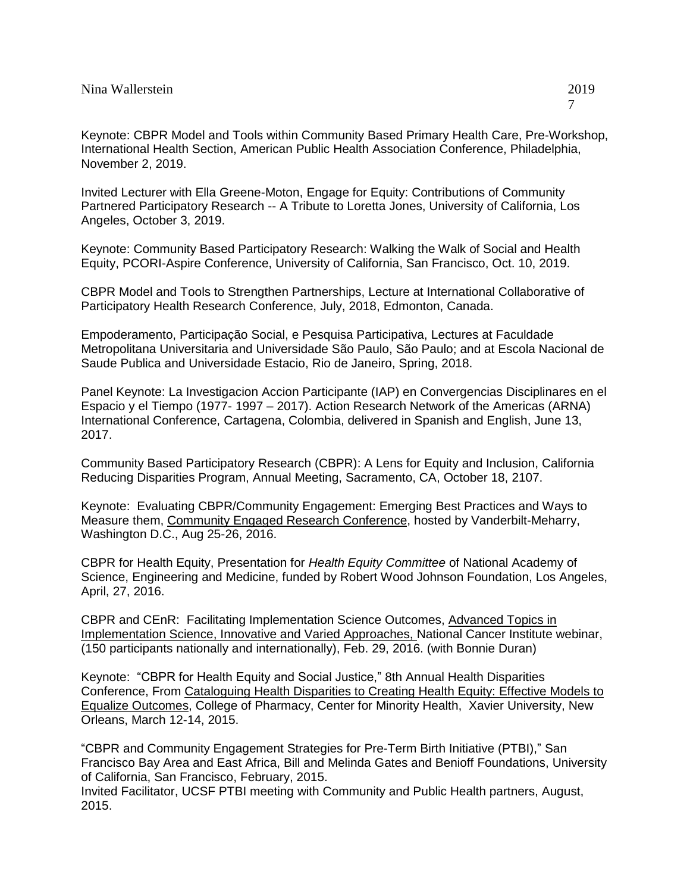Keynote: CBPR Model and Tools within Community Based Primary Health Care, Pre-Workshop, International Health Section, American Public Health Association Conference, Philadelphia, November 2, 2019.

Invited Lecturer with Ella Greene-Moton, Engage for Equity: Contributions of Community Partnered Participatory Research -- A Tribute to Loretta Jones, University of California, Los Angeles, October 3, 2019.

Keynote: Community Based Participatory Research: Walking the Walk of Social and Health Equity, PCORI-Aspire Conference, University of California, San Francisco, Oct. 10, 2019.

CBPR Model and Tools to Strengthen Partnerships, Lecture at International Collaborative of Participatory Health Research Conference, July, 2018, Edmonton, Canada.

Empoderamento, Participação Social, e Pesquisa Participativa, Lectures at Faculdade Metropolitana Universitaria and Universidade São Paulo, São Paulo; and at Escola Nacional de Saude Publica and Universidade Estacio, Rio de Janeiro, Spring, 2018.

Panel Keynote: La Investigacion Accion Participante (IAP) en Convergencias Disciplinares en el Espacio y el Tiempo (1977- 1997 – 2017). Action Research Network of the Americas (ARNA) International Conference, Cartagena, Colombia, delivered in Spanish and English, June 13, 2017.

Community Based Participatory Research (CBPR): A Lens for Equity and Inclusion, California Reducing Disparities Program, Annual Meeting, Sacramento, CA, October 18, 2107.

Keynote: Evaluating CBPR/Community Engagement: Emerging Best Practices and Ways to Measure them, Community Engaged Research Conference, hosted by Vanderbilt-Meharry, Washington D.C., Aug 25-26, 2016.

CBPR for Health Equity, Presentation for *Health Equity Committee* of National Academy of Science, Engineering and Medicine, funded by Robert Wood Johnson Foundation, Los Angeles, April, 27, 2016.

CBPR and CEnR: Facilitating Implementation Science Outcomes, Advanced Topics in Implementation Science, Innovative and Varied Approaches, National Cancer Institute webinar, (150 participants nationally and internationally), Feb. 29, 2016. (with Bonnie Duran)

Keynote: "CBPR for Health Equity and Social Justice," 8th Annual Health Disparities Conference, From Cataloguing Health Disparities to Creating Health Equity: Effective Models to Equalize Outcomes, College of Pharmacy, Center for Minority Health, Xavier University, New Orleans, March 12-14, 2015.

"CBPR and Community Engagement Strategies for Pre-Term Birth Initiative (PTBI)," San Francisco Bay Area and East Africa, Bill and Melinda Gates and Benioff Foundations, University of California, San Francisco, February, 2015.
Invited Facilitator, UCSF PTBI meeting with Community and Public Health partners, August, 2015.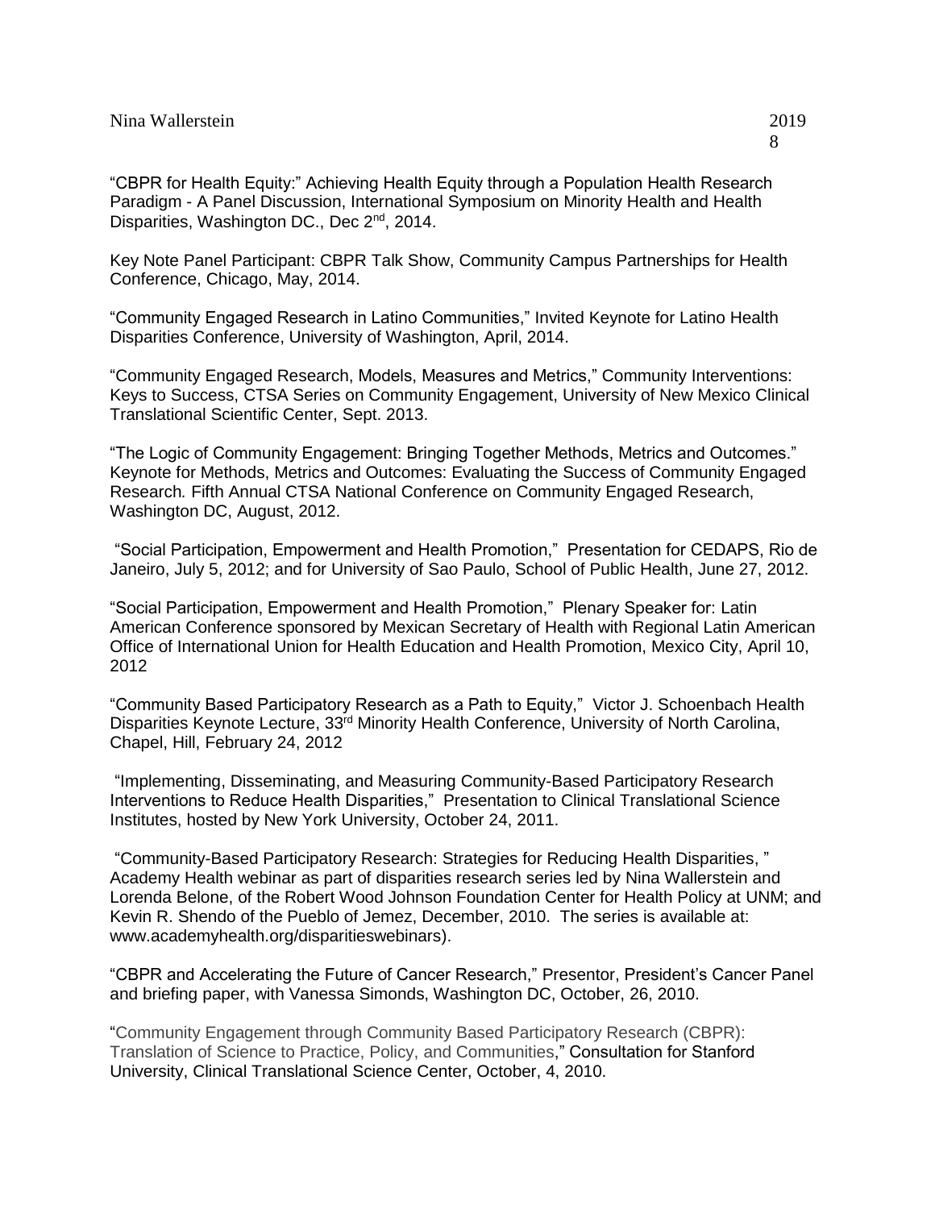"CBPR for Health Equity:" Achieving Health Equity through a Population Health Research Paradigm - A Panel Discussion, International Symposium on Minority Health and Health Disparities, Washington DC., Dec 2nd, 2014.

Key Note Panel Participant: CBPR Talk Show, Community Campus Partnerships for Health Conference, Chicago, May, 2014.

"Community Engaged Research in Latino Communities," Invited Keynote for Latino Health Disparities Conference, University of Washington, April, 2014.

"Community Engaged Research, Models, Measures and Metrics," Community Interventions: Keys to Success, CTSA Series on Community Engagement, University of New Mexico Clinical Translational Scientific Center, Sept. 2013.

"The Logic of Community Engagement: Bringing Together Methods, Metrics and Outcomes." Keynote for Methods, Metrics and Outcomes: Evaluating the Success of Community Engaged Research*.* Fifth Annual CTSA National Conference on Community Engaged Research, Washington DC, August, 2012.

"Social Participation, Empowerment and Health Promotion," Presentation for CEDAPS, Rio de Janeiro, July 5, 2012; and for University of Sao Paulo, School of Public Health, June 27, 2012.

"Social Participation, Empowerment and Health Promotion," Plenary Speaker for: Latin American Conference sponsored by Mexican Secretary of Health with Regional Latin American Office of International Union for Health Education and Health Promotion, Mexico City, April 10, 2012

"Community Based Participatory Research as a Path to Equity," Victor J. Schoenbach Health Disparities Keynote Lecture, 33rd Minority Health Conference, University of North Carolina, Chapel, Hill, February 24, 2012

"Implementing, Disseminating, and Measuring Community-Based Participatory Research Interventions to Reduce Health Disparities," Presentation to Clinical Translational Science Institutes, hosted by New York University, October 24, 2011.

"Community-Based Participatory Research: Strategies for Reducing Health Disparities, " Academy Health webinar as part of disparities research series led by Nina Wallerstein and Lorenda Belone, of the Robert Wood Johnson Foundation Center for Health Policy at UNM; and Kevin R. Shendo of the Pueblo of Jemez, December, 2010. The series is available at: www.academyhealth.org/disparitieswebinars).

"CBPR and Accelerating the Future of Cancer Research," Presentor, President's Cancer Panel and briefing paper, with Vanessa Simonds, Washington DC, October, 26, 2010.

"Community Engagement through Community Based Participatory Research (CBPR): Translation of Science to Practice, Policy, and Communities," Consultation for Stanford University, Clinical Translational Science Center, October, 4, 2010.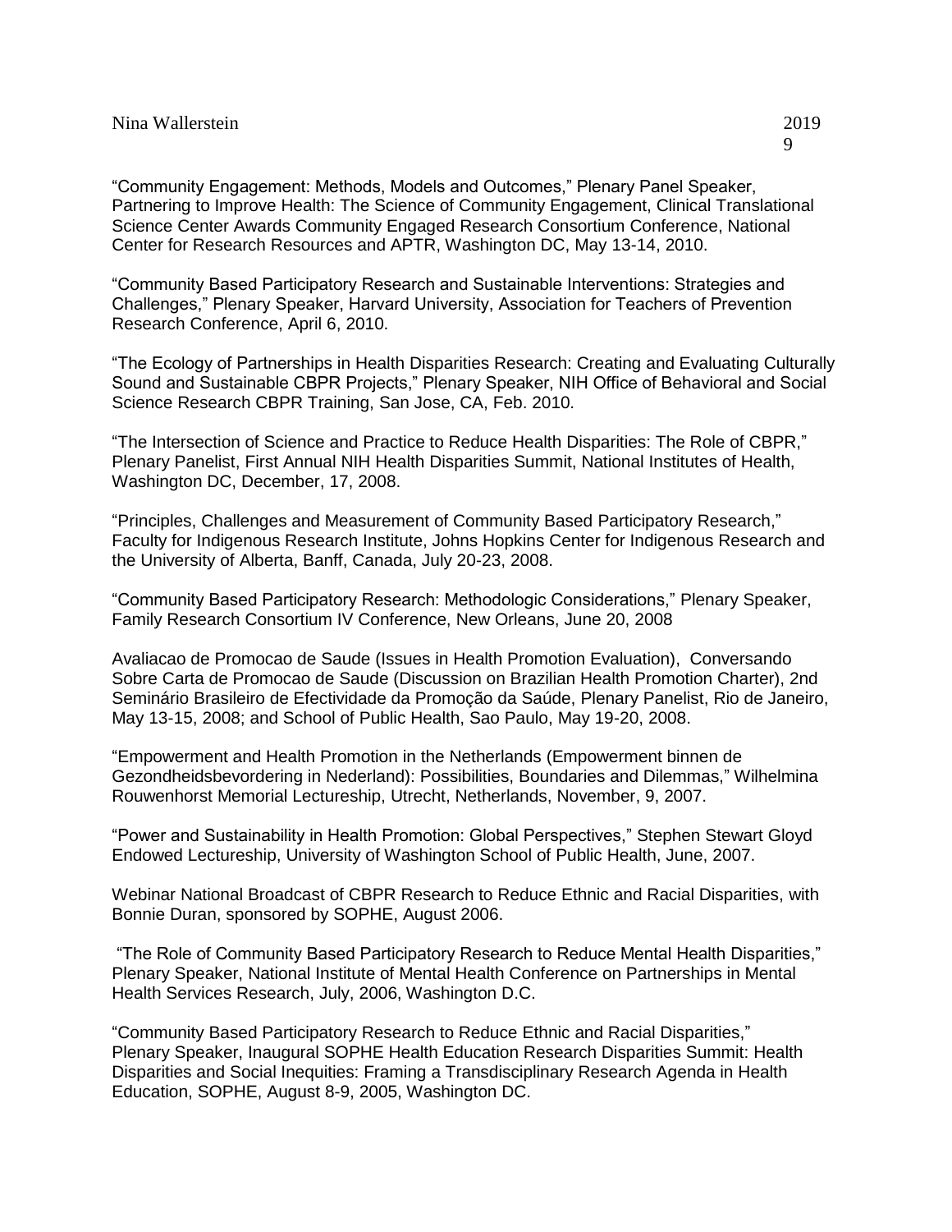“Community Engagement: Methods, Models and Outcomes,” Plenary Panel Speaker, Partnering to Improve Health: The Science of Community Engagement, Clinical Translational Science Center Awards Community Engaged Research Consortium Conference, National Center for Research Resources and APTR, Washington DC, May 13-14, 2010.

“Community Based Participatory Research and Sustainable Interventions: Strategies and Challenges,” Plenary Speaker, Harvard University, Association for Teachers of Prevention Research Conference, April 6, 2010.

“The Ecology of Partnerships in Health Disparities Research: Creating and Evaluating Culturally Sound and Sustainable CBPR Projects,” Plenary Speaker, NIH Office of Behavioral and Social Science Research CBPR Training, San Jose, CA, Feb. 2010.

“The Intersection of Science and Practice to Reduce Health Disparities: The Role of CBPR,” Plenary Panelist, First Annual NIH Health Disparities Summit, National Institutes of Health, Washington DC, December, 17, 2008.

“Principles, Challenges and Measurement of Community Based Participatory Research,” Faculty for Indigenous Research Institute, Johns Hopkins Center for Indigenous Research and the University of Alberta, Banff, Canada, July 20-23, 2008.

“Community Based Participatory Research: Methodologic Considerations,” Plenary Speaker, Family Research Consortium IV Conference, New Orleans, June 20, 2008

Avaliacao de Promocao de Saude (Issues in Health Promotion Evaluation), Conversando Sobre Carta de Promocao de Saude (Discussion on Brazilian Health Promotion Charter), 2nd Seminário Brasileiro de Efectividade da Promoção da Saúde, Plenary Panelist, Rio de Janeiro, May 13-15, 2008; and School of Public Health, Sao Paulo, May 19-20, 2008.

“Empowerment and Health Promotion in the Netherlands (Empowerment binnen de Gezondheidsbevordering in Nederland): Possibilities, Boundaries and Dilemmas,” Wilhelmina Rouwenhorst Memorial Lectureship, Utrecht, Netherlands, November, 9, 2007.

“Power and Sustainability in Health Promotion: Global Perspectives,” Stephen Stewart Gloyd Endowed Lectureship, University of Washington School of Public Health, June, 2007.

Webinar National Broadcast of CBPR Research to Reduce Ethnic and Racial Disparities, with Bonnie Duran, sponsored by SOPHE, August 2006.

“The Role of Community Based Participatory Research to Reduce Mental Health Disparities,” Plenary Speaker, National Institute of Mental Health Conference on Partnerships in Mental Health Services Research, July, 2006, Washington D.C.

“Community Based Participatory Research to Reduce Ethnic and Racial Disparities,” Plenary Speaker, Inaugural SOPHE Health Education Research Disparities Summit: Health Disparities and Social Inequities: Framing a Transdisciplinary Research Agenda in Health Education, SOPHE, August 8-9, 2005, Washington DC.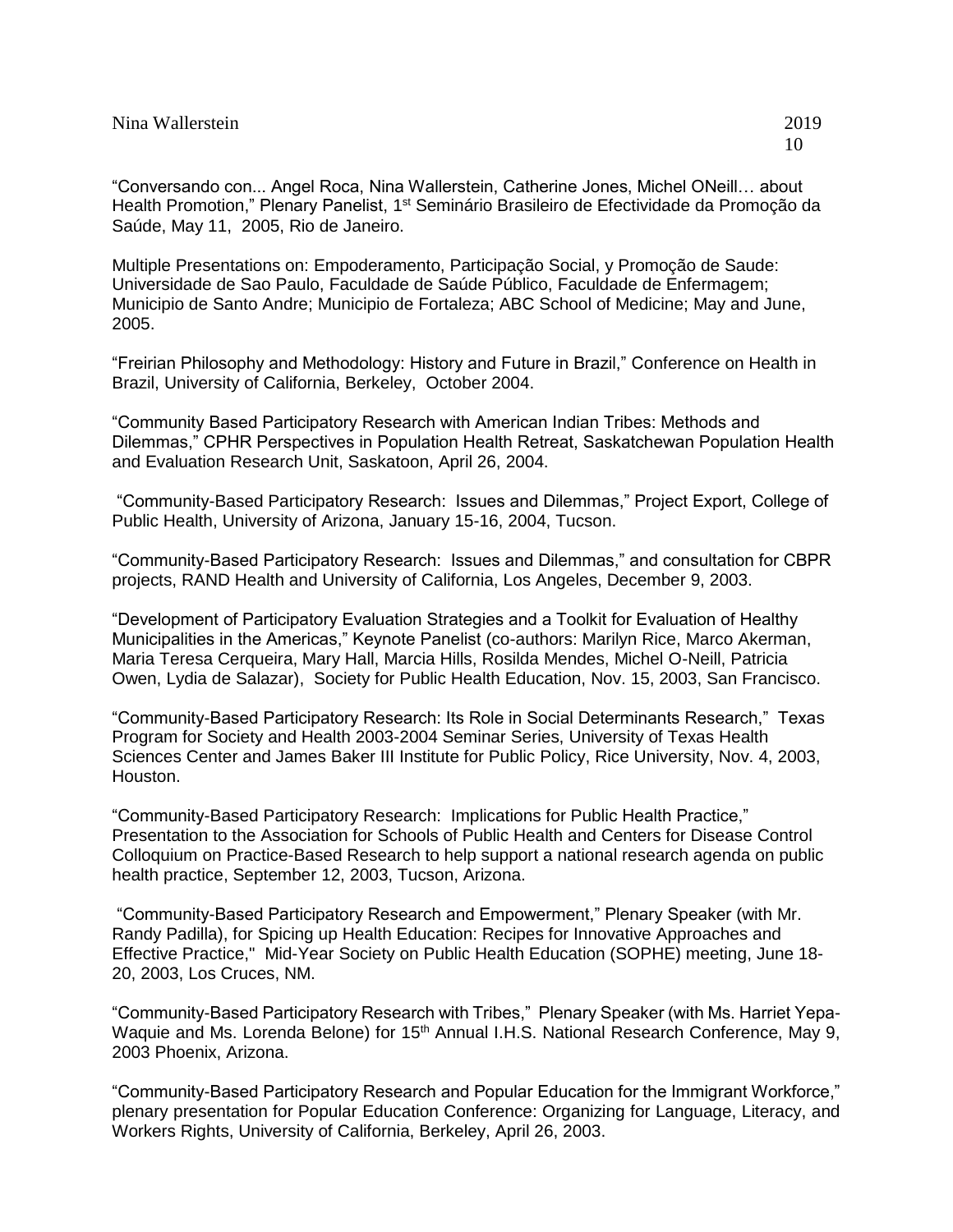"Conversando con... Angel Roca, Nina Wallerstein, Catherine Jones, Michel ONeill… about Health Promotion," Plenary Panelist, 1st Seminário Brasileiro de Efectividade da Promoção da Saúde, May 11, 2005, Rio de Janeiro.

Multiple Presentations on: Empoderamento, Participação Social, y Promoção de Saude: Universidade de Sao Paulo, Faculdade de Saúde Público, Faculdade de Enfermagem; Municipio de Santo Andre; Municipio de Fortaleza; ABC School of Medicine; May and June, 2005.

"Freirian Philosophy and Methodology: History and Future in Brazil," Conference on Health in Brazil, University of California, Berkeley, October 2004.

"Community Based Participatory Research with American Indian Tribes: Methods and Dilemmas," CPHR Perspectives in Population Health Retreat, Saskatchewan Population Health and Evaluation Research Unit, Saskatoon, April 26, 2004.

"Community-Based Participatory Research: Issues and Dilemmas," Project Export, College of Public Health, University of Arizona, January 15-16, 2004, Tucson.

"Community-Based Participatory Research: Issues and Dilemmas," and consultation for CBPR projects, RAND Health and University of California, Los Angeles, December 9, 2003.

"Development of Participatory Evaluation Strategies and a Toolkit for Evaluation of Healthy Municipalities in the Americas," Keynote Panelist (co-authors: Marilyn Rice, Marco Akerman, Maria Teresa Cerqueira, Mary Hall, Marcia Hills, Rosilda Mendes, Michel O-Neill, Patricia Owen, Lydia de Salazar), Society for Public Health Education, Nov. 15, 2003, San Francisco.

"Community-Based Participatory Research: Its Role in Social Determinants Research," Texas Program for Society and Health 2003-2004 Seminar Series, University of Texas Health Sciences Center and James Baker III Institute for Public Policy, Rice University, Nov. 4, 2003, Houston.

"Community-Based Participatory Research: Implications for Public Health Practice," Presentation to the Association for Schools of Public Health and Centers for Disease Control Colloquium on Practice-Based Research to help support a national research agenda on public health practice, September 12, 2003, Tucson, Arizona.

"Community-Based Participatory Research and Empowerment," Plenary Speaker (with Mr. Randy Padilla), for Spicing up Health Education: Recipes for Innovative Approaches and Effective Practice," Mid-Year Society on Public Health Education (SOPHE) meeting, June 18-20, 2003, Los Cruces, NM.

"Community-Based Participatory Research with Tribes," Plenary Speaker (with Ms. Harriet Yepa-Waquie and Ms. Lorenda Belone) for 15th Annual I.H.S. National Research Conference, May 9, 2003 Phoenix, Arizona.

"Community-Based Participatory Research and Popular Education for the Immigrant Workforce," plenary presentation for Popular Education Conference: Organizing for Language, Literacy, and Workers Rights, University of California, Berkeley, April 26, 2003.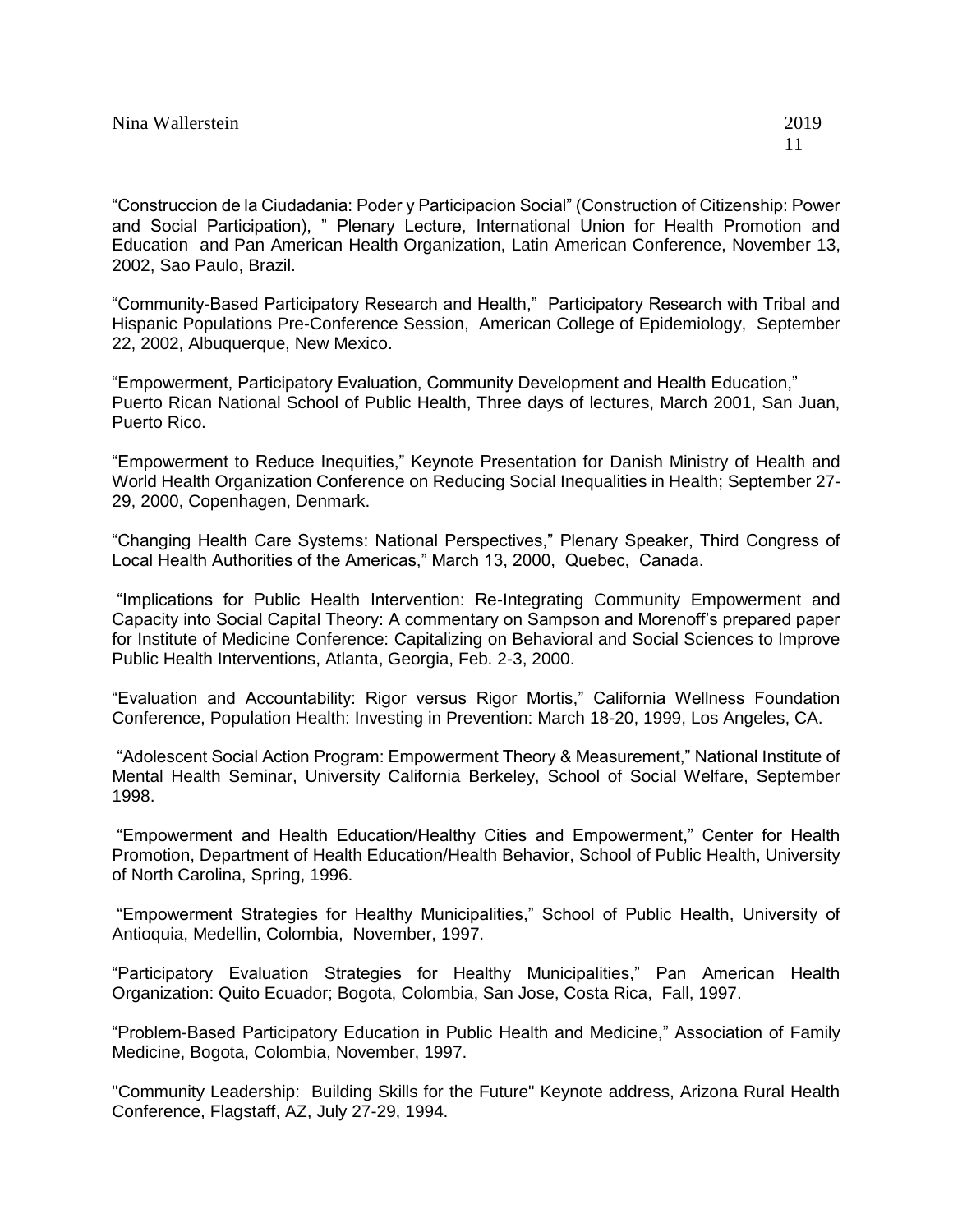"Construccion de la Ciudadania: Poder y Participacion Social" (Construction of Citizenship: Power and Social Participation), " Plenary Lecture, International Union for Health Promotion and Education and Pan American Health Organization, Latin American Conference, November 13, 2002, Sao Paulo, Brazil.

"Community-Based Participatory Research and Health," Participatory Research with Tribal and Hispanic Populations Pre-Conference Session, American College of Epidemiology, September 22, 2002, Albuquerque, New Mexico.

"Empowerment, Participatory Evaluation, Community Development and Health Education," Puerto Rican National School of Public Health, Three days of lectures, March 2001, San Juan, Puerto Rico.

"Empowerment to Reduce Inequities," Keynote Presentation for Danish Ministry of Health and World Health Organization Conference on Reducing Social Inequalities in Health; September 27-29, 2000, Copenhagen, Denmark.

"Changing Health Care Systems: National Perspectives," Plenary Speaker, Third Congress of Local Health Authorities of the Americas," March 13, 2000, Quebec, Canada.

"Implications for Public Health Intervention: Re-Integrating Community Empowerment and Capacity into Social Capital Theory: A commentary on Sampson and Morenoff's prepared paper for Institute of Medicine Conference: Capitalizing on Behavioral and Social Sciences to Improve Public Health Interventions, Atlanta, Georgia, Feb. 2-3, 2000.

"Evaluation and Accountability: Rigor versus Rigor Mortis," California Wellness Foundation Conference, Population Health: Investing in Prevention: March 18-20, 1999, Los Angeles, CA.

"Adolescent Social Action Program: Empowerment Theory & Measurement," National Institute of Mental Health Seminar, University California Berkeley, School of Social Welfare, September 1998.

"Empowerment and Health Education/Healthy Cities and Empowerment," Center for Health Promotion, Department of Health Education/Health Behavior, School of Public Health, University of North Carolina, Spring, 1996.

"Empowerment Strategies for Healthy Municipalities," School of Public Health, University of Antioquia, Medellin, Colombia, November, 1997.

"Participatory Evaluation Strategies for Healthy Municipalities," Pan American Health Organization: Quito Ecuador; Bogota, Colombia, San Jose, Costa Rica, Fall, 1997.

"Problem-Based Participatory Education in Public Health and Medicine," Association of Family Medicine, Bogota, Colombia, November, 1997.

"Community Leadership: Building Skills for the Future" Keynote address, Arizona Rural Health Conference, Flagstaff, AZ, July 27-29, 1994.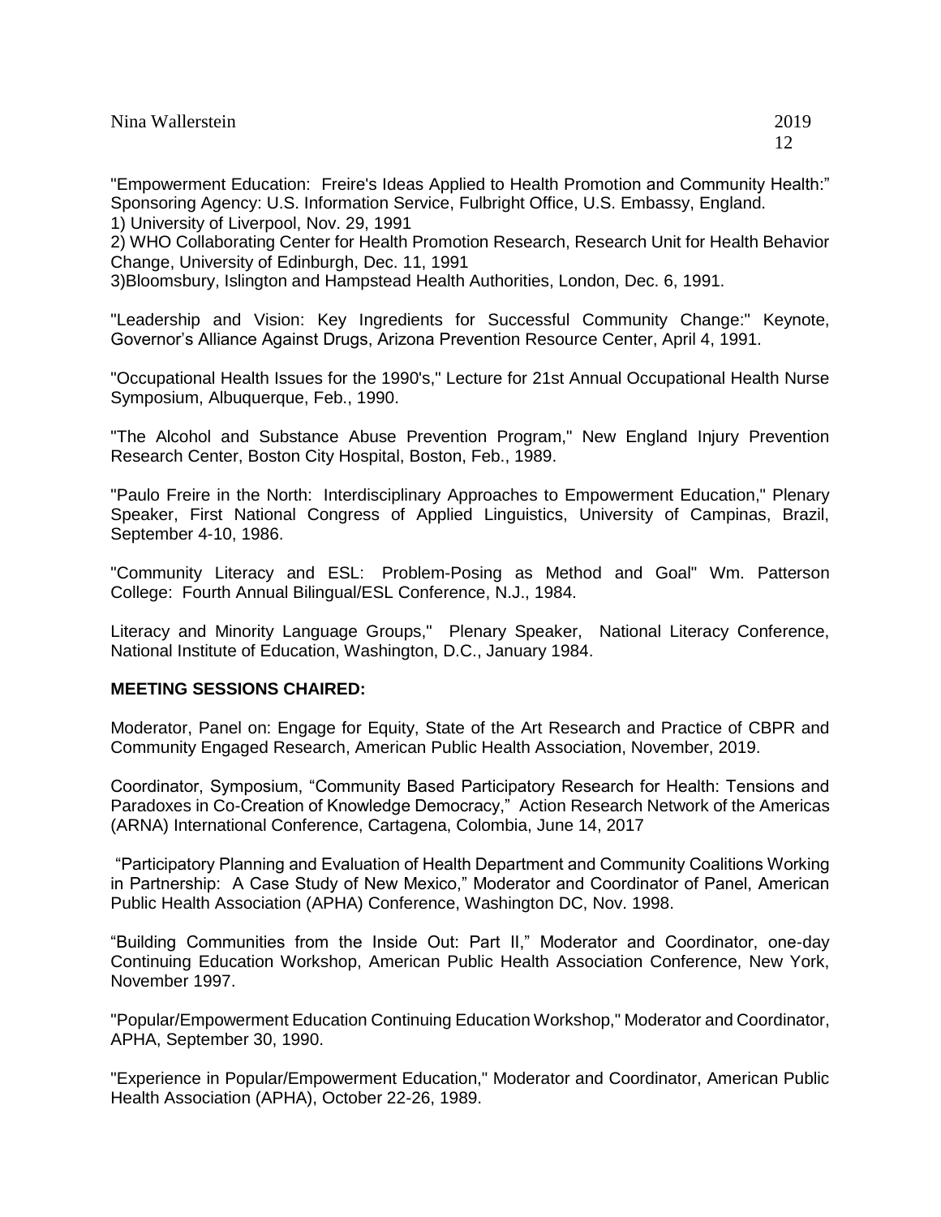"Empowerment Education: Freire's Ideas Applied to Health Promotion and Community Health:" Sponsoring Agency: U.S. Information Service, Fulbright Office, U.S. Embassy, England.
1) University of Liverpool, Nov. 29, 1991
2) WHO Collaborating Center for Health Promotion Research, Research Unit for Health Behavior Change, University of Edinburgh, Dec. 11, 1991
3)Bloomsbury, Islington and Hampstead Health Authorities, London, Dec. 6, 1991.

"Leadership and Vision: Key Ingredients for Successful Community Change:" Keynote, Governor's Alliance Against Drugs, Arizona Prevention Resource Center, April 4, 1991.

"Occupational Health Issues for the 1990's," Lecture for 21st Annual Occupational Health Nurse Symposium, Albuquerque, Feb., 1990.

"The Alcohol and Substance Abuse Prevention Program," New England Injury Prevention Research Center, Boston City Hospital, Boston, Feb., 1989.

"Paulo Freire in the North: Interdisciplinary Approaches to Empowerment Education," Plenary Speaker, First National Congress of Applied Linguistics, University of Campinas, Brazil, September 4-10, 1986.

"Community Literacy and ESL: Problem-Posing as Method and Goal" Wm. Patterson College: Fourth Annual Bilingual/ESL Conference, N.J., 1984.

Literacy and Minority Language Groups," Plenary Speaker, National Literacy Conference, National Institute of Education, Washington, D.C., January 1984.

**MEETING SESSIONS CHAIRED:**

Moderator, Panel on: Engage for Equity, State of the Art Research and Practice of CBPR and Community Engaged Research, American Public Health Association, November, 2019.

Coordinator, Symposium, "Community Based Participatory Research for Health: Tensions and Paradoxes in Co-Creation of Knowledge Democracy," Action Research Network of the Americas (ARNA) International Conference, Cartagena, Colombia, June 14, 2017

"Participatory Planning and Evaluation of Health Department and Community Coalitions Working in Partnership: A Case Study of New Mexico," Moderator and Coordinator of Panel, American Public Health Association (APHA) Conference, Washington DC, Nov. 1998.

"Building Communities from the Inside Out: Part II," Moderator and Coordinator, one-day Continuing Education Workshop, American Public Health Association Conference, New York, November 1997.

"Popular/Empowerment Education Continuing Education Workshop," Moderator and Coordinator, APHA, September 30, 1990.

"Experience in Popular/Empowerment Education," Moderator and Coordinator, American Public Health Association (APHA), October 22-26, 1989.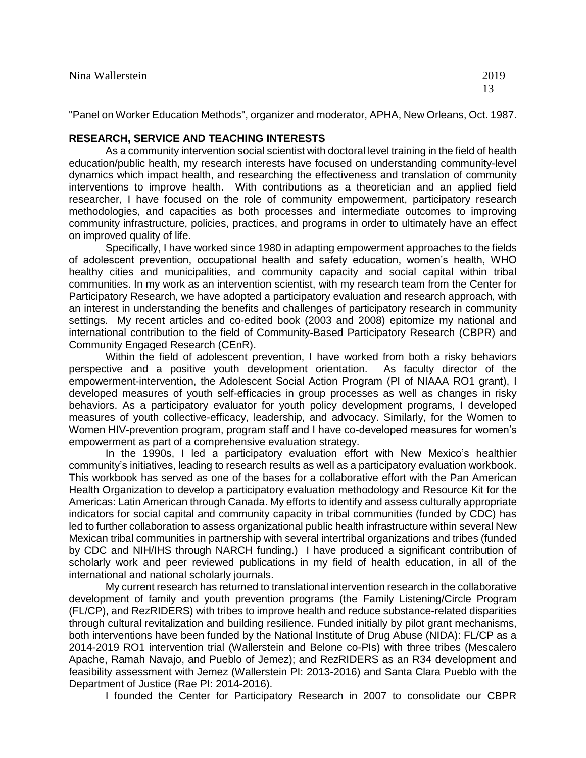"Panel on Worker Education Methods", organizer and moderator, APHA, New Orleans, Oct. 1987.

## RESEARCH, SERVICE AND TEACHING INTERESTS

As a community intervention social scientist with doctoral level training in the field of health education/public health, my research interests have focused on understanding community-level dynamics which impact health, and researching the effectiveness and translation of community interventions to improve health. With contributions as a theoretician and an applied field researcher, I have focused on the role of community empowerment, participatory research methodologies, and capacities as both processes and intermediate outcomes to improving community infrastructure, policies, practices, and programs in order to ultimately have an effect on improved quality of life.

Specifically, I have worked since 1980 in adapting empowerment approaches to the fields of adolescent prevention, occupational health and safety education, women's health, WHO healthy cities and municipalities, and community capacity and social capital within tribal communities. In my work as an intervention scientist, with my research team from the Center for Participatory Research, we have adopted a participatory evaluation and research approach, with an interest in understanding the benefits and challenges of participatory research in community settings. My recent articles and co-edited book (2003 and 2008) epitomize my national and international contribution to the field of Community-Based Participatory Research (CBPR) and Community Engaged Research (CEnR).

Within the field of adolescent prevention, I have worked from both a risky behaviors perspective and a positive youth development orientation. As faculty director of the empowerment-intervention, the Adolescent Social Action Program (PI of NIAAA RO1 grant), I developed measures of youth self-efficacies in group processes as well as changes in risky behaviors. As a participatory evaluator for youth policy development programs, I developed measures of youth collective-efficacy, leadership, and advocacy. Similarly, for the Women to Women HIV-prevention program, program staff and I have co-developed measures for women's empowerment as part of a comprehensive evaluation strategy.

In the 1990s, I led a participatory evaluation effort with New Mexico's healthier community's initiatives, leading to research results as well as a participatory evaluation workbook. This workbook has served as one of the bases for a collaborative effort with the Pan American Health Organization to develop a participatory evaluation methodology and Resource Kit for the Americas: Latin American through Canada. My efforts to identify and assess culturally appropriate indicators for social capital and community capacity in tribal communities (funded by CDC) has led to further collaboration to assess organizational public health infrastructure within several New Mexican tribal communities in partnership with several intertribal organizations and tribes (funded by CDC and NIH/IHS through NARCH funding.) I have produced a significant contribution of scholarly work and peer reviewed publications in my field of health education, in all of the international and national scholarly journals.

My current research has returned to translational intervention research in the collaborative development of family and youth prevention programs (the Family Listening/Circle Program (FL/CP), and RezRIDERS) with tribes to improve health and reduce substance-related disparities through cultural revitalization and building resilience. Funded initially by pilot grant mechanisms, both interventions have been funded by the National Institute of Drug Abuse (NIDA): FL/CP as a 2014-2019 RO1 intervention trial (Wallerstein and Belone co-PIs) with three tribes (Mescalero Apache, Ramah Navajo, and Pueblo of Jemez); and RezRIDERS as an R34 development and feasibility assessment with Jemez (Wallerstein PI: 2013-2016) and Santa Clara Pueblo with the Department of Justice (Rae PI: 2014-2016).

I founded the Center for Participatory Research in 2007 to consolidate our CBPR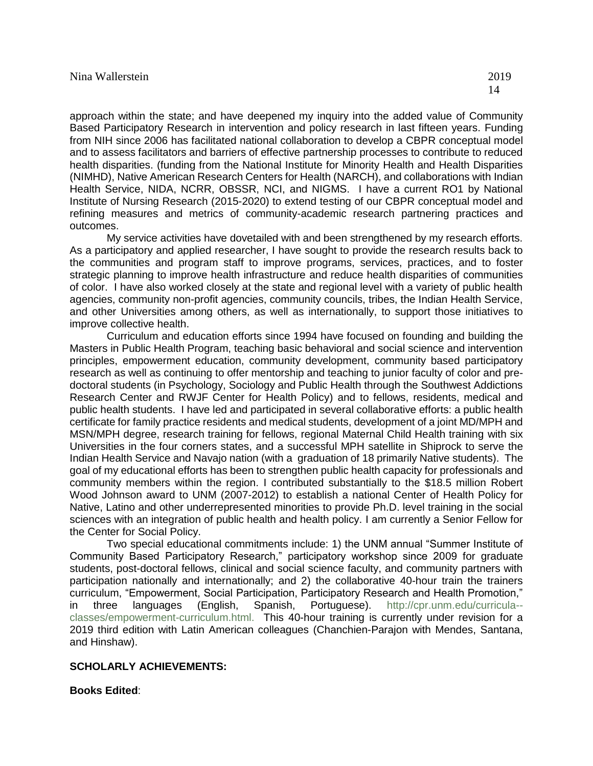approach within the state; and have deepened my inquiry into the added value of Community Based Participatory Research in intervention and policy research in last fifteen years. Funding from NIH since 2006 has facilitated national collaboration to develop a CBPR conceptual model and to assess facilitators and barriers of effective partnership processes to contribute to reduced health disparities. (funding from the National Institute for Minority Health and Health Disparities (NIMHD), Native American Research Centers for Health (NARCH), and collaborations with Indian Health Service, NIDA, NCRR, OBSSR, NCI, and NIGMS. I have a current RO1 by National Institute of Nursing Research (2015-2020) to extend testing of our CBPR conceptual model and refining measures and metrics of community-academic research partnering practices and outcomes.

My service activities have dovetailed with and been strengthened by my research efforts. As a participatory and applied researcher, I have sought to provide the research results back to the communities and program staff to improve programs, services, practices, and to foster strategic planning to improve health infrastructure and reduce health disparities of communities of color. I have also worked closely at the state and regional level with a variety of public health agencies, community non-profit agencies, community councils, tribes, the Indian Health Service, and other Universities among others, as well as internationally, to support those initiatives to improve collective health.

Curriculum and education efforts since 1994 have focused on founding and building the Masters in Public Health Program, teaching basic behavioral and social science and intervention principles, empowerment education, community development, community based participatory research as well as continuing to offer mentorship and teaching to junior faculty of color and pre-doctoral students (in Psychology, Sociology and Public Health through the Southwest Addictions Research Center and RWJF Center for Health Policy) and to fellows, residents, medical and public health students. I have led and participated in several collaborative efforts: a public health certificate for family practice residents and medical students, development of a joint MD/MPH and MSN/MPH degree, research training for fellows, regional Maternal Child Health training with six Universities in the four corners states, and a successful MPH satellite in Shiprock to serve the Indian Health Service and Navajo nation (with a graduation of 18 primarily Native students). The goal of my educational efforts has been to strengthen public health capacity for professionals and community members within the region. I contributed substantially to the $18.5 million Robert Wood Johnson award to UNM (2007-2012) to establish a national Center of Health Policy for Native, Latino and other underrepresented minorities to provide Ph.D. level training in the social sciences with an integration of public health and health policy. I am currently a Senior Fellow for the Center for Social Policy.

Two special educational commitments include: 1) the UNM annual "Summer Institute of Community Based Participatory Research," participatory workshop since 2009 for graduate students, post-doctoral fellows, clinical and social science faculty, and community partners with participation nationally and internationally; and 2) the collaborative 40-hour train the trainers curriculum, "Empowerment, Social Participation, Participatory Research and Health Promotion," in three languages (English, Spanish, Portuguese). http://cpr.unm.edu/curricula--classes/empowerment-curriculum.html. This 40-hour training is currently under revision for a 2019 third edition with Latin American colleagues (Chanchien-Parajon with Mendes, Santana, and Hinshaw).

## SCHOLARLY ACHIEVEMENTS:

**Books Edited**: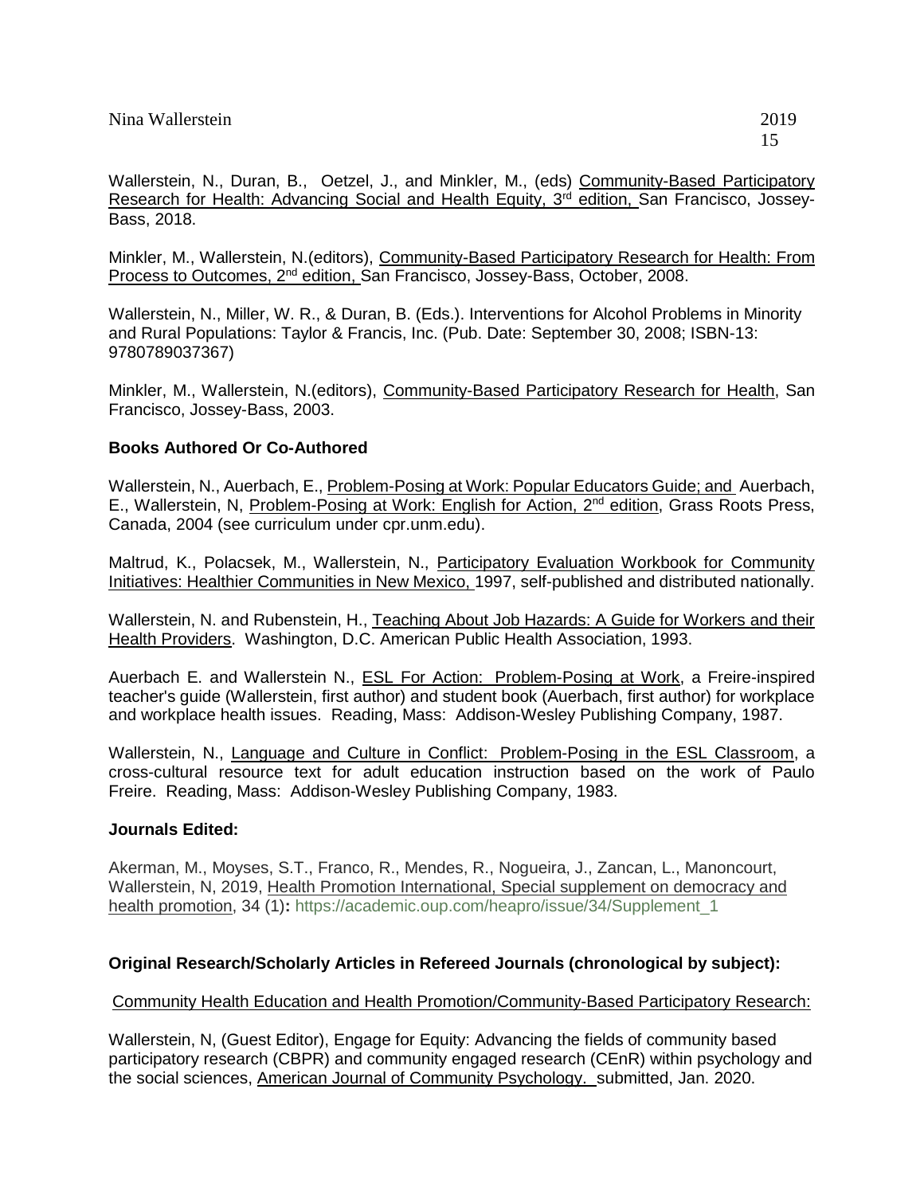Wallerstein, N., Duran, B., Oetzel, J., and Minkler, M., (eds) Community-Based Participatory Research for Health: Advancing Social and Health Equity, 3rd edition, San Francisco, Jossey-Bass, 2018.

Minkler, M., Wallerstein, N.(editors), Community-Based Participatory Research for Health: From Process to Outcomes, 2nd edition, San Francisco, Jossey-Bass, October, 2008.

Wallerstein, N., Miller, W. R., & Duran, B. (Eds.). Interventions for Alcohol Problems in Minority and Rural Populations: Taylor & Francis, Inc. (Pub. Date: September 30, 2008; ISBN-13: 9780789037367)

Minkler, M., Wallerstein, N.(editors), Community-Based Participatory Research for Health, San Francisco, Jossey-Bass, 2003.

**Books Authored Or Co-Authored**

Wallerstein, N., Auerbach, E., Problem-Posing at Work: Popular Educators Guide; and Auerbach, E., Wallerstein, N, Problem-Posing at Work: English for Action, 2nd edition, Grass Roots Press, Canada, 2004 (see curriculum under cpr.unm.edu).

Maltrud, K., Polacsek, M., Wallerstein, N., Participatory Evaluation Workbook for Community Initiatives: Healthier Communities in New Mexico, 1997, self-published and distributed nationally.

Wallerstein, N. and Rubenstein, H., Teaching About Job Hazards: A Guide for Workers and their Health Providers. Washington, D.C. American Public Health Association, 1993.

Auerbach E. and Wallerstein N., ESL For Action: Problem-Posing at Work, a Freire-inspired teacher's guide (Wallerstein, first author) and student book (Auerbach, first author) for workplace and workplace health issues. Reading, Mass: Addison-Wesley Publishing Company, 1987.

Wallerstein, N., Language and Culture in Conflict: Problem-Posing in the ESL Classroom, a cross-cultural resource text for adult education instruction based on the work of Paulo Freire. Reading, Mass: Addison-Wesley Publishing Company, 1983.

**Journals Edited:**

Akerman, M., Moyses, S.T., Franco, R., Mendes, R., Nogueira, J., Zancan, L., Manoncourt, Wallerstein, N, 2019, Health Promotion International, Special supplement on democracy and health promotion, 34 (1): https://academic.oup.com/heapro/issue/34/Supplement_1

**Original Research/Scholarly Articles in Refereed Journals (chronological by subject):**

Community Health Education and Health Promotion/Community-Based Participatory Research:

Wallerstein, N, (Guest Editor), Engage for Equity: Advancing the fields of community based participatory research (CBPR) and community engaged research (CEnR) within psychology and the social sciences, American Journal of Community Psychology. submitted, Jan. 2020.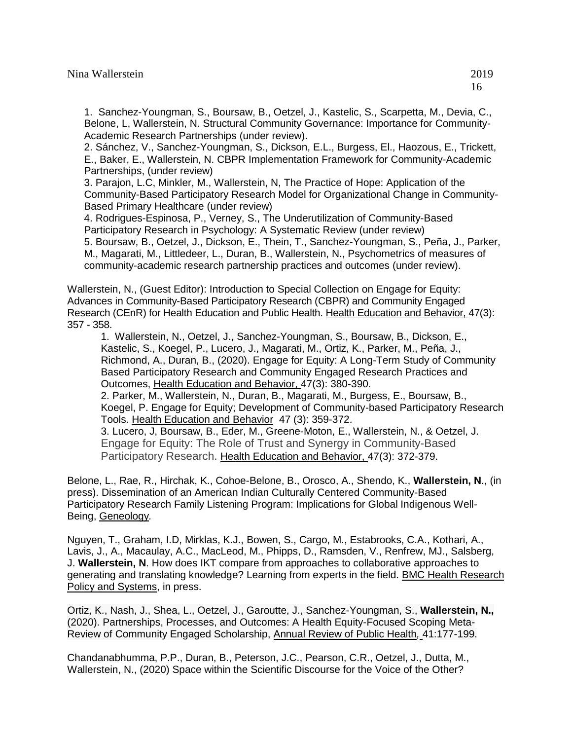1. Sanchez-Youngman, S., Boursaw, B., Oetzel, J., Kastelic, S., Scarpetta, M., Devia, C., Belone, L, Wallerstein, N. Structural Community Governance: Importance for Community-Academic Research Partnerships (under review).
2. Sánchez, V., Sanchez-Youngman, S., Dickson, E.L., Burgess, El., Haozous, E., Trickett, E., Baker, E., Wallerstein, N. CBPR Implementation Framework for Community-Academic Partnerships, (under review)
3. Parajon, L.C, Minkler, M., Wallerstein, N, The Practice of Hope: Application of the Community-Based Participatory Research Model for Organizational Change in Community-Based Primary Healthcare (under review)
4. Rodrigues-Espinosa, P., Verney, S., The Underutilization of Community-Based Participatory Research in Psychology: A Systematic Review (under review)
5. Boursaw, B., Oetzel, J., Dickson, E., Thein, T., Sanchez-Youngman, S., Peña, J., Parker, M., Magarati, M., Littledeer, L., Duran, B., Wallerstein, N., Psychometrics of measures of community-academic research partnership practices and outcomes (under review).

Wallerstein, N., (Guest Editor): Introduction to Special Collection on Engage for Equity: Advances in Community-Based Participatory Research (CBPR) and Community Engaged Research (CEnR) for Health Education and Public Health. Health Education and Behavior, 47(3): 357 - 358.

1. Wallerstein, N., Oetzel, J., Sanchez-Youngman, S., Boursaw, B., Dickson, E., Kastelic, S., Koegel, P., Lucero, J., Magarati, M., Ortiz, K., Parker, M., Peña, J., Richmond, A., Duran, B., (2020). Engage for Equity: A Long-Term Study of Community Based Participatory Research and Community Engaged Research Practices and Outcomes, Health Education and Behavior, 47(3): 380-390.
2. Parker, M., Wallerstein, N., Duran, B., Magarati, M., Burgess, E., Boursaw, B., Koegel, P. Engage for Equity; Development of Community-based Participatory Research Tools. Health Education and Behavior 47 (3): 359-372.
3. Lucero, J, Boursaw, B., Eder, M., Greene-Moton, E., Wallerstein, N., & Oetzel, J. Engage for Equity: The Role of Trust and Synergy in Community-Based Participatory Research. Health Education and Behavior, 47(3): 372-379.

Belone, L., Rae, R., Hirchak, K., Cohoe-Belone, B., Orosco, A., Shendo, K., **Wallerstein, N**., (in press). Dissemination of an American Indian Culturally Centered Community-Based Participatory Research Family Listening Program: Implications for Global Indigenous Well-Being, Geneology.

Nguyen, T., Graham, I.D, Mirklas, K.J., Bowen, S., Cargo, M., Estabrooks, C.A., Kothari, A., Lavis, J., A., Macaulay, A.C., MacLeod, M., Phipps, D., Ramsden, V., Renfrew, MJ., Salsberg, J. **Wallerstein, N**. How does IKT compare from approaches to collaborative approaches to generating and translating knowledge? Learning from experts in the field. BMC Health Research Policy and Systems, in press.

Ortiz, K., Nash, J., Shea, L., Oetzel, J., Garoutte, J., Sanchez-Youngman, S., **Wallerstein, N.,** (2020). Partnerships, Processes, and Outcomes: A Health Equity-Focused Scoping Meta-Review of Community Engaged Scholarship, Annual Review of Public Health, 41:177-199.

Chandanabhumma, P.P., Duran, B., Peterson, J.C., Pearson, C.R., Oetzel, J., Dutta, M., Wallerstein, N., (2020) Space within the Scientific Discourse for the Voice of the Other?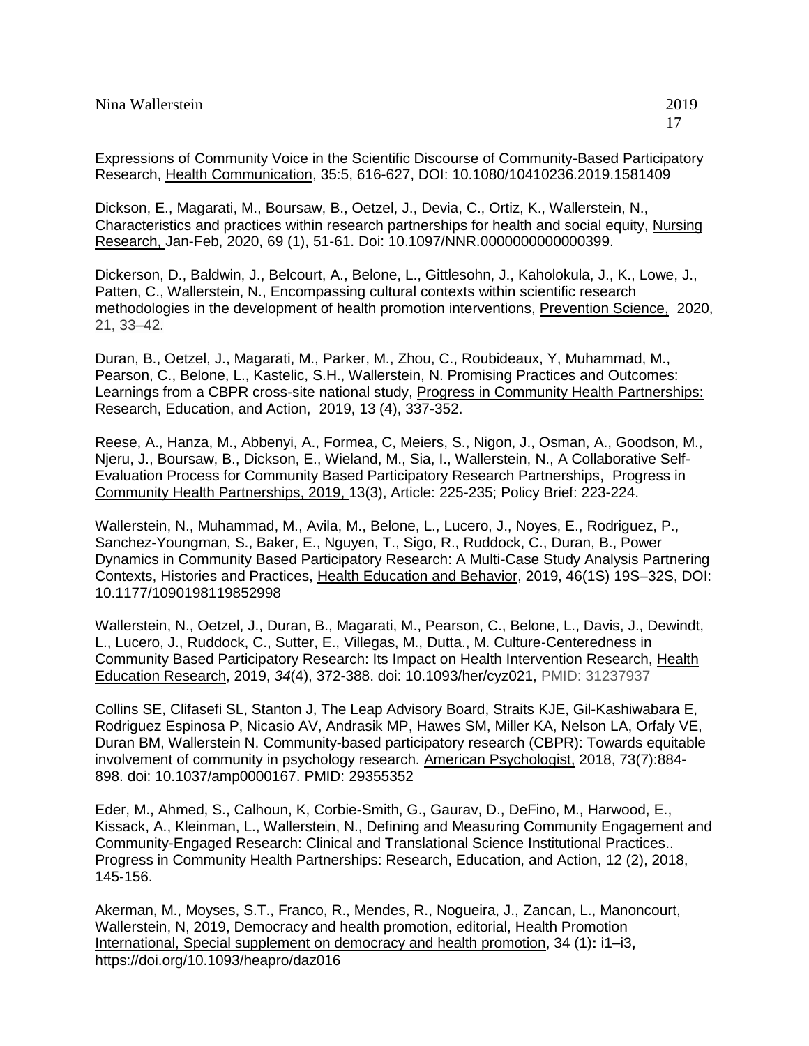Expressions of Community Voice in the Scientific Discourse of Community-Based Participatory Research, Health Communication, 35:5, 616-627, DOI: 10.1080/10410236.2019.1581409

Dickson, E., Magarati, M., Boursaw, B., Oetzel, J., Devia, C., Ortiz, K., Wallerstein, N., Characteristics and practices within research partnerships for health and social equity, Nursing Research, Jan-Feb, 2020, 69 (1), 51-61. Doi: 10.1097/NNR.0000000000000399.

Dickerson, D., Baldwin, J., Belcourt, A., Belone, L., Gittlesohn, J., Kaholokula, J., K., Lowe, J., Patten, C., Wallerstein, N., Encompassing cultural contexts within scientific research methodologies in the development of health promotion interventions, Prevention Science, 2020, 21, 33–42.

Duran, B., Oetzel, J., Magarati, M., Parker, M., Zhou, C., Roubideaux, Y, Muhammad, M., Pearson, C., Belone, L., Kastelic, S.H., Wallerstein, N. Promising Practices and Outcomes: Learnings from a CBPR cross-site national study, Progress in Community Health Partnerships: Research, Education, and Action, 2019, 13 (4), 337-352.

Reese, A., Hanza, M., Abbenyi, A., Formea, C, Meiers, S., Nigon, J., Osman, A., Goodson, M., Njeru, J., Boursaw, B., Dickson, E., Wieland, M., Sia, I., Wallerstein, N., A Collaborative Self-Evaluation Process for Community Based Participatory Research Partnerships, Progress in Community Health Partnerships, 2019, 13(3), Article: 225-235; Policy Brief: 223-224.

Wallerstein, N., Muhammad, M., Avila, M., Belone, L., Lucero, J., Noyes, E., Rodriguez, P., Sanchez-Youngman, S., Baker, E., Nguyen, T., Sigo, R., Ruddock, C., Duran, B., Power Dynamics in Community Based Participatory Research: A Multi-Case Study Analysis Partnering Contexts, Histories and Practices, Health Education and Behavior, 2019, 46(1S) 19S–32S, DOI: 10.1177/1090198119852998

Wallerstein, N., Oetzel, J., Duran, B., Magarati, M., Pearson, C., Belone, L., Davis, J., Dewindt, L., Lucero, J., Ruddock, C., Sutter, E., Villegas, M., Dutta., M. Culture-Centeredness in Community Based Participatory Research: Its Impact on Health Intervention Research, Health Education Research, 2019, *34*(4), 372-388. doi: 10.1093/her/cyz021, PMID: 31237937

Collins SE, Clifasefi SL, Stanton J, The Leap Advisory Board, Straits KJE, Gil-Kashiwabara E, Rodriguez Espinosa P, Nicasio AV, Andrasik MP, Hawes SM, Miller KA, Nelson LA, Orfaly VE, Duran BM, Wallerstein N. Community-based participatory research (CBPR): Towards equitable involvement of community in psychology research. American Psychologist, 2018, 73(7):884-898. doi: 10.1037/amp0000167. PMID: 29355352

Eder, M., Ahmed, S., Calhoun, K, Corbie-Smith, G., Gaurav, D., DeFino, M., Harwood, E., Kissack, A., Kleinman, L., Wallerstein, N., Defining and Measuring Community Engagement and Community-Engaged Research: Clinical and Translational Science Institutional Practices.. Progress in Community Health Partnerships: Research, Education, and Action, 12 (2), 2018, 145-156.

Akerman, M., Moyses, S.T., Franco, R., Mendes, R., Nogueira, J., Zancan, L., Manoncourt, Wallerstein, N, 2019, Democracy and health promotion, editorial, Health Promotion International, Special supplement on democracy and health promotion, 34 (1)**:** i1–i3**,** https://doi.org/10.1093/heapro/daz016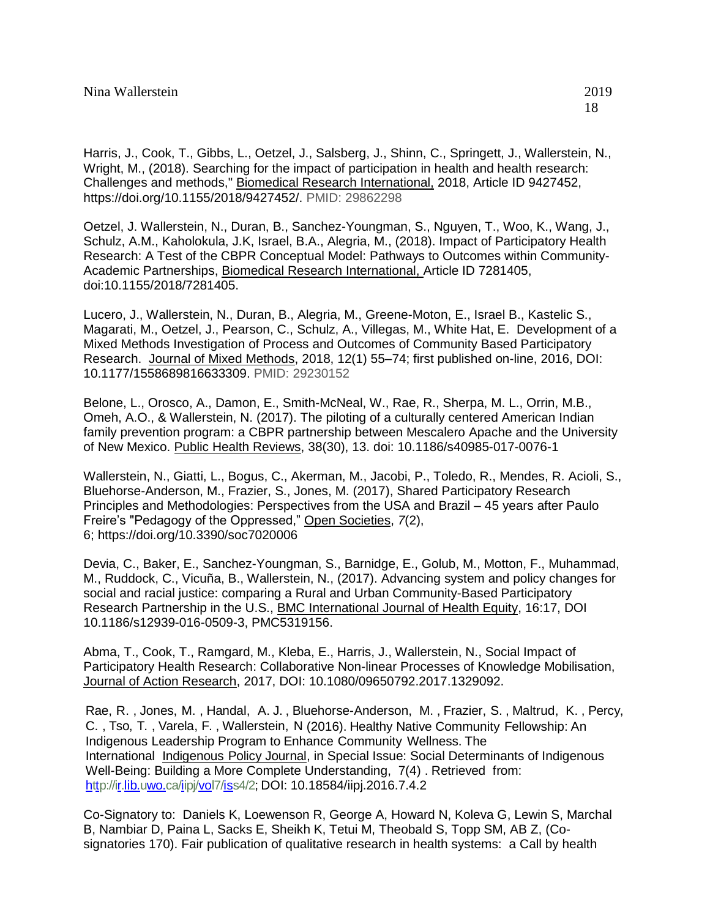Harris, J., Cook, T., Gibbs, L., Oetzel, J., Salsberg, J., Shinn, C., Springett, J., Wallerstein, N., Wright, M., (2018). Searching for the impact of participation in health and health research: Challenges and methods," Biomedical Research International, 2018, Article ID 9427452, https://doi.org/10.1155/2018/9427452/. PMID: 29862298

Oetzel, J. Wallerstein, N., Duran, B., Sanchez-Youngman, S., Nguyen, T., Woo, K., Wang, J., Schulz, A.M., Kaholokula, J.K, Israel, B.A., Alegria, M., (2018). Impact of Participatory Health Research: A Test of the CBPR Conceptual Model: Pathways to Outcomes within Community-Academic Partnerships, Biomedical Research International, Article ID 7281405, doi:10.1155/2018/7281405.

Lucero, J., Wallerstein, N., Duran, B., Alegria, M., Greene-Moton, E., Israel B., Kastelic S., Magarati, M., Oetzel, J., Pearson, C., Schulz, A., Villegas, M., White Hat, E. Development of a Mixed Methods Investigation of Process and Outcomes of Community Based Participatory Research. Journal of Mixed Methods, 2018, 12(1) 55–74; first published on-line, 2016, DOI: 10.1177/1558689816633309. PMID: 29230152

Belone, L., Orosco, A., Damon, E., Smith-McNeal, W., Rae, R., Sherpa, M. L., Orrin, M.B., Omeh, A.O., & Wallerstein, N. (2017). The piloting of a culturally centered American Indian family prevention program: a CBPR partnership between Mescalero Apache and the University of New Mexico. Public Health Reviews, 38(30), 13. doi: 10.1186/s40985-017-0076-1

Wallerstein, N., Giatti, L., Bogus, C., Akerman, M., Jacobi, P., Toledo, R., Mendes, R. Acioli, S., Bluehorse-Anderson, M., Frazier, S., Jones, M. (2017), Shared Participatory Research Principles and Methodologies: Perspectives from the USA and Brazil – 45 years after Paulo Freire's "Pedagogy of the Oppressed," Open Societies, *7*(2), 6; https://doi.org/10.3390/soc7020006

Devia, C., Baker, E., Sanchez-Youngman, S., Barnidge, E., Golub, M., Motton, F., Muhammad, M., Ruddock, C., Vicuña, B., Wallerstein, N., (2017). Advancing system and policy changes for social and racial justice: comparing a Rural and Urban Community-Based Participatory Research Partnership in the U.S., BMC International Journal of Health Equity, 16:17, DOI 10.1186/s12939-016-0509-3, PMC5319156.

Abma, T., Cook, T., Ramgard, M., Kleba, E., Harris, J., Wallerstein, N., Social Impact of Participatory Health Research: Collaborative Non-linear Processes of Knowledge Mobilisation, Journal of Action Research, 2017, DOI: 10.1080/09650792.2017.1329092.

Rae, R. , Jones, M. , Handal, A. J. , Bluehorse-Anderson, M. , Frazier, S. , Maltrud, K. , Percy, C. , Tso, T. , Varela, F. , Wallerstein, N (2016). Healthy Native Community Fellowship: An Indigenous Leadership Program to Enhance Community Wellness. The International Indigenous Policy Journal, in Special Issue: Social Determinants of Indigenous Well-Being: Building a More Complete Understanding, 7(4) . Retrieved from: http://ir.lib.uwo.ca/iipj/vol7/iss4/2; DOI: 10.18584/iipj.2016.7.4.2

Co-Signatory to: Daniels K, Loewenson R, George A, Howard N, Koleva G, Lewin S, Marchal B, Nambiar D, Paina L, Sacks E, Sheikh K, Tetui M, Theobald S, Topp SM, AB Z, (Co-signatories 170). Fair publication of qualitative research in health systems: a Call by health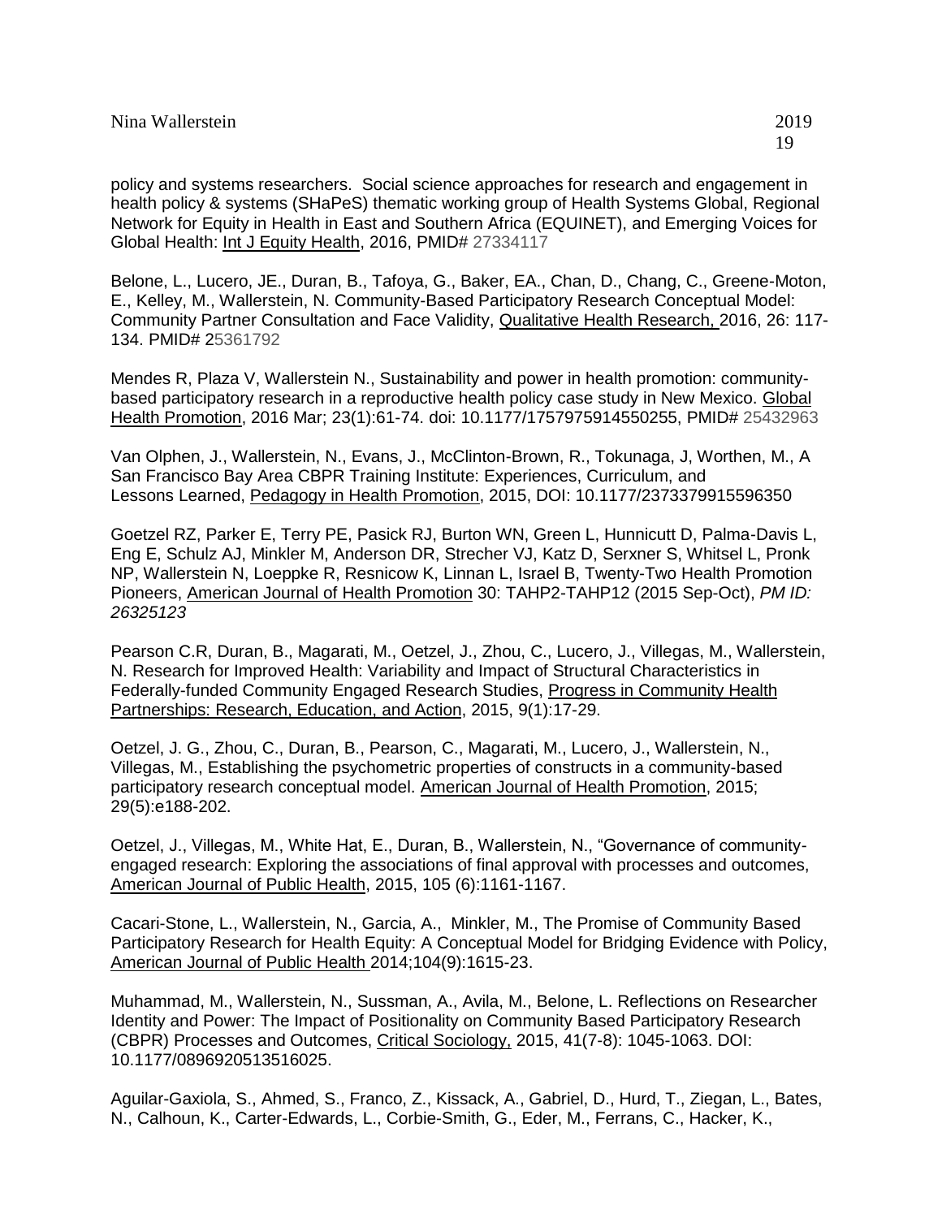policy and systems researchers. Social science approaches for research and engagement in health policy & systems (SHaPeS) thematic working group of Health Systems Global, Regional Network for Equity in Health in East and Southern Africa (EQUINET), and Emerging Voices for Global Health: Int J Equity Health, 2016, PMID# 27334117

Belone, L., Lucero, JE., Duran, B., Tafoya, G., Baker, EA., Chan, D., Chang, C., Greene-Moton, E., Kelley, M., Wallerstein, N. Community-Based Participatory Research Conceptual Model: Community Partner Consultation and Face Validity, Qualitative Health Research, 2016, 26: 117-134. PMID# 25361792

Mendes R, Plaza V, Wallerstein N., Sustainability and power in health promotion: community-based participatory research in a reproductive health policy case study in New Mexico. Global Health Promotion, 2016 Mar; 23(1):61-74. doi: 10.1177/1757975914550255, PMID# 25432963

Van Olphen, J., Wallerstein, N., Evans, J., McClinton-Brown, R., Tokunaga, J, Worthen, M., A San Francisco Bay Area CBPR Training Institute: Experiences, Curriculum, and Lessons Learned, Pedagogy in Health Promotion, 2015, DOI: 10.1177/2373379915596350

Goetzel RZ, Parker E, Terry PE, Pasick RJ, Burton WN, Green L, Hunnicutt D, Palma-Davis L, Eng E, Schulz AJ, Minkler M, Anderson DR, Strecher VJ, Katz D, Serxner S, Whitsel L, Pronk NP, Wallerstein N, Loeppke R, Resnicow K, Linnan L, Israel B, Twenty-Two Health Promotion Pioneers, American Journal of Health Promotion 30: TAHP2-TAHP12 (2015 Sep-Oct), *PM ID: 26325123*

Pearson C.R, Duran, B., Magarati, M., Oetzel, J., Zhou, C., Lucero, J., Villegas, M., Wallerstein, N. Research for Improved Health: Variability and Impact of Structural Characteristics in Federally-funded Community Engaged Research Studies, Progress in Community Health Partnerships: Research, Education, and Action, 2015, 9(1):17-29.

Oetzel, J. G., Zhou, C., Duran, B., Pearson, C., Magarati, M., Lucero, J., Wallerstein, N., Villegas, M., Establishing the psychometric properties of constructs in a community-based participatory research conceptual model. American Journal of Health Promotion, 2015; 29(5):e188-202.

Oetzel, J., Villegas, M., White Hat, E., Duran, B., Wallerstein, N., "Governance of community-engaged research: Exploring the associations of final approval with processes and outcomes, American Journal of Public Health, 2015, 105 (6):1161-1167.

Cacari-Stone, L., Wallerstein, N., Garcia, A., Minkler, M., The Promise of Community Based Participatory Research for Health Equity: A Conceptual Model for Bridging Evidence with Policy, American Journal of Public Health 2014;104(9):1615-23.

Muhammad, M., Wallerstein, N., Sussman, A., Avila, M., Belone, L. Reflections on Researcher Identity and Power: The Impact of Positionality on Community Based Participatory Research (CBPR) Processes and Outcomes, Critical Sociology, 2015, 41(7-8): 1045-1063. DOI: 10.1177/0896920513516025.

Aguilar-Gaxiola, S., Ahmed, S., Franco, Z., Kissack, A., Gabriel, D., Hurd, T., Ziegan, L., Bates, N., Calhoun, K., Carter-Edwards, L., Corbie-Smith, G., Eder, M., Ferrans, C., Hacker, K.,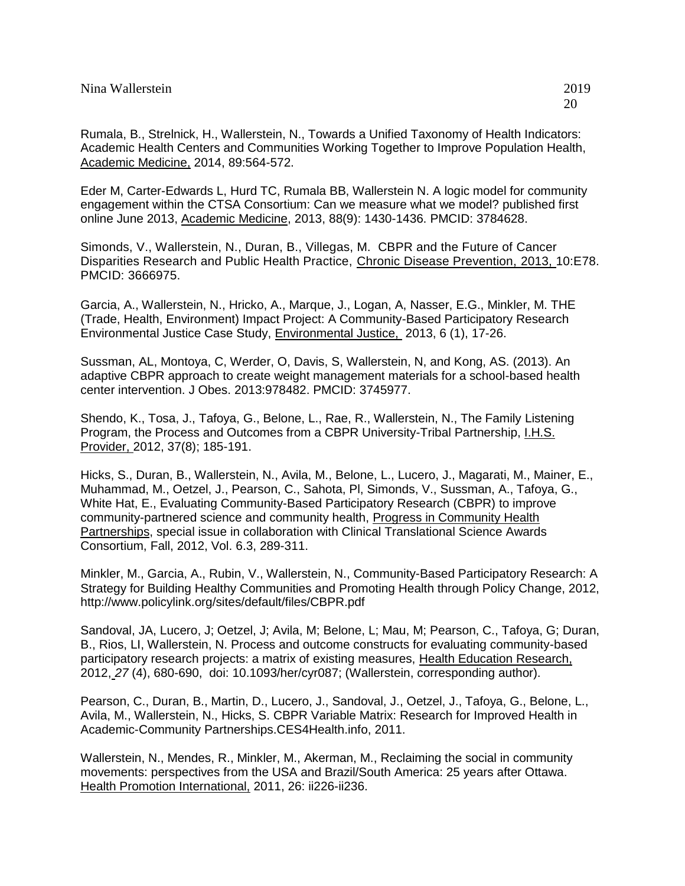Rumala, B., Strelnick, H., Wallerstein, N., Towards a Unified Taxonomy of Health Indicators: Academic Health Centers and Communities Working Together to Improve Population Health, Academic Medicine, 2014, 89:564-572.

Eder M, Carter-Edwards L, Hurd TC, Rumala BB, Wallerstein N. A logic model for community engagement within the CTSA Consortium: Can we measure what we model? published first online June 2013, Academic Medicine, 2013, 88(9): 1430-1436. PMCID: 3784628.

Simonds, V., Wallerstein, N., Duran, B., Villegas, M. CBPR and the Future of Cancer Disparities Research and Public Health Practice, Chronic Disease Prevention, 2013, 10:E78. PMCID: 3666975.

Garcia, A., Wallerstein, N., Hricko, A., Marque, J., Logan, A, Nasser, E.G., Minkler, M. THE (Trade, Health, Environment) Impact Project: A Community-Based Participatory Research Environmental Justice Case Study, Environmental Justice, 2013, 6 (1), 17-26.

Sussman, AL, Montoya, C, Werder, O, Davis, S, Wallerstein, N, and Kong, AS. (2013). An adaptive CBPR approach to create weight management materials for a school-based health center intervention. J Obes. 2013:978482. PMCID: 3745977.

Shendo, K., Tosa, J., Tafoya, G., Belone, L., Rae, R., Wallerstein, N., The Family Listening Program, the Process and Outcomes from a CBPR University-Tribal Partnership, I.H.S. Provider, 2012, 37(8); 185-191.

Hicks, S., Duran, B., Wallerstein, N., Avila, M., Belone, L., Lucero, J., Magarati, M., Mainer, E., Muhammad, M., Oetzel, J., Pearson, C., Sahota, Pl, Simonds, V., Sussman, A., Tafoya, G., White Hat, E., Evaluating Community-Based Participatory Research (CBPR) to improve community-partnered science and community health, Progress in Community Health Partnerships, special issue in collaboration with Clinical Translational Science Awards Consortium, Fall, 2012, Vol. 6.3, 289-311.

Minkler, M., Garcia, A., Rubin, V., Wallerstein, N., Community-Based Participatory Research: A Strategy for Building Healthy Communities and Promoting Health through Policy Change, 2012, http://www.policylink.org/sites/default/files/CBPR.pdf

Sandoval, JA, Lucero, J; Oetzel, J; Avila, M; Belone, L; Mau, M; Pearson, C., Tafoya, G; Duran, B., Rios, LI, Wallerstein, N. Process and outcome constructs for evaluating community-based participatory research projects: a matrix of existing measures, Health Education Research, 2012, *27* (4), 680-690, doi: 10.1093/her/cyr087; (Wallerstein, corresponding author).

Pearson, C., Duran, B., Martin, D., Lucero, J., Sandoval, J., Oetzel, J., Tafoya, G., Belone, L., Avila, M., Wallerstein, N., Hicks, S. CBPR Variable Matrix: Research for Improved Health in Academic-Community Partnerships.CES4Health.info, 2011.

Wallerstein, N., Mendes, R., Minkler, M., Akerman, M., Reclaiming the social in community movements: perspectives from the USA and Brazil/South America: 25 years after Ottawa. Health Promotion International, 2011, 26: ii226-ii236.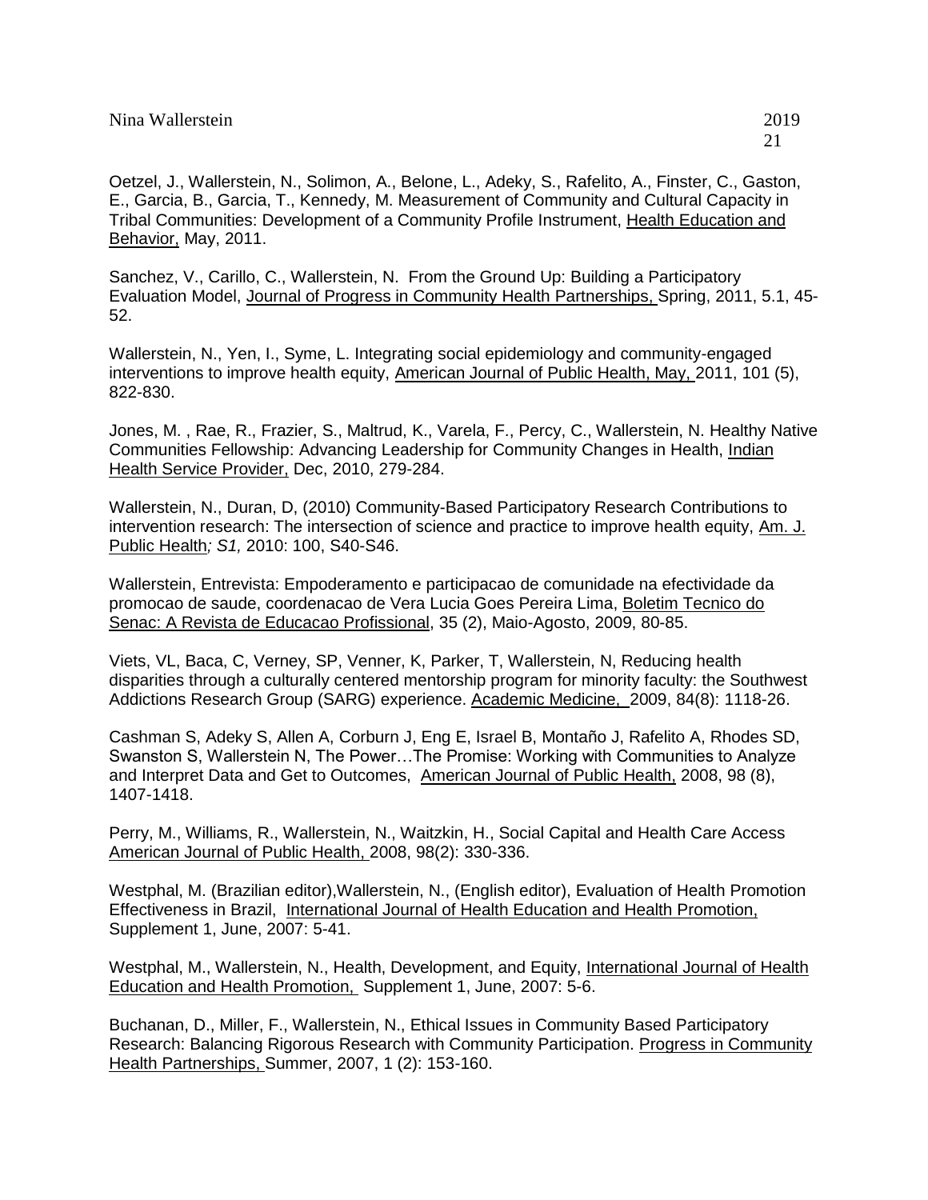Oetzel, J., Wallerstein, N., Solimon, A., Belone, L., Adeky, S., Rafelito, A., Finster, C., Gaston, E., Garcia, B., Garcia, T., Kennedy, M. Measurement of Community and Cultural Capacity in Tribal Communities: Development of a Community Profile Instrument, Health Education and Behavior, May, 2011.

Sanchez, V., Carillo, C., Wallerstein, N. From the Ground Up: Building a Participatory Evaluation Model, Journal of Progress in Community Health Partnerships, Spring, 2011, 5.1, 45-52.

Wallerstein, N., Yen, I., Syme, L. Integrating social epidemiology and community-engaged interventions to improve health equity, American Journal of Public Health, May, 2011, 101 (5), 822-830.

Jones, M. , Rae, R., Frazier, S., Maltrud, K., Varela, F., Percy, C., Wallerstein, N. Healthy Native Communities Fellowship: Advancing Leadership for Community Changes in Health, Indian Health Service Provider, Dec, 2010, 279-284.

Wallerstein, N., Duran, D, (2010) Community-Based Participatory Research Contributions to intervention research: The intersection of science and practice to improve health equity, Am. J. Public Health*; S1,* 2010: 100, S40-S46.

Wallerstein, Entrevista: Empoderamento e participacao de comunidade na efectividade da promocao de saude, coordenacao de Vera Lucia Goes Pereira Lima, Boletim Tecnico do Senac: A Revista de Educacao Profissional, 35 (2), Maio-Agosto, 2009, 80-85.

Viets, VL, Baca, C, Verney, SP, Venner, K, Parker, T, Wallerstein, N, Reducing health disparities through a culturally centered mentorship program for minority faculty: the Southwest Addictions Research Group (SARG) experience. Academic Medicine, 2009, 84(8): 1118-26.

Cashman S, Adeky S, Allen A, Corburn J, Eng E, Israel B, Montaño J, Rafelito A, Rhodes SD, Swanston S, Wallerstein N, The Power…The Promise: Working with Communities to Analyze and Interpret Data and Get to Outcomes, American Journal of Public Health, 2008, 98 (8), 1407-1418.

Perry, M., Williams, R., Wallerstein, N., Waitzkin, H., Social Capital and Health Care Access American Journal of Public Health, 2008, 98(2): 330-336.

Westphal, M. (Brazilian editor),Wallerstein, N., (English editor), Evaluation of Health Promotion Effectiveness in Brazil, International Journal of Health Education and Health Promotion, Supplement 1, June, 2007: 5-41.

Westphal, M., Wallerstein, N., Health, Development, and Equity, International Journal of Health Education and Health Promotion, Supplement 1, June, 2007: 5-6.

Buchanan, D., Miller, F., Wallerstein, N., Ethical Issues in Community Based Participatory Research: Balancing Rigorous Research with Community Participation. Progress in Community Health Partnerships, Summer, 2007, 1 (2): 153-160.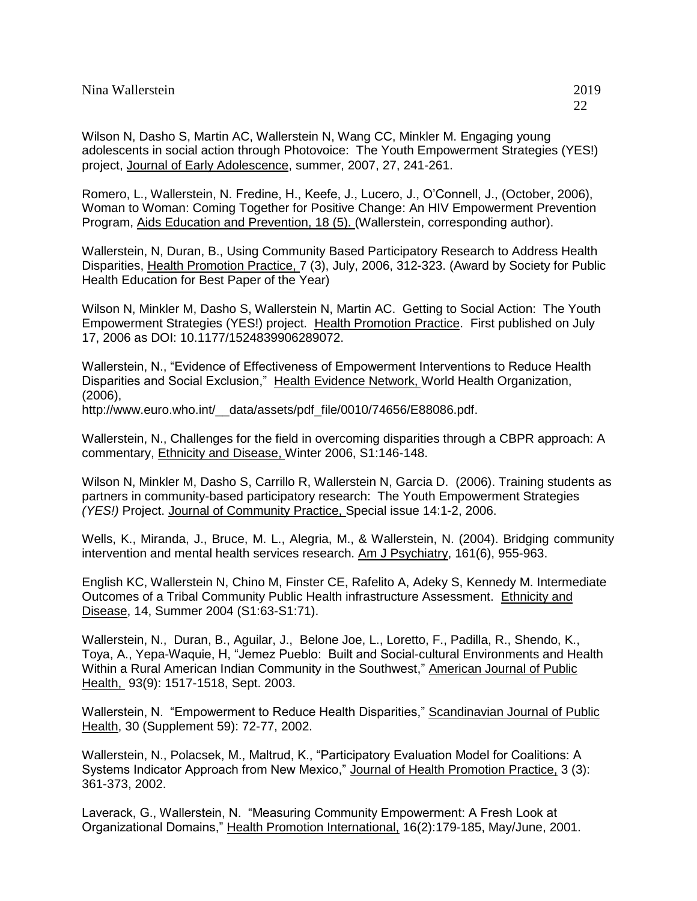Wilson N, Dasho S, Martin AC, Wallerstein N, Wang CC, Minkler M. Engaging young adolescents in social action through Photovoice: The Youth Empowerment Strategies (YES!) project, Journal of Early Adolescence, summer, 2007, 27, 241-261.

Romero, L., Wallerstein, N. Fredine, H., Keefe, J., Lucero, J., O'Connell, J., (October, 2006), Woman to Woman: Coming Together for Positive Change: An HIV Empowerment Prevention Program, Aids Education and Prevention, 18 (5). (Wallerstein, corresponding author).

Wallerstein, N, Duran, B., Using Community Based Participatory Research to Address Health Disparities, Health Promotion Practice, 7 (3), July, 2006, 312-323. (Award by Society for Public Health Education for Best Paper of the Year)

Wilson N, Minkler M, Dasho S, Wallerstein N, Martin AC. Getting to Social Action: The Youth Empowerment Strategies (YES!) project. Health Promotion Practice. First published on July 17, 2006 as DOI: 10.1177/1524839906289072.

Wallerstein, N., "Evidence of Effectiveness of Empowerment Interventions to Reduce Health Disparities and Social Exclusion," Health Evidence Network, World Health Organization, (2006), http://www.euro.who.int/__data/assets/pdf_file/0010/74656/E88086.pdf.

Wallerstein, N., Challenges for the field in overcoming disparities through a CBPR approach: A commentary, Ethnicity and Disease, Winter 2006, S1:146-148.

Wilson N, Minkler M, Dasho S, Carrillo R, Wallerstein N, Garcia D. (2006). Training students as partners in community-based participatory research: The Youth Empowerment Strategies *(YES!)* Project. Journal of Community Practice, Special issue 14:1-2, 2006.

Wells, K., Miranda, J., Bruce, M. L., Alegria, M., & Wallerstein, N. (2004). Bridging community intervention and mental health services research. Am J Psychiatry, 161(6), 955-963.

English KC, Wallerstein N, Chino M, Finster CE, Rafelito A, Adeky S, Kennedy M. Intermediate Outcomes of a Tribal Community Public Health infrastructure Assessment. Ethnicity and Disease, 14, Summer 2004 (S1:63-S1:71).

Wallerstein, N., Duran, B., Aguilar, J., Belone Joe, L., Loretto, F., Padilla, R., Shendo, K., Toya, A., Yepa-Waquie, H, "Jemez Pueblo: Built and Social-cultural Environments and Health Within a Rural American Indian Community in the Southwest," American Journal of Public Health, 93(9): 1517-1518, Sept. 2003.

Wallerstein, N. "Empowerment to Reduce Health Disparities," Scandinavian Journal of Public Health, 30 (Supplement 59): 72-77, 2002.

Wallerstein, N., Polacsek, M., Maltrud, K., "Participatory Evaluation Model for Coalitions: A Systems Indicator Approach from New Mexico," Journal of Health Promotion Practice, 3 (3): 361-373, 2002.

Laverack, G., Wallerstein, N. "Measuring Community Empowerment: A Fresh Look at Organizational Domains," Health Promotion International, 16(2):179-185, May/June, 2001.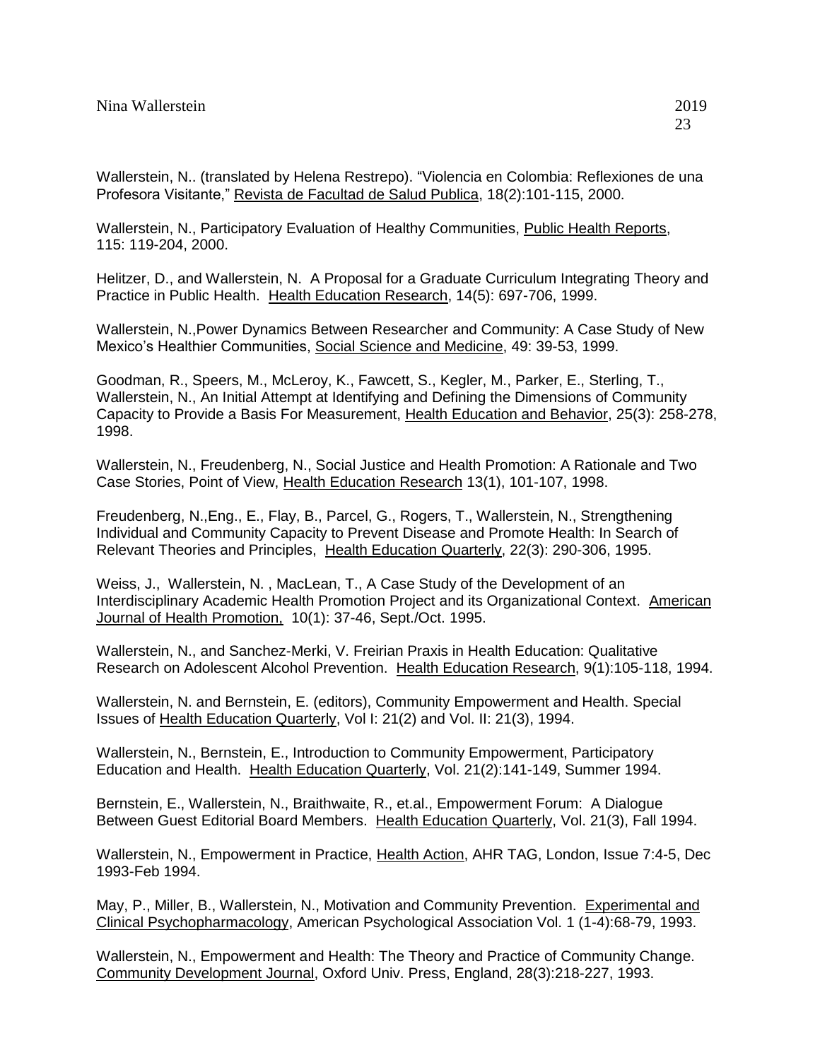Wallerstein, N.. (translated by Helena Restrepo). "Violencia en Colombia: Reflexiones de una Profesora Visitante," Revista de Facultad de Salud Publica, 18(2):101-115, 2000.

Wallerstein, N., Participatory Evaluation of Healthy Communities, Public Health Reports, 115: 119-204, 2000.

Helitzer, D., and Wallerstein, N. A Proposal for a Graduate Curriculum Integrating Theory and Practice in Public Health. Health Education Research, 14(5): 697-706, 1999.

Wallerstein, N.,Power Dynamics Between Researcher and Community: A Case Study of New Mexico's Healthier Communities, Social Science and Medicine, 49: 39-53, 1999.

Goodman, R., Speers, M., McLeroy, K., Fawcett, S., Kegler, M., Parker, E., Sterling, T., Wallerstein, N., An Initial Attempt at Identifying and Defining the Dimensions of Community Capacity to Provide a Basis For Measurement, Health Education and Behavior, 25(3): 258-278, 1998.

Wallerstein, N., Freudenberg, N., Social Justice and Health Promotion: A Rationale and Two Case Stories, Point of View, Health Education Research 13(1), 101-107, 1998.

Freudenberg, N.,Eng., E., Flay, B., Parcel, G., Rogers, T., Wallerstein, N., Strengthening Individual and Community Capacity to Prevent Disease and Promote Health: In Search of Relevant Theories and Principles, Health Education Quarterly, 22(3): 290-306, 1995.

Weiss, J., Wallerstein, N. , MacLean, T., A Case Study of the Development of an Interdisciplinary Academic Health Promotion Project and its Organizational Context. American Journal of Health Promotion, 10(1): 37-46, Sept./Oct. 1995.

Wallerstein, N., and Sanchez-Merki, V. Freirian Praxis in Health Education: Qualitative Research on Adolescent Alcohol Prevention. Health Education Research, 9(1):105-118, 1994.

Wallerstein, N. and Bernstein, E. (editors), Community Empowerment and Health. Special Issues of Health Education Quarterly, Vol I: 21(2) and Vol. II: 21(3), 1994.

Wallerstein, N., Bernstein, E., Introduction to Community Empowerment, Participatory Education and Health. Health Education Quarterly, Vol. 21(2):141-149, Summer 1994.

Bernstein, E., Wallerstein, N., Braithwaite, R., et.al., Empowerment Forum: A Dialogue Between Guest Editorial Board Members. Health Education Quarterly, Vol. 21(3), Fall 1994.

Wallerstein, N., Empowerment in Practice, Health Action, AHR TAG, London, Issue 7:4-5, Dec 1993-Feb 1994.

May, P., Miller, B., Wallerstein, N., Motivation and Community Prevention. Experimental and Clinical Psychopharmacology, American Psychological Association Vol. 1 (1-4):68-79, 1993.

Wallerstein, N., Empowerment and Health: The Theory and Practice of Community Change. Community Development Journal, Oxford Univ. Press, England, 28(3):218-227, 1993.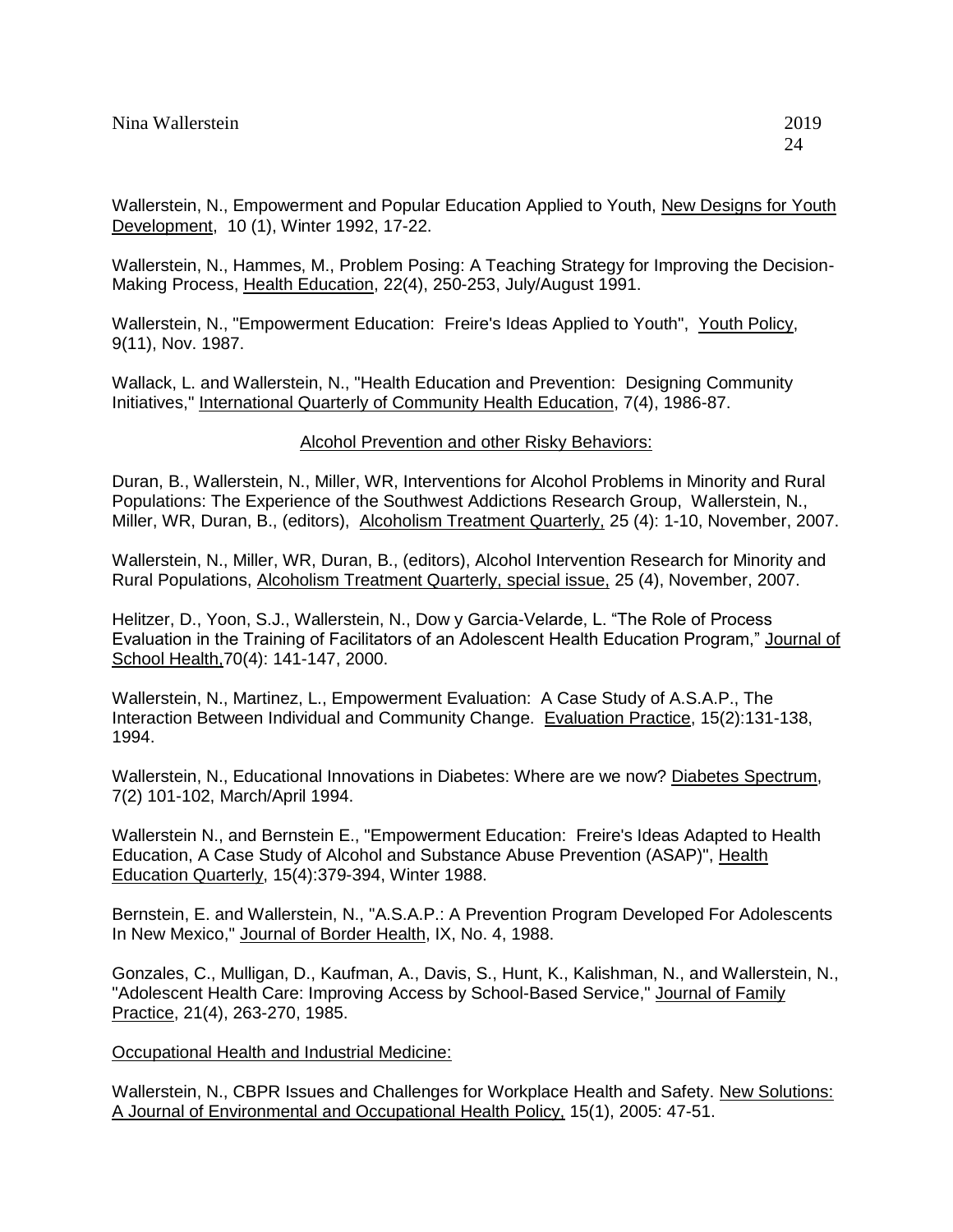Wallerstein, N., Empowerment and Popular Education Applied to Youth, New Designs for Youth Development, 10 (1), Winter 1992, 17-22.

Wallerstein, N., Hammes, M., Problem Posing: A Teaching Strategy for Improving the Decision-Making Process, Health Education, 22(4), 250-253, July/August 1991.

Wallerstein, N., "Empowerment Education: Freire's Ideas Applied to Youth", Youth Policy, 9(11), Nov. 1987.

Wallack, L. and Wallerstein, N., "Health Education and Prevention: Designing Community Initiatives," International Quarterly of Community Health Education, 7(4), 1986-87.

## Alcohol Prevention and other Risky Behaviors:

Duran, B., Wallerstein, N., Miller, WR, Interventions for Alcohol Problems in Minority and Rural Populations: The Experience of the Southwest Addictions Research Group, Wallerstein, N., Miller, WR, Duran, B., (editors), Alcoholism Treatment Quarterly, 25 (4): 1-10, November, 2007.

Wallerstein, N., Miller, WR, Duran, B., (editors), Alcohol Intervention Research for Minority and Rural Populations, Alcoholism Treatment Quarterly, special issue, 25 (4), November, 2007.

Helitzer, D., Yoon, S.J., Wallerstein, N., Dow y Garcia-Velarde, L. "The Role of Process Evaluation in the Training of Facilitators of an Adolescent Health Education Program," Journal of School Health,70(4): 141-147, 2000.

Wallerstein, N., Martinez, L., Empowerment Evaluation: A Case Study of A.S.A.P., The Interaction Between Individual and Community Change. Evaluation Practice, 15(2):131-138, 1994.

Wallerstein, N., Educational Innovations in Diabetes: Where are we now? Diabetes Spectrum, 7(2) 101-102, March/April 1994.

Wallerstein N., and Bernstein E., "Empowerment Education: Freire's Ideas Adapted to Health Education, A Case Study of Alcohol and Substance Abuse Prevention (ASAP)", Health Education Quarterly, 15(4):379-394, Winter 1988.

Bernstein, E. and Wallerstein, N., "A.S.A.P.: A Prevention Program Developed For Adolescents In New Mexico," Journal of Border Health, IX, No. 4, 1988.

Gonzales, C., Mulligan, D., Kaufman, A., Davis, S., Hunt, K., Kalishman, N., and Wallerstein, N., "Adolescent Health Care: Improving Access by School-Based Service," Journal of Family Practice, 21(4), 263-270, 1985.

## Occupational Health and Industrial Medicine:

Wallerstein, N., CBPR Issues and Challenges for Workplace Health and Safety. New Solutions: A Journal of Environmental and Occupational Health Policy, 15(1), 2005: 47-51.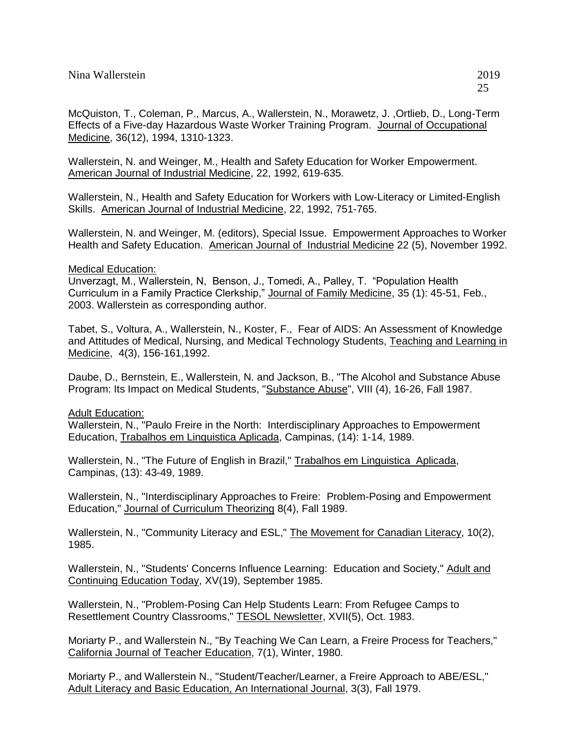McQuiston, T., Coleman, P., Marcus, A., Wallerstein, N., Morawetz, J. ,Ortlieb, D., Long-Term Effects of a Five-day Hazardous Waste Worker Training Program. Journal of Occupational Medicine, 36(12), 1994, 1310-1323.

Wallerstein, N. and Weinger, M., Health and Safety Education for Worker Empowerment. American Journal of Industrial Medicine, 22, 1992, 619-635.

Wallerstein, N., Health and Safety Education for Workers with Low-Literacy or Limited-English Skills. American Journal of Industrial Medicine, 22, 1992, 751-765.

Wallerstein, N. and Weinger, M. (editors), Special Issue. Empowerment Approaches to Worker Health and Safety Education. American Journal of Industrial Medicine 22 (5), November 1992.

Medical Education:

Unverzagt, M., Wallerstein, N, Benson, J., Tomedi, A., Palley, T. "Population Health Curriculum in a Family Practice Clerkship," Journal of Family Medicine, 35 (1): 45-51, Feb., 2003. Wallerstein as corresponding author.

Tabet, S., Voltura, A., Wallerstein, N., Koster, F., Fear of AIDS: An Assessment of Knowledge and Attitudes of Medical, Nursing, and Medical Technology Students, Teaching and Learning in Medicine, 4(3), 156-161,1992.

Daube, D., Bernstein, E., Wallerstein, N. and Jackson, B., "The Alcohol and Substance Abuse Program: Its Impact on Medical Students, "Substance Abuse", VIII (4), 16-26, Fall 1987.

Adult Education:

Wallerstein, N., "Paulo Freire in the North: Interdisciplinary Approaches to Empowerment Education, Trabalhos em Linguistica Aplicada, Campinas, (14): 1-14, 1989.

Wallerstein, N., "The Future of English in Brazil," Trabalhos em Linguistica Aplicada, Campinas, (13): 43-49, 1989.

Wallerstein, N., "Interdisciplinary Approaches to Freire: Problem-Posing and Empowerment Education," Journal of Curriculum Theorizing 8(4), Fall 1989.

Wallerstein, N., "Community Literacy and ESL," The Movement for Canadian Literacy, 10(2), 1985.

Wallerstein, N., "Students' Concerns Influence Learning: Education and Society," Adult and Continuing Education Today, XV(19), September 1985.

Wallerstein, N., "Problem-Posing Can Help Students Learn: From Refugee Camps to Resettlement Country Classrooms," TESOL Newsletter, XVII(5), Oct. 1983.

Moriarty P., and Wallerstein N., "By Teaching We Can Learn, a Freire Process for Teachers," California Journal of Teacher Education, 7(1), Winter, 1980.

Moriarty P., and Wallerstein N., "Student/Teacher/Learner, a Freire Approach to ABE/ESL," Adult Literacy and Basic Education, An International Journal, 3(3), Fall 1979.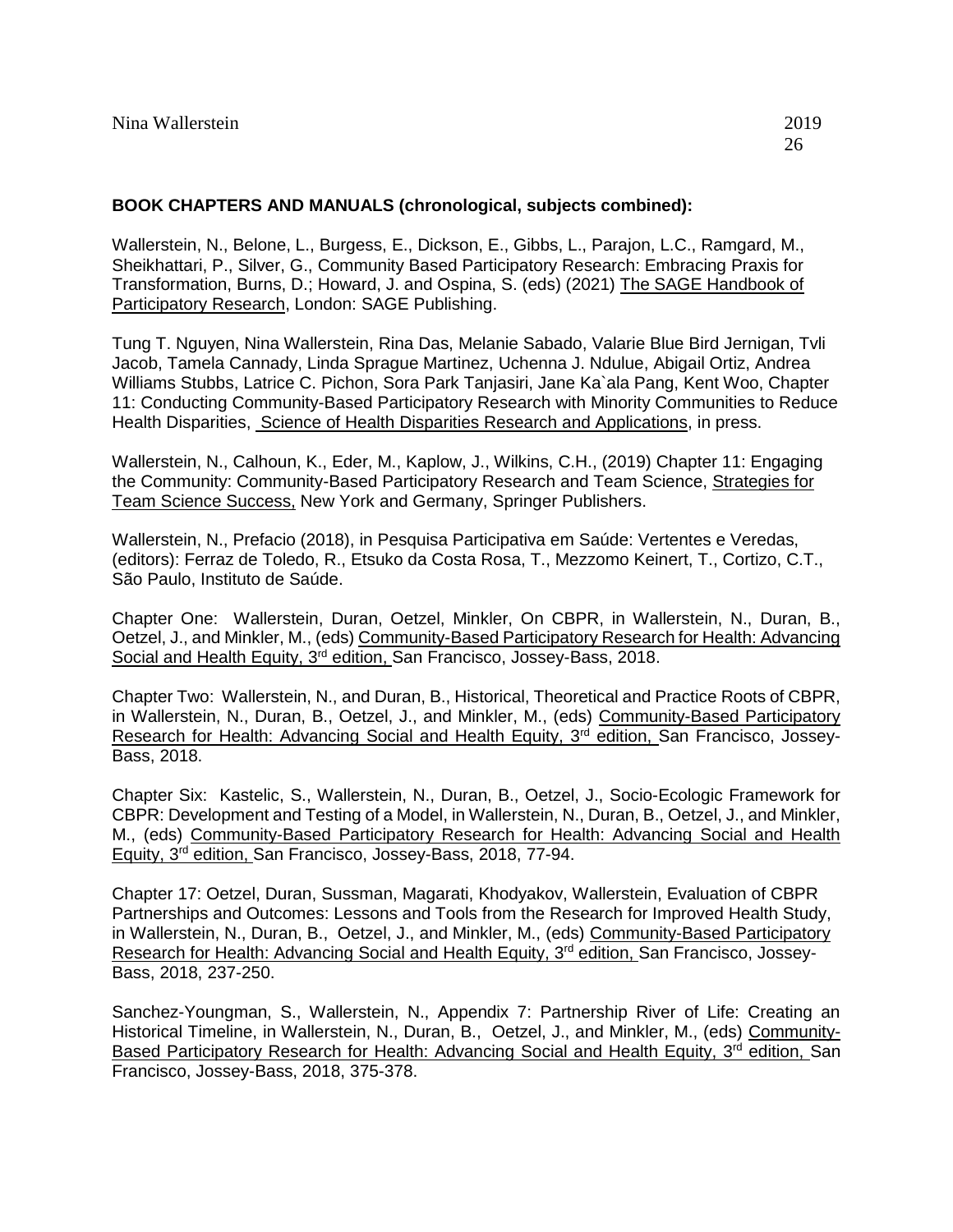**BOOK CHAPTERS AND MANUALS (chronological, subjects combined):**

Wallerstein, N., Belone, L., Burgess, E., Dickson, E., Gibbs, L., Parajon, L.C., Ramgard, M., Sheikhattari, P., Silver, G., Community Based Participatory Research: Embracing Praxis for Transformation, Burns, D.; Howard, J. and Ospina, S. (eds) (2021) The SAGE Handbook of Participatory Research, London: SAGE Publishing.

Tung T. Nguyen, Nina Wallerstein, Rina Das, Melanie Sabado, Valarie Blue Bird Jernigan, Tvli Jacob, Tamela Cannady, Linda Sprague Martinez, Uchenna J. Ndulue, Abigail Ortiz, Andrea Williams Stubbs, Latrice C. Pichon, Sora Park Tanjasiri, Jane Ka`ala Pang, Kent Woo, Chapter 11: Conducting Community-Based Participatory Research with Minority Communities to Reduce Health Disparities, Science of Health Disparities Research and Applications, in press.

Wallerstein, N., Calhoun, K., Eder, M., Kaplow, J., Wilkins, C.H., (2019) Chapter 11: Engaging the Community: Community-Based Participatory Research and Team Science, Strategies for Team Science Success, New York and Germany, Springer Publishers.

Wallerstein, N., Prefacio (2018), in Pesquisa Participativa em Saúde: Vertentes e Veredas, (editors): Ferraz de Toledo, R., Etsuko da Costa Rosa, T., Mezzomo Keinert, T., Cortizo, C.T., São Paulo, Instituto de Saúde.

Chapter One: Wallerstein, Duran, Oetzel, Minkler, On CBPR, in Wallerstein, N., Duran, B., Oetzel, J., and Minkler, M., (eds) Community-Based Participatory Research for Health: Advancing Social and Health Equity, 3rd edition, San Francisco, Jossey-Bass, 2018.

Chapter Two: Wallerstein, N., and Duran, B., Historical, Theoretical and Practice Roots of CBPR, in Wallerstein, N., Duran, B., Oetzel, J., and Minkler, M., (eds) Community-Based Participatory Research for Health: Advancing Social and Health Equity, 3rd edition, San Francisco, Jossey-Bass, 2018.

Chapter Six: Kastelic, S., Wallerstein, N., Duran, B., Oetzel, J., Socio-Ecologic Framework for CBPR: Development and Testing of a Model, in Wallerstein, N., Duran, B., Oetzel, J., and Minkler, M., (eds) Community-Based Participatory Research for Health: Advancing Social and Health Equity, 3rd edition, San Francisco, Jossey-Bass, 2018, 77-94.

Chapter 17: Oetzel, Duran, Sussman, Magarati, Khodyakov, Wallerstein, Evaluation of CBPR Partnerships and Outcomes: Lessons and Tools from the Research for Improved Health Study, in Wallerstein, N., Duran, B., Oetzel, J., and Minkler, M., (eds) Community-Based Participatory Research for Health: Advancing Social and Health Equity, 3rd edition, San Francisco, Jossey-Bass, 2018, 237-250.

Sanchez-Youngman, S., Wallerstein, N., Appendix 7: Partnership River of Life: Creating an Historical Timeline, in Wallerstein, N., Duran, B., Oetzel, J., and Minkler, M., (eds) Community-Based Participatory Research for Health: Advancing Social and Health Equity, 3rd edition, San Francisco, Jossey-Bass, 2018, 375-378.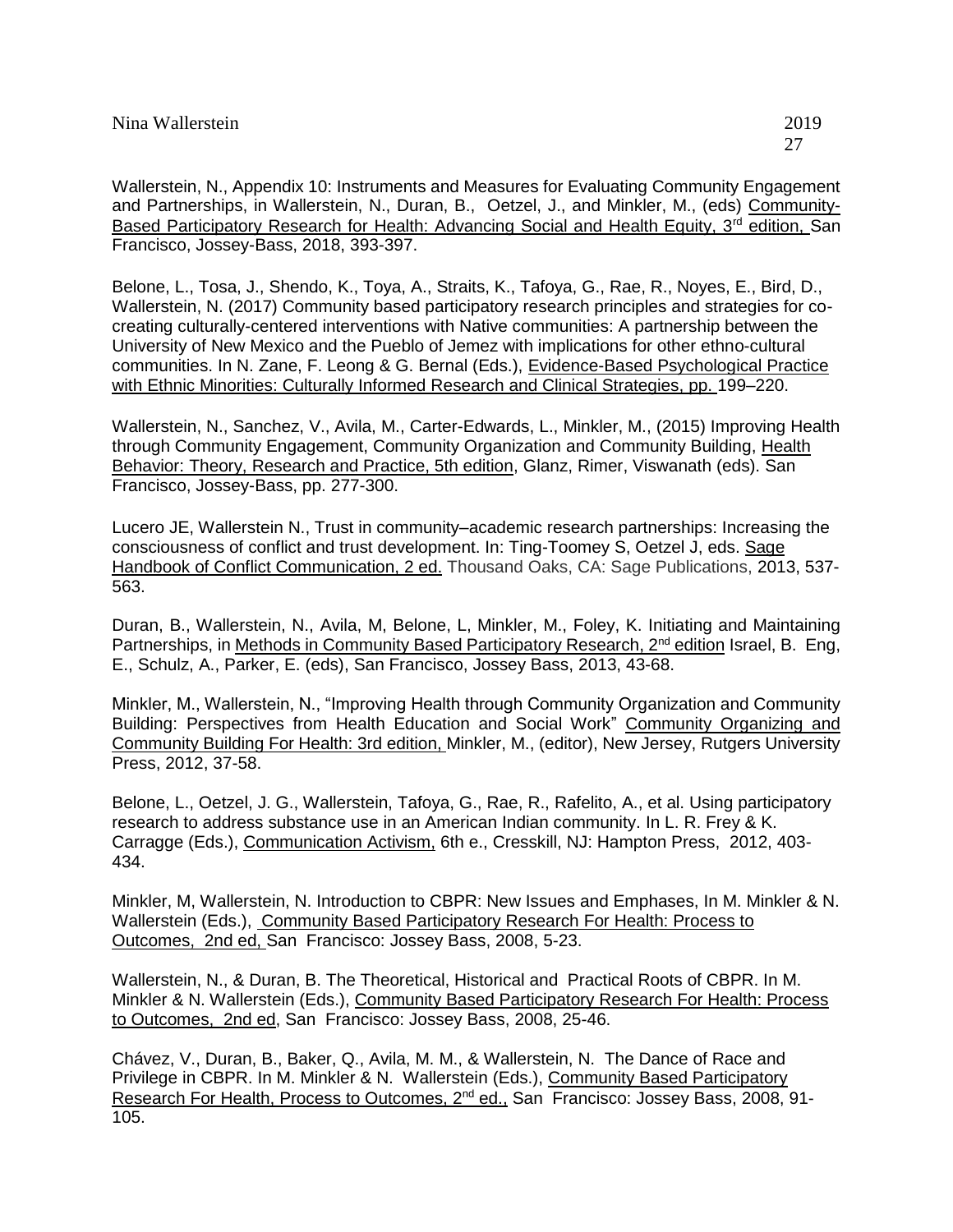Wallerstein, N., Appendix 10: Instruments and Measures for Evaluating Community Engagement and Partnerships, in Wallerstein, N., Duran, B., Oetzel, J., and Minkler, M., (eds) Community-Based Participatory Research for Health: Advancing Social and Health Equity, 3rd edition, San Francisco, Jossey-Bass, 2018, 393-397.

Belone, L., Tosa, J., Shendo, K., Toya, A., Straits, K., Tafoya, G., Rae, R., Noyes, E., Bird, D., Wallerstein, N. (2017) Community based participatory research principles and strategies for co-creating culturally-centered interventions with Native communities: A partnership between the University of New Mexico and the Pueblo of Jemez with implications for other ethno-cultural communities. In N. Zane, F. Leong & G. Bernal (Eds.), Evidence-Based Psychological Practice with Ethnic Minorities: Culturally Informed Research and Clinical Strategies, pp. 199–220.

Wallerstein, N., Sanchez, V., Avila, M., Carter-Edwards, L., Minkler, M., (2015) Improving Health through Community Engagement, Community Organization and Community Building, Health Behavior: Theory, Research and Practice, 5th edition, Glanz, Rimer, Viswanath (eds). San Francisco, Jossey-Bass, pp. 277-300.

Lucero JE, Wallerstein N., Trust in community–academic research partnerships: Increasing the consciousness of conflict and trust development. In: Ting-Toomey S, Oetzel J, eds. Sage Handbook of Conflict Communication, 2 ed. Thousand Oaks, CA: Sage Publications, 2013, 537-563.

Duran, B., Wallerstein, N., Avila, M, Belone, L, Minkler, M., Foley, K. Initiating and Maintaining Partnerships, in Methods in Community Based Participatory Research, 2nd edition Israel, B. Eng, E., Schulz, A., Parker, E. (eds), San Francisco, Jossey Bass, 2013, 43-68.

Minkler, M., Wallerstein, N., "Improving Health through Community Organization and Community Building: Perspectives from Health Education and Social Work" Community Organizing and Community Building For Health: 3rd edition, Minkler, M., (editor), New Jersey, Rutgers University Press, 2012, 37-58.

Belone, L., Oetzel, J. G., Wallerstein, Tafoya, G., Rae, R., Rafelito, A., et al. Using participatory research to address substance use in an American Indian community. In L. R. Frey & K. Carragge (Eds.), Communication Activism, 6th e., Cresskill, NJ: Hampton Press, 2012, 403-434.

Minkler, M, Wallerstein, N. Introduction to CBPR: New Issues and Emphases, In M. Minkler & N. Wallerstein (Eds.), Community Based Participatory Research For Health: Process to Outcomes, 2nd ed, San Francisco: Jossey Bass, 2008, 5-23.

Wallerstein, N., & Duran, B. The Theoretical, Historical and Practical Roots of CBPR. In M. Minkler & N. Wallerstein (Eds.), Community Based Participatory Research For Health: Process to Outcomes, 2nd ed, San Francisco: Jossey Bass, 2008, 25-46.

Chávez, V., Duran, B., Baker, Q., Avila, M. M., & Wallerstein, N. The Dance of Race and Privilege in CBPR. In M. Minkler & N. Wallerstein (Eds.), Community Based Participatory Research For Health, Process to Outcomes, 2nd ed., San Francisco: Jossey Bass, 2008, 91-105.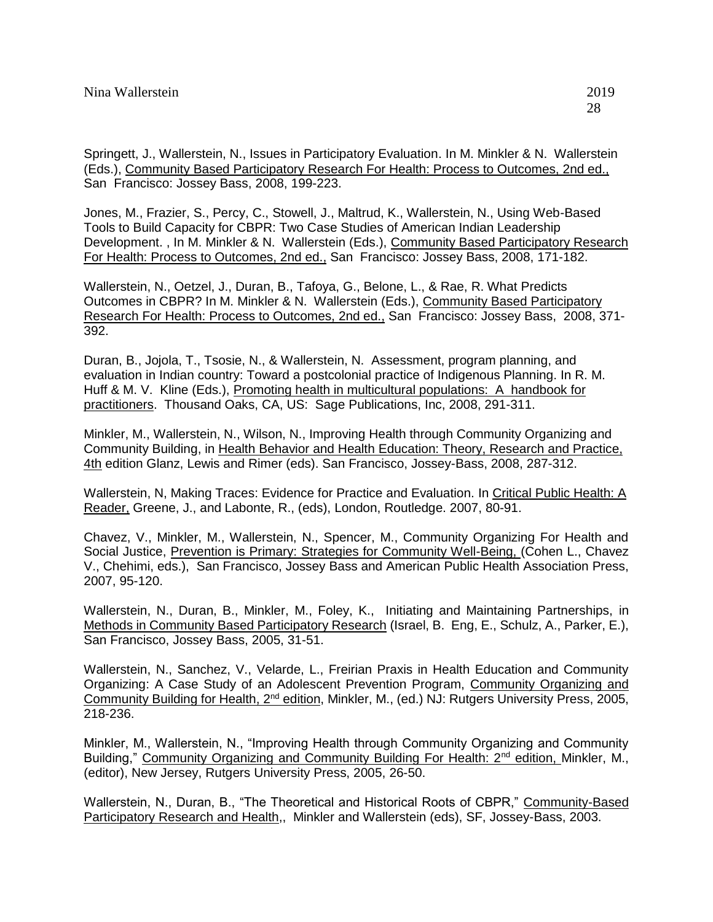Springett, J., Wallerstein, N., Issues in Participatory Evaluation. In M. Minkler & N. Wallerstein (Eds.), Community Based Participatory Research For Health: Process to Outcomes, 2nd ed., San Francisco: Jossey Bass, 2008, 199-223.

Jones, M., Frazier, S., Percy, C., Stowell, J., Maltrud, K., Wallerstein, N., Using Web-Based Tools to Build Capacity for CBPR: Two Case Studies of American Indian Leadership Development. , In M. Minkler & N. Wallerstein (Eds.), Community Based Participatory Research For Health: Process to Outcomes, 2nd ed., San Francisco: Jossey Bass, 2008, 171-182.

Wallerstein, N., Oetzel, J., Duran, B., Tafoya, G., Belone, L., & Rae, R. What Predicts Outcomes in CBPR? In M. Minkler & N. Wallerstein (Eds.), Community Based Participatory Research For Health: Process to Outcomes, 2nd ed., San Francisco: Jossey Bass, 2008, 371-392.

Duran, B., Jojola, T., Tsosie, N., & Wallerstein, N. Assessment, program planning, and evaluation in Indian country: Toward a postcolonial practice of Indigenous Planning. In R. M. Huff & M. V. Kline (Eds.), Promoting health in multicultural populations: A handbook for practitioners. Thousand Oaks, CA, US: Sage Publications, Inc, 2008, 291-311.

Minkler, M., Wallerstein, N., Wilson, N., Improving Health through Community Organizing and Community Building, in Health Behavior and Health Education: Theory, Research and Practice, 4th edition Glanz, Lewis and Rimer (eds). San Francisco, Jossey-Bass, 2008, 287-312.

Wallerstein, N, Making Traces: Evidence for Practice and Evaluation. In Critical Public Health: A Reader, Greene, J., and Labonte, R., (eds), London, Routledge. 2007, 80-91.

Chavez, V., Minkler, M., Wallerstein, N., Spencer, M., Community Organizing For Health and Social Justice, Prevention is Primary: Strategies for Community Well-Being, (Cohen L., Chavez V., Chehimi, eds.), San Francisco, Jossey Bass and American Public Health Association Press, 2007, 95-120.

Wallerstein, N., Duran, B., Minkler, M., Foley, K., Initiating and Maintaining Partnerships, in Methods in Community Based Participatory Research (Israel, B. Eng, E., Schulz, A., Parker, E.), San Francisco, Jossey Bass, 2005, 31-51.

Wallerstein, N., Sanchez, V., Velarde, L., Freirian Praxis in Health Education and Community Organizing: A Case Study of an Adolescent Prevention Program, Community Organizing and Community Building for Health, 2nd edition, Minkler, M., (ed.) NJ: Rutgers University Press, 2005, 218-236.

Minkler, M., Wallerstein, N., "Improving Health through Community Organizing and Community Building," Community Organizing and Community Building For Health: 2nd edition, Minkler, M., (editor), New Jersey, Rutgers University Press, 2005, 26-50.

Wallerstein, N., Duran, B., "The Theoretical and Historical Roots of CBPR," Community-Based Participatory Research and Health,, Minkler and Wallerstein (eds), SF, Jossey-Bass, 2003.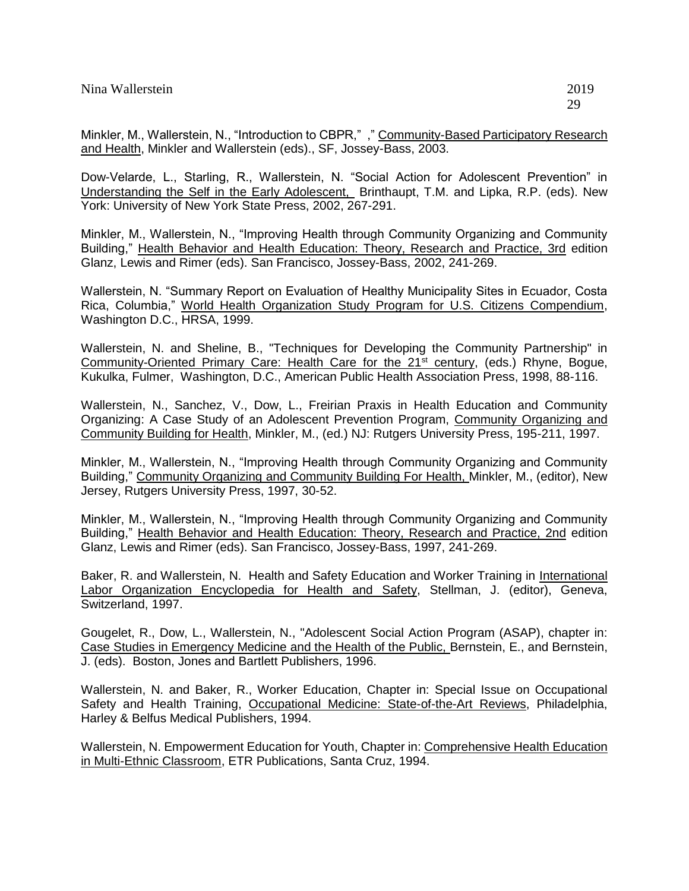Minkler, M., Wallerstein, N., "Introduction to CBPR," ," Community-Based Participatory Research and Health, Minkler and Wallerstein (eds)., SF, Jossey-Bass, 2003.

Dow-Velarde, L., Starling, R., Wallerstein, N. "Social Action for Adolescent Prevention" in Understanding the Self in the Early Adolescent, Brinthaupt, T.M. and Lipka, R.P. (eds). New York: University of New York State Press, 2002, 267-291.

Minkler, M., Wallerstein, N., "Improving Health through Community Organizing and Community Building," Health Behavior and Health Education: Theory, Research and Practice, 3rd edition Glanz, Lewis and Rimer (eds). San Francisco, Jossey-Bass, 2002, 241-269.

Wallerstein, N. "Summary Report on Evaluation of Healthy Municipality Sites in Ecuador, Costa Rica, Columbia," World Health Organization Study Program for U.S. Citizens Compendium, Washington D.C., HRSA, 1999.

Wallerstein, N. and Sheline, B., "Techniques for Developing the Community Partnership" in Community-Oriented Primary Care: Health Care for the 21st century, (eds.) Rhyne, Bogue, Kukulka, Fulmer, Washington, D.C., American Public Health Association Press, 1998, 88-116.

Wallerstein, N., Sanchez, V., Dow, L., Freirian Praxis in Health Education and Community Organizing: A Case Study of an Adolescent Prevention Program, Community Organizing and Community Building for Health, Minkler, M., (ed.) NJ: Rutgers University Press, 195-211, 1997.

Minkler, M., Wallerstein, N., "Improving Health through Community Organizing and Community Building," Community Organizing and Community Building For Health, Minkler, M., (editor), New Jersey, Rutgers University Press, 1997, 30-52.

Minkler, M., Wallerstein, N., "Improving Health through Community Organizing and Community Building," Health Behavior and Health Education: Theory, Research and Practice, 2nd edition Glanz, Lewis and Rimer (eds). San Francisco, Jossey-Bass, 1997, 241-269.

Baker, R. and Wallerstein, N. Health and Safety Education and Worker Training in International Labor Organization Encyclopedia for Health and Safety, Stellman, J. (editor), Geneva, Switzerland, 1997.

Gougelet, R., Dow, L., Wallerstein, N., "Adolescent Social Action Program (ASAP), chapter in: Case Studies in Emergency Medicine and the Health of the Public, Bernstein, E., and Bernstein, J. (eds). Boston, Jones and Bartlett Publishers, 1996.

Wallerstein, N. and Baker, R., Worker Education, Chapter in: Special Issue on Occupational Safety and Health Training, Occupational Medicine: State-of-the-Art Reviews, Philadelphia, Harley & Belfus Medical Publishers, 1994.

Wallerstein, N. Empowerment Education for Youth, Chapter in: Comprehensive Health Education in Multi-Ethnic Classroom, ETR Publications, Santa Cruz, 1994.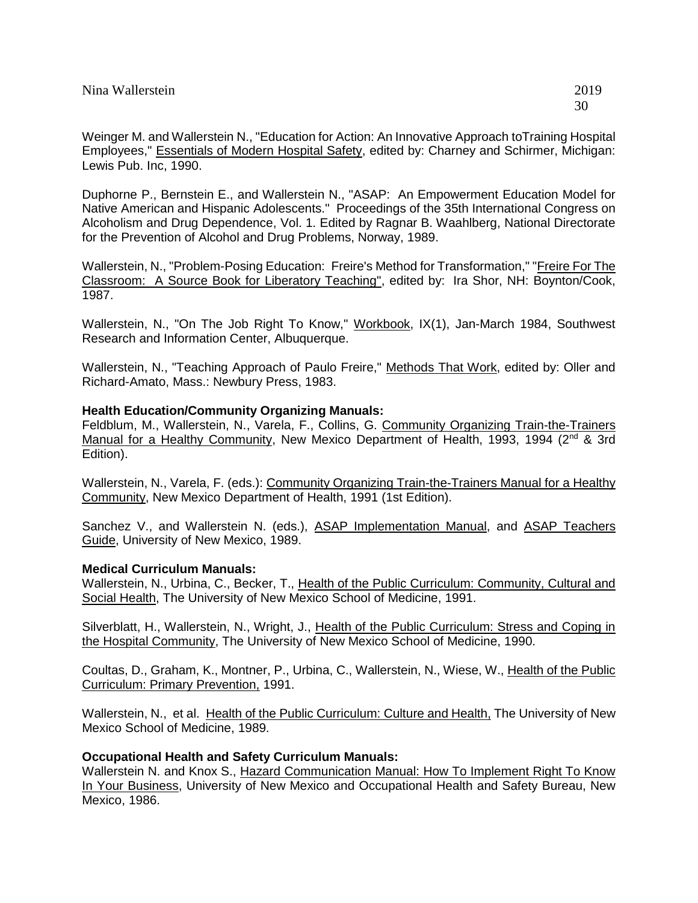Weinger M. and Wallerstein N., "Education for Action: An Innovative Approach toTraining Hospital Employees," Essentials of Modern Hospital Safety, edited by: Charney and Schirmer, Michigan: Lewis Pub. Inc, 1990.

Duphorne P., Bernstein E., and Wallerstein N., "ASAP: An Empowerment Education Model for Native American and Hispanic Adolescents." Proceedings of the 35th International Congress on Alcoholism and Drug Dependence, Vol. 1. Edited by Ragnar B. Waahlberg, National Directorate for the Prevention of Alcohol and Drug Problems, Norway, 1989.

Wallerstein, N., "Problem-Posing Education: Freire's Method for Transformation," "Freire For The Classroom: A Source Book for Liberatory Teaching", edited by: Ira Shor, NH: Boynton/Cook, 1987.

Wallerstein, N., "On The Job Right To Know," Workbook, IX(1), Jan-March 1984, Southwest Research and Information Center, Albuquerque.

Wallerstein, N., "Teaching Approach of Paulo Freire," Methods That Work, edited by: Oller and Richard-Amato, Mass.: Newbury Press, 1983.

**Health Education/Community Organizing Manuals:**

Feldblum, M., Wallerstein, N., Varela, F., Collins, G. Community Organizing Train-the-Trainers Manual for a Healthy Community, New Mexico Department of Health, 1993, 1994 (2nd & 3rd Edition).

Wallerstein, N., Varela, F. (eds.): Community Organizing Train-the-Trainers Manual for a Healthy Community, New Mexico Department of Health, 1991 (1st Edition).

Sanchez V., and Wallerstein N. (eds.), ASAP Implementation Manual, and ASAP Teachers Guide, University of New Mexico, 1989.

**Medical Curriculum Manuals:**

Wallerstein, N., Urbina, C., Becker, T., Health of the Public Curriculum: Community, Cultural and Social Health, The University of New Mexico School of Medicine, 1991.

Silverblatt, H., Wallerstein, N., Wright, J., Health of the Public Curriculum: Stress and Coping in the Hospital Community, The University of New Mexico School of Medicine, 1990.

Coultas, D., Graham, K., Montner, P., Urbina, C., Wallerstein, N., Wiese, W., Health of the Public Curriculum: Primary Prevention, 1991.

Wallerstein, N., et al. Health of the Public Curriculum: Culture and Health, The University of New Mexico School of Medicine, 1989.

**Occupational Health and Safety Curriculum Manuals:**

Wallerstein N. and Knox S., Hazard Communication Manual: How To Implement Right To Know In Your Business, University of New Mexico and Occupational Health and Safety Bureau, New Mexico, 1986.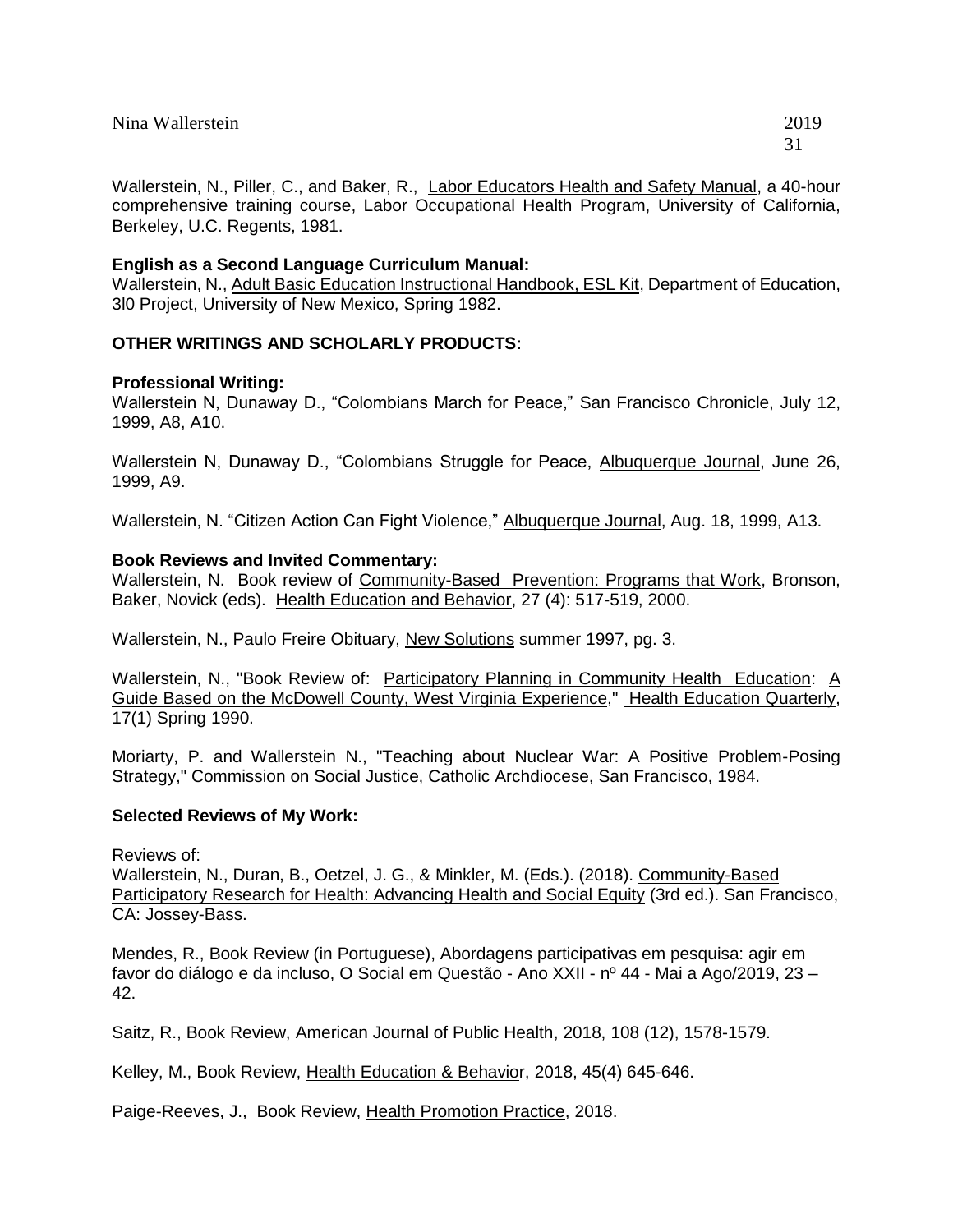Wallerstein, N., Piller, C., and Baker, R., Labor Educators Health and Safety Manual, a 40-hour comprehensive training course, Labor Occupational Health Program, University of California, Berkeley, U.C. Regents, 1981.

**English as a Second Language Curriculum Manual:**
Wallerstein, N., Adult Basic Education Instructional Handbook, ESL Kit, Department of Education, 3l0 Project, University of New Mexico, Spring 1982.

## OTHER WRITINGS AND SCHOLARLY PRODUCTS:

**Professional Writing:**
Wallerstein N, Dunaway D., "Colombians March for Peace," San Francisco Chronicle, July 12, 1999, A8, A10.

Wallerstein N, Dunaway D., "Colombians Struggle for Peace, Albuquerque Journal, June 26, 1999, A9.

Wallerstein, N. "Citizen Action Can Fight Violence," Albuquerque Journal, Aug. 18, 1999, A13.

**Book Reviews and Invited Commentary:**
Wallerstein, N. Book review of Community-Based Prevention: Programs that Work, Bronson, Baker, Novick (eds). Health Education and Behavior, 27 (4): 517-519, 2000.

Wallerstein, N., Paulo Freire Obituary, New Solutions summer 1997, pg. 3.

Wallerstein, N., "Book Review of: Participatory Planning in Community Health Education: A Guide Based on the McDowell County, West Virginia Experience," Health Education Quarterly, 17(1) Spring 1990.

Moriarty, P. and Wallerstein N., "Teaching about Nuclear War: A Positive Problem-Posing Strategy," Commission on Social Justice, Catholic Archdiocese, San Francisco, 1984.

**Selected Reviews of My Work:**

Reviews of:
Wallerstein, N., Duran, B., Oetzel, J. G., & Minkler, M. (Eds.). (2018). Community-Based Participatory Research for Health: Advancing Health and Social Equity (3rd ed.). San Francisco, CA: Jossey-Bass.

Mendes, R., Book Review (in Portuguese), Abordagens participativas em pesquisa: agir em favor do diálogo e da incluso, O Social em Questão - Ano XXII - nº 44 - Mai a Ago/2019, 23 – 42.

Saitz, R., Book Review, American Journal of Public Health, 2018, 108 (12), 1578-1579.

Kelley, M., Book Review, Health Education & Behavior, 2018, 45(4) 645-646.

Paige-Reeves, J., Book Review, Health Promotion Practice, 2018.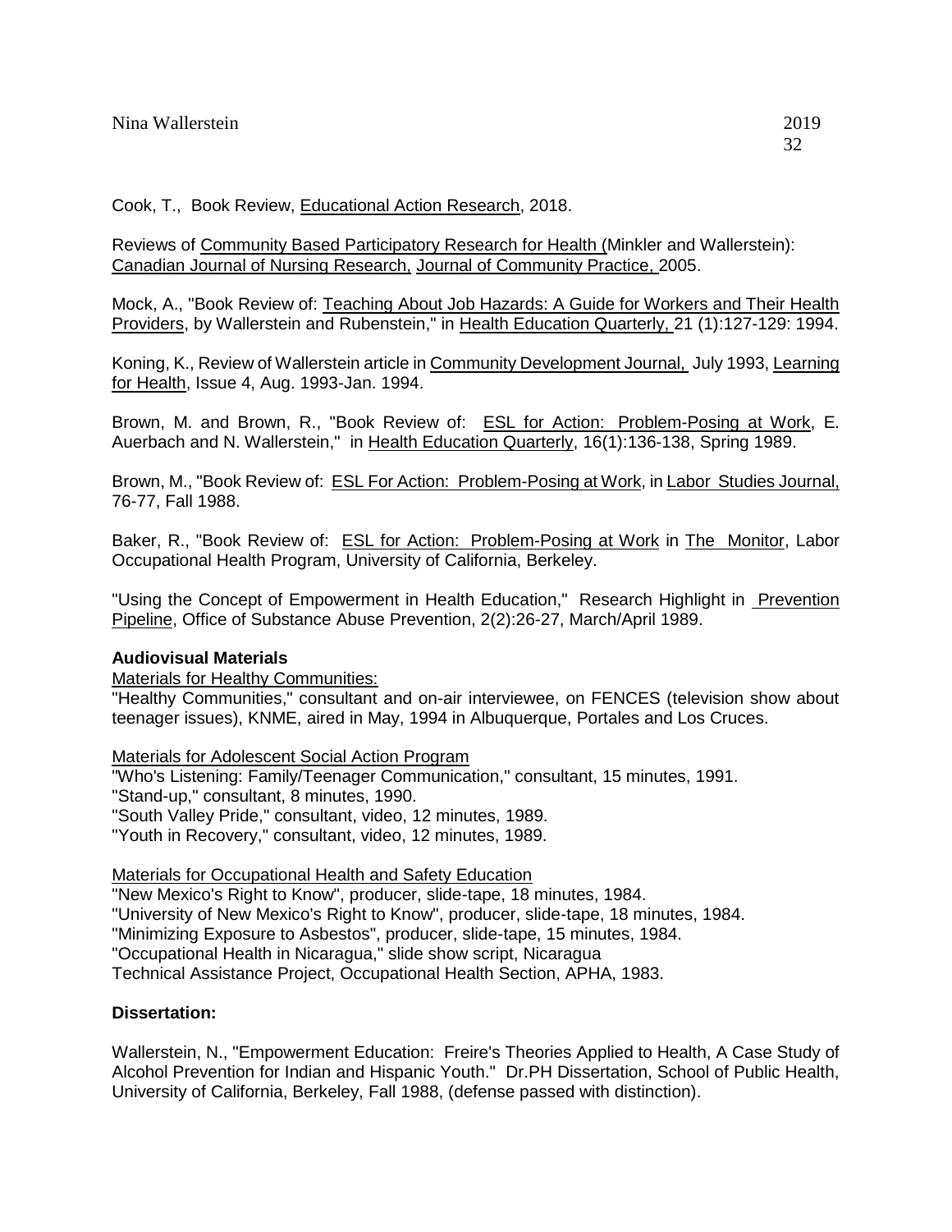Cook, T., Book Review, Educational Action Research, 2018.

Reviews of Community Based Participatory Research for Health (Minkler and Wallerstein): Canadian Journal of Nursing Research, Journal of Community Practice, 2005.

Mock, A., "Book Review of: Teaching About Job Hazards: A Guide for Workers and Their Health Providers, by Wallerstein and Rubenstein," in Health Education Quarterly, 21 (1):127-129: 1994.

Koning, K., Review of Wallerstein article in Community Development Journal, July 1993, Learning for Health, Issue 4, Aug. 1993-Jan. 1994.

Brown, M. and Brown, R., "Book Review of: ESL for Action: Problem-Posing at Work, E. Auerbach and N. Wallerstein," in Health Education Quarterly, 16(1):136-138, Spring 1989.

Brown, M., "Book Review of: ESL For Action: Problem-Posing at Work, in Labor Studies Journal, 76-77, Fall 1988.

Baker, R., "Book Review of: ESL for Action: Problem-Posing at Work in The Monitor, Labor Occupational Health Program, University of California, Berkeley.

"Using the Concept of Empowerment in Health Education," Research Highlight in Prevention Pipeline, Office of Substance Abuse Prevention, 2(2):26-27, March/April 1989.

**Audiovisual Materials**

Materials for Healthy Communities:

"Healthy Communities," consultant and on-air interviewee, on FENCES (television show about teenager issues), KNME, aired in May, 1994 in Albuquerque, Portales and Los Cruces.

Materials for Adolescent Social Action Program

"Who's Listening: Family/Teenager Communication," consultant, 15 minutes, 1991.
"Stand-up," consultant, 8 minutes, 1990.
"South Valley Pride," consultant, video, 12 minutes, 1989.
"Youth in Recovery," consultant, video, 12 minutes, 1989.

Materials for Occupational Health and Safety Education

"New Mexico's Right to Know", producer, slide-tape, 18 minutes, 1984.
"University of New Mexico's Right to Know", producer, slide-tape, 18 minutes, 1984.
"Minimizing Exposure to Asbestos", producer, slide-tape, 15 minutes, 1984.
"Occupational Health in Nicaragua," slide show script, Nicaragua Technical Assistance Project, Occupational Health Section, APHA, 1983.

**Dissertation:**

Wallerstein, N., "Empowerment Education: Freire's Theories Applied to Health, A Case Study of Alcohol Prevention for Indian and Hispanic Youth." Dr.PH Dissertation, School of Public Health, University of California, Berkeley, Fall 1988, (defense passed with distinction).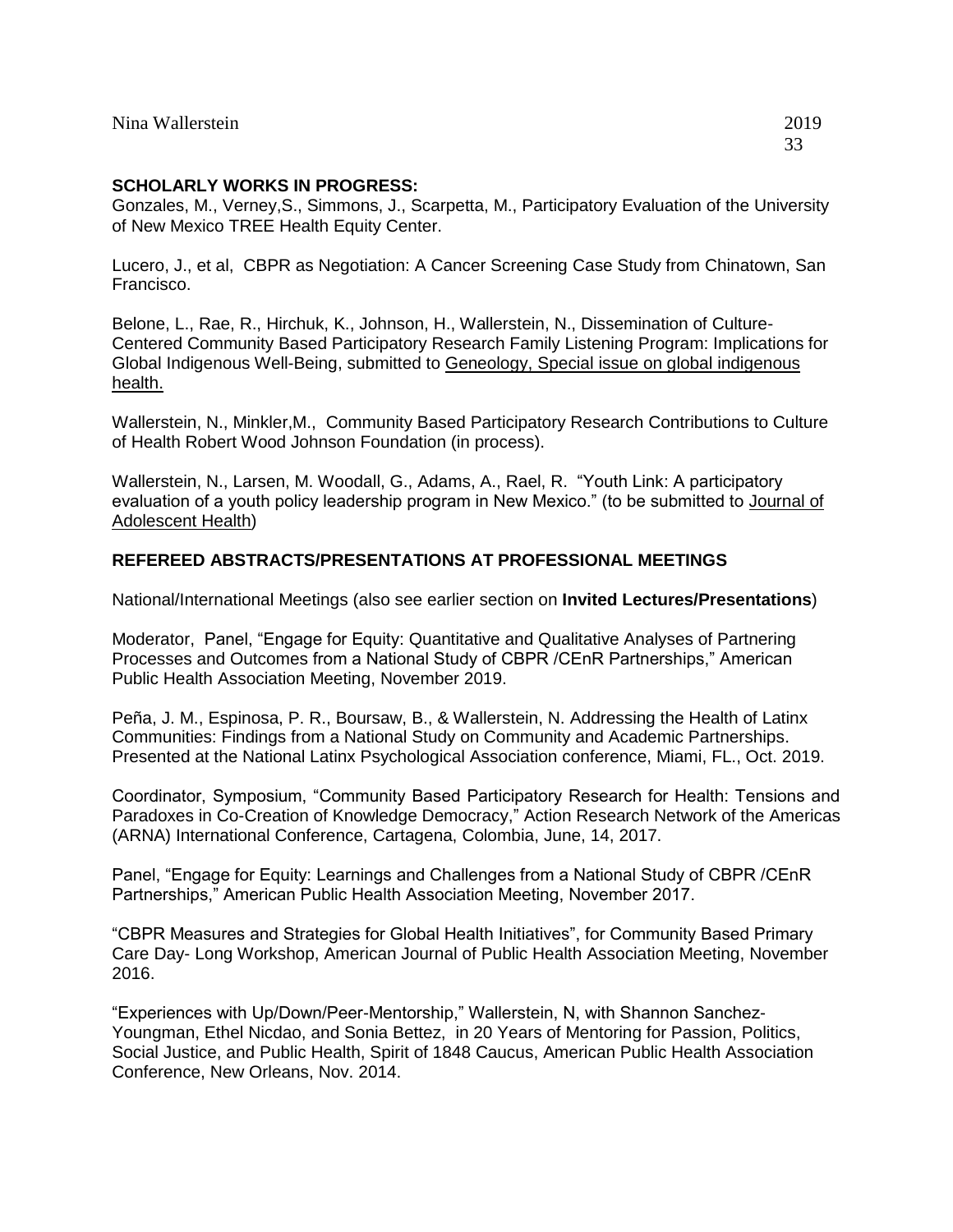**SCHOLARLY WORKS IN PROGRESS:**

Gonzales, M., Verney,S., Simmons, J., Scarpetta, M., Participatory Evaluation of the University of New Mexico TREE Health Equity Center.

Lucero, J., et al, CBPR as Negotiation: A Cancer Screening Case Study from Chinatown, San Francisco.

Belone, L., Rae, R., Hirchuk, K., Johnson, H., Wallerstein, N., Dissemination of Culture-Centered Community Based Participatory Research Family Listening Program: Implications for Global Indigenous Well-Being, submitted to <u>Geneology, Special issue on global indigenous health.</u>

Wallerstein, N., Minkler,M., Community Based Participatory Research Contributions to Culture of Health Robert Wood Johnson Foundation (in process).

Wallerstein, N., Larsen, M. Woodall, G., Adams, A., Rael, R. "Youth Link: A participatory evaluation of a youth policy leadership program in New Mexico." (to be submitted to <u>Journal of Adolescent Health</u>)

**REFEREED ABSTRACTS/PRESENTATIONS AT PROFESSIONAL MEETINGS**

National/International Meetings (also see earlier section on **Invited Lectures/Presentations**)

Moderator, Panel, "Engage for Equity: Quantitative and Qualitative Analyses of Partnering Processes and Outcomes from a National Study of CBPR /CEnR Partnerships," American Public Health Association Meeting, November 2019.

Peña, J. M., Espinosa, P. R., Boursaw, B., & Wallerstein, N. Addressing the Health of Latinx Communities: Findings from a National Study on Community and Academic Partnerships. Presented at the National Latinx Psychological Association conference, Miami, FL., Oct. 2019.

Coordinator, Symposium, "Community Based Participatory Research for Health: Tensions and Paradoxes in Co-Creation of Knowledge Democracy," Action Research Network of the Americas (ARNA) International Conference, Cartagena, Colombia, June, 14, 2017.

Panel, "Engage for Equity: Learnings and Challenges from a National Study of CBPR /CEnR Partnerships," American Public Health Association Meeting, November 2017.

"CBPR Measures and Strategies for Global Health Initiatives", for Community Based Primary Care Day- Long Workshop, American Journal of Public Health Association Meeting, November 2016.

"Experiences with Up/Down/Peer-Mentorship," Wallerstein, N, with Shannon Sanchez-Youngman, Ethel Nicdao, and Sonia Bettez, in 20 Years of Mentoring for Passion, Politics, Social Justice, and Public Health, Spirit of 1848 Caucus, American Public Health Association Conference, New Orleans, Nov. 2014.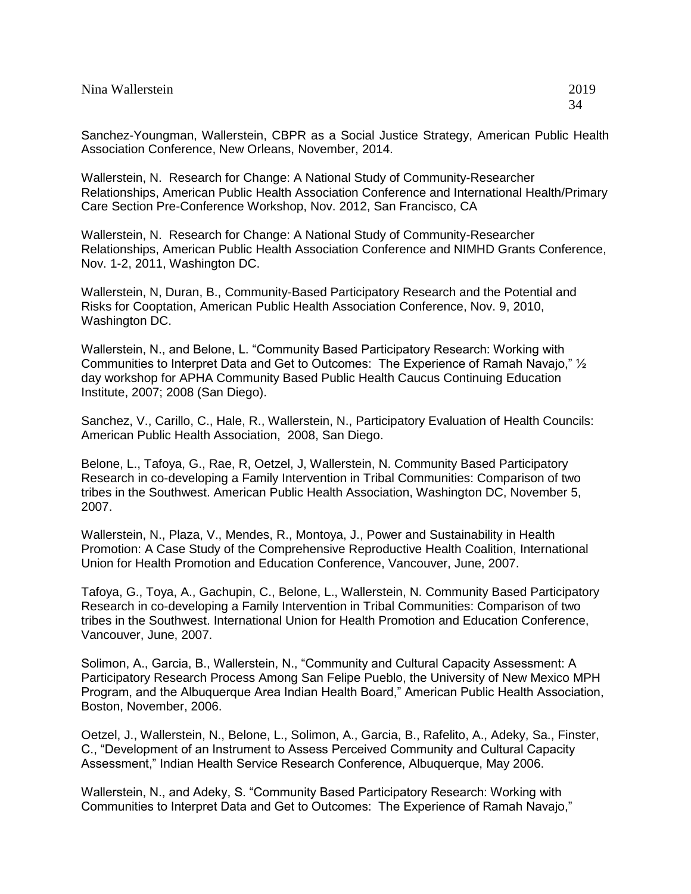Sanchez-Youngman, Wallerstein, CBPR as a Social Justice Strategy, American Public Health Association Conference, New Orleans, November, 2014.

Wallerstein, N. Research for Change: A National Study of Community-Researcher Relationships, American Public Health Association Conference and International Health/Primary Care Section Pre-Conference Workshop, Nov. 2012, San Francisco, CA

Wallerstein, N. Research for Change: A National Study of Community-Researcher Relationships, American Public Health Association Conference and NIMHD Grants Conference, Nov. 1-2, 2011, Washington DC.

Wallerstein, N, Duran, B., Community-Based Participatory Research and the Potential and Risks for Cooptation, American Public Health Association Conference, Nov. 9, 2010, Washington DC.

Wallerstein, N., and Belone, L. "Community Based Participatory Research: Working with Communities to Interpret Data and Get to Outcomes: The Experience of Ramah Navajo," ½ day workshop for APHA Community Based Public Health Caucus Continuing Education Institute, 2007; 2008 (San Diego).

Sanchez, V., Carillo, C., Hale, R., Wallerstein, N., Participatory Evaluation of Health Councils: American Public Health Association, 2008, San Diego.

Belone, L., Tafoya, G., Rae, R, Oetzel, J, Wallerstein, N. Community Based Participatory Research in co-developing a Family Intervention in Tribal Communities: Comparison of two tribes in the Southwest. American Public Health Association, Washington DC, November 5, 2007.

Wallerstein, N., Plaza, V., Mendes, R., Montoya, J., Power and Sustainability in Health Promotion: A Case Study of the Comprehensive Reproductive Health Coalition, International Union for Health Promotion and Education Conference, Vancouver, June, 2007.

Tafoya, G., Toya, A., Gachupin, C., Belone, L., Wallerstein, N. Community Based Participatory Research in co-developing a Family Intervention in Tribal Communities: Comparison of two tribes in the Southwest. International Union for Health Promotion and Education Conference, Vancouver, June, 2007.

Solimon, A., Garcia, B., Wallerstein, N., "Community and Cultural Capacity Assessment: A Participatory Research Process Among San Felipe Pueblo, the University of New Mexico MPH Program, and the Albuquerque Area Indian Health Board," American Public Health Association, Boston, November, 2006.

Oetzel, J., Wallerstein, N., Belone, L., Solimon, A., Garcia, B., Rafelito, A., Adeky, Sa., Finster, C., "Development of an Instrument to Assess Perceived Community and Cultural Capacity Assessment," Indian Health Service Research Conference, Albuquerque, May 2006.

Wallerstein, N., and Adeky, S. "Community Based Participatory Research: Working with Communities to Interpret Data and Get to Outcomes: The Experience of Ramah Navajo,"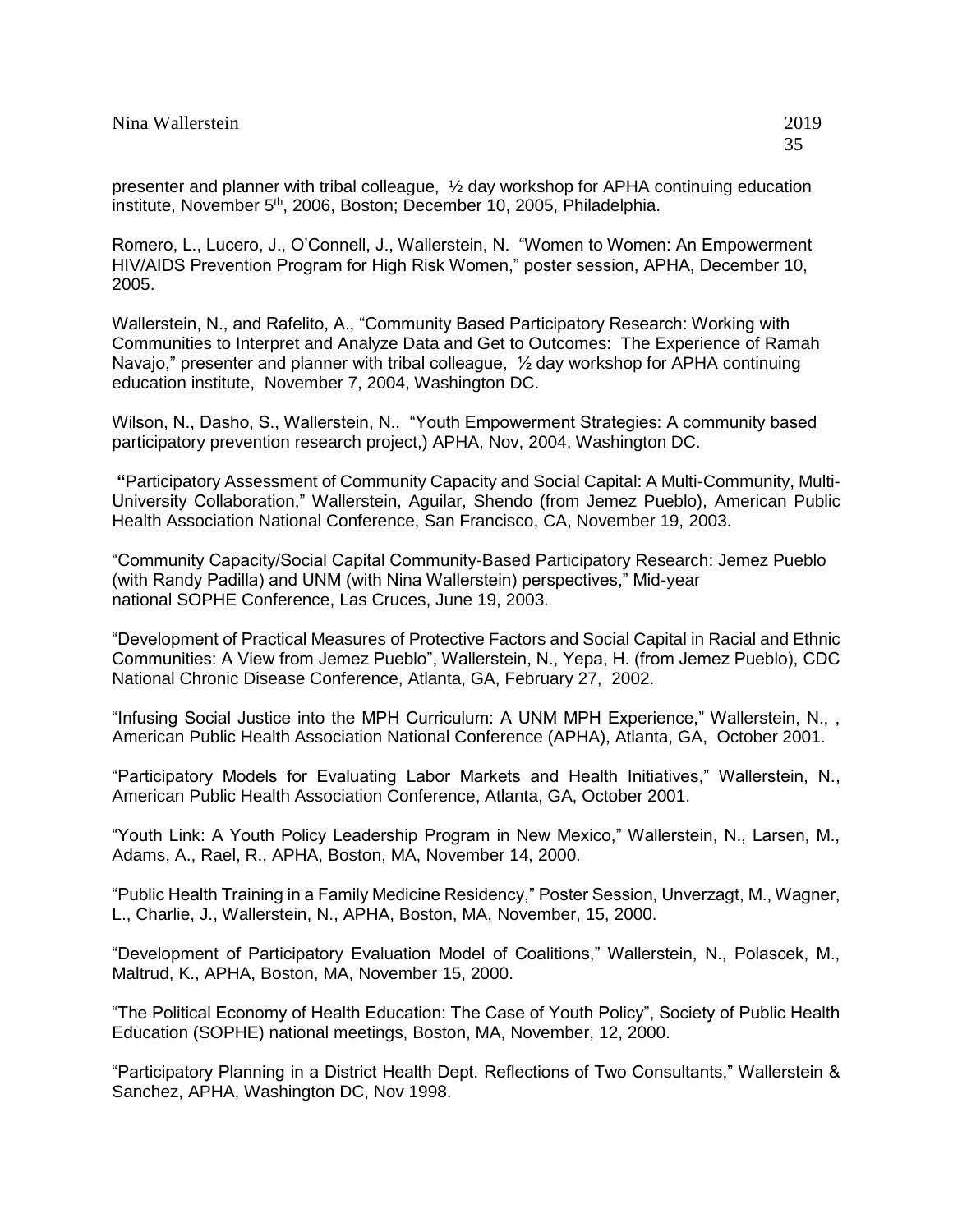presenter and planner with tribal colleague,  ½ day workshop for APHA continuing education institute, November 5th, 2006, Boston; December 10, 2005, Philadelphia.

Romero, L., Lucero, J., O'Connell, J., Wallerstein, N.  "Women to Women: An Empowerment HIV/AIDS Prevention Program for High Risk Women," poster session, APHA, December 10, 2005.

Wallerstein, N., and Rafelito, A., "Community Based Participatory Research: Working with Communities to Interpret and Analyze Data and Get to Outcomes:  The Experience of Ramah Navajo," presenter and planner with tribal colleague,  ½ day workshop for APHA continuing education institute,  November 7, 2004, Washington DC.

Wilson, N., Dasho, S., Wallerstein, N.,  "Youth Empowerment Strategies: A community based participatory prevention research project,) APHA, Nov, 2004, Washington DC.

"Participatory Assessment of Community Capacity and Social Capital: A Multi-Community, Multi-University Collaboration," Wallerstein, Aguilar, Shendo (from Jemez Pueblo), American Public Health Association National Conference, San Francisco, CA, November 19, 2003.

"Community Capacity/Social Capital Community-Based Participatory Research: Jemez Pueblo (with Randy Padilla) and UNM (with Nina Wallerstein) perspectives," Mid-year national SOPHE Conference, Las Cruces, June 19, 2003.

"Development of Practical Measures of Protective Factors and Social Capital in Racial and Ethnic Communities: A View from Jemez Pueblo", Wallerstein, N., Yepa, H. (from Jemez Pueblo), CDC National Chronic Disease Conference, Atlanta, GA, February 27,  2002.

"Infusing Social Justice into the MPH Curriculum: A UNM MPH Experience," Wallerstein, N., , American Public Health Association National Conference (APHA), Atlanta, GA,  October 2001.

"Participatory Models for Evaluating Labor Markets and Health Initiatives," Wallerstein, N., American Public Health Association Conference, Atlanta, GA, October 2001.

"Youth Link: A Youth Policy Leadership Program in New Mexico," Wallerstein, N., Larsen, M., Adams, A., Rael, R., APHA, Boston, MA, November 14, 2000.

"Public Health Training in a Family Medicine Residency," Poster Session, Unverzagt, M., Wagner, L., Charlie, J., Wallerstein, N., APHA, Boston, MA, November, 15, 2000.

"Development of Participatory Evaluation Model of Coalitions," Wallerstein, N., Polascek, M., Maltrud, K., APHA, Boston, MA, November 15, 2000.

"The Political Economy of Health Education: The Case of Youth Policy", Society of Public Health Education (SOPHE) national meetings, Boston, MA, November, 12, 2000.

"Participatory Planning in a District Health Dept. Reflections of Two Consultants," Wallerstein & Sanchez, APHA, Washington DC, Nov 1998.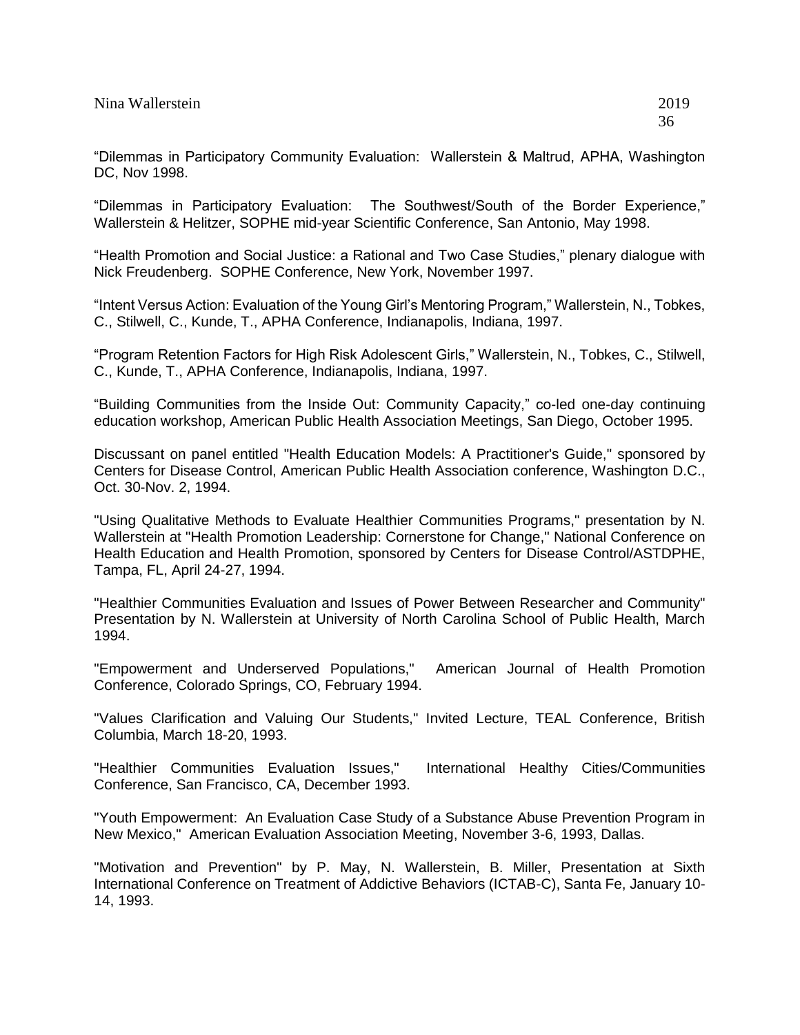"Dilemmas in Participatory Community Evaluation: Wallerstein & Maltrud, APHA, Washington DC, Nov 1998.

"Dilemmas in Participatory Evaluation: The Southwest/South of the Border Experience," Wallerstein & Helitzer, SOPHE mid-year Scientific Conference, San Antonio, May 1998.

"Health Promotion and Social Justice: a Rational and Two Case Studies," plenary dialogue with Nick Freudenberg. SOPHE Conference, New York, November 1997.

"Intent Versus Action: Evaluation of the Young Girl's Mentoring Program," Wallerstein, N., Tobkes, C., Stilwell, C., Kunde, T., APHA Conference, Indianapolis, Indiana, 1997.

"Program Retention Factors for High Risk Adolescent Girls," Wallerstein, N., Tobkes, C., Stilwell, C., Kunde, T., APHA Conference, Indianapolis, Indiana, 1997.

"Building Communities from the Inside Out: Community Capacity," co-led one-day continuing education workshop, American Public Health Association Meetings, San Diego, October 1995.

Discussant on panel entitled "Health Education Models: A Practitioner's Guide," sponsored by Centers for Disease Control, American Public Health Association conference, Washington D.C., Oct. 30-Nov. 2, 1994.

"Using Qualitative Methods to Evaluate Healthier Communities Programs," presentation by N. Wallerstein at "Health Promotion Leadership: Cornerstone for Change," National Conference on Health Education and Health Promotion, sponsored by Centers for Disease Control/ASTDPHE, Tampa, FL, April 24-27, 1994.

"Healthier Communities Evaluation and Issues of Power Between Researcher and Community" Presentation by N. Wallerstein at University of North Carolina School of Public Health, March 1994.

"Empowerment and Underserved Populations," American Journal of Health Promotion Conference, Colorado Springs, CO, February 1994.

"Values Clarification and Valuing Our Students," Invited Lecture, TEAL Conference, British Columbia, March 18-20, 1993.

"Healthier Communities Evaluation Issues," International Healthy Cities/Communities Conference, San Francisco, CA, December 1993.

"Youth Empowerment: An Evaluation Case Study of a Substance Abuse Prevention Program in New Mexico," American Evaluation Association Meeting, November 3-6, 1993, Dallas.

"Motivation and Prevention" by P. May, N. Wallerstein, B. Miller, Presentation at Sixth International Conference on Treatment of Addictive Behaviors (ICTAB-C), Santa Fe, January 10-14, 1993.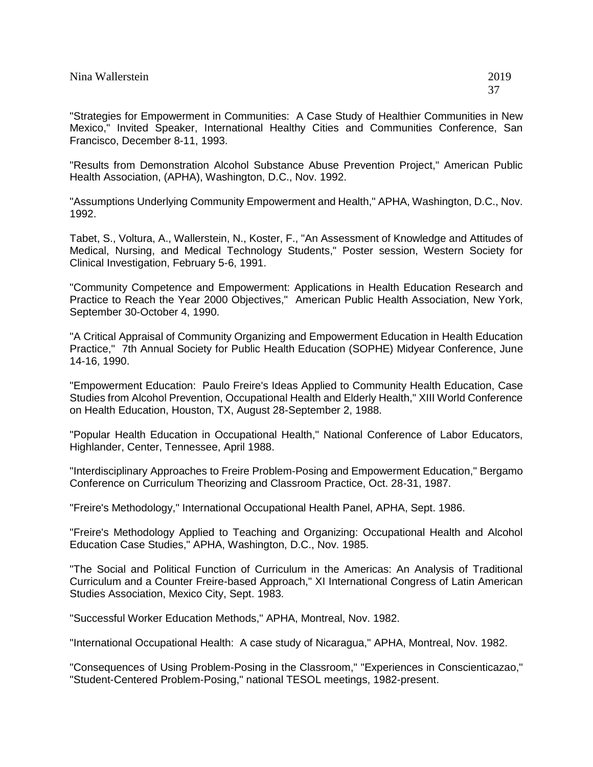"Strategies for Empowerment in Communities: A Case Study of Healthier Communities in New Mexico," Invited Speaker, International Healthy Cities and Communities Conference, San Francisco, December 8-11, 1993.

"Results from Demonstration Alcohol Substance Abuse Prevention Project," American Public Health Association, (APHA), Washington, D.C., Nov. 1992.

"Assumptions Underlying Community Empowerment and Health," APHA, Washington, D.C., Nov. 1992.

Tabet, S., Voltura, A., Wallerstein, N., Koster, F., "An Assessment of Knowledge and Attitudes of Medical, Nursing, and Medical Technology Students," Poster session, Western Society for Clinical Investigation, February 5-6, 1991.

"Community Competence and Empowerment: Applications in Health Education Research and Practice to Reach the Year 2000 Objectives," American Public Health Association, New York, September 30-October 4, 1990.

"A Critical Appraisal of Community Organizing and Empowerment Education in Health Education Practice," 7th Annual Society for Public Health Education (SOPHE) Midyear Conference, June 14-16, 1990.

"Empowerment Education: Paulo Freire's Ideas Applied to Community Health Education, Case Studies from Alcohol Prevention, Occupational Health and Elderly Health," XIII World Conference on Health Education, Houston, TX, August 28-September 2, 1988.

"Popular Health Education in Occupational Health," National Conference of Labor Educators, Highlander, Center, Tennessee, April 1988.

"Interdisciplinary Approaches to Freire Problem-Posing and Empowerment Education," Bergamo Conference on Curriculum Theorizing and Classroom Practice, Oct. 28-31, 1987.

"Freire's Methodology," International Occupational Health Panel, APHA, Sept. 1986.

"Freire's Methodology Applied to Teaching and Organizing: Occupational Health and Alcohol Education Case Studies," APHA, Washington, D.C., Nov. 1985.

"The Social and Political Function of Curriculum in the Americas: An Analysis of Traditional Curriculum and a Counter Freire-based Approach," XI International Congress of Latin American Studies Association, Mexico City, Sept. 1983.

"Successful Worker Education Methods," APHA, Montreal, Nov. 1982.

"International Occupational Health: A case study of Nicaragua," APHA, Montreal, Nov. 1982.

"Consequences of Using Problem-Posing in the Classroom," "Experiences in Conscienticazao," "Student-Centered Problem-Posing," national TESOL meetings, 1982-present.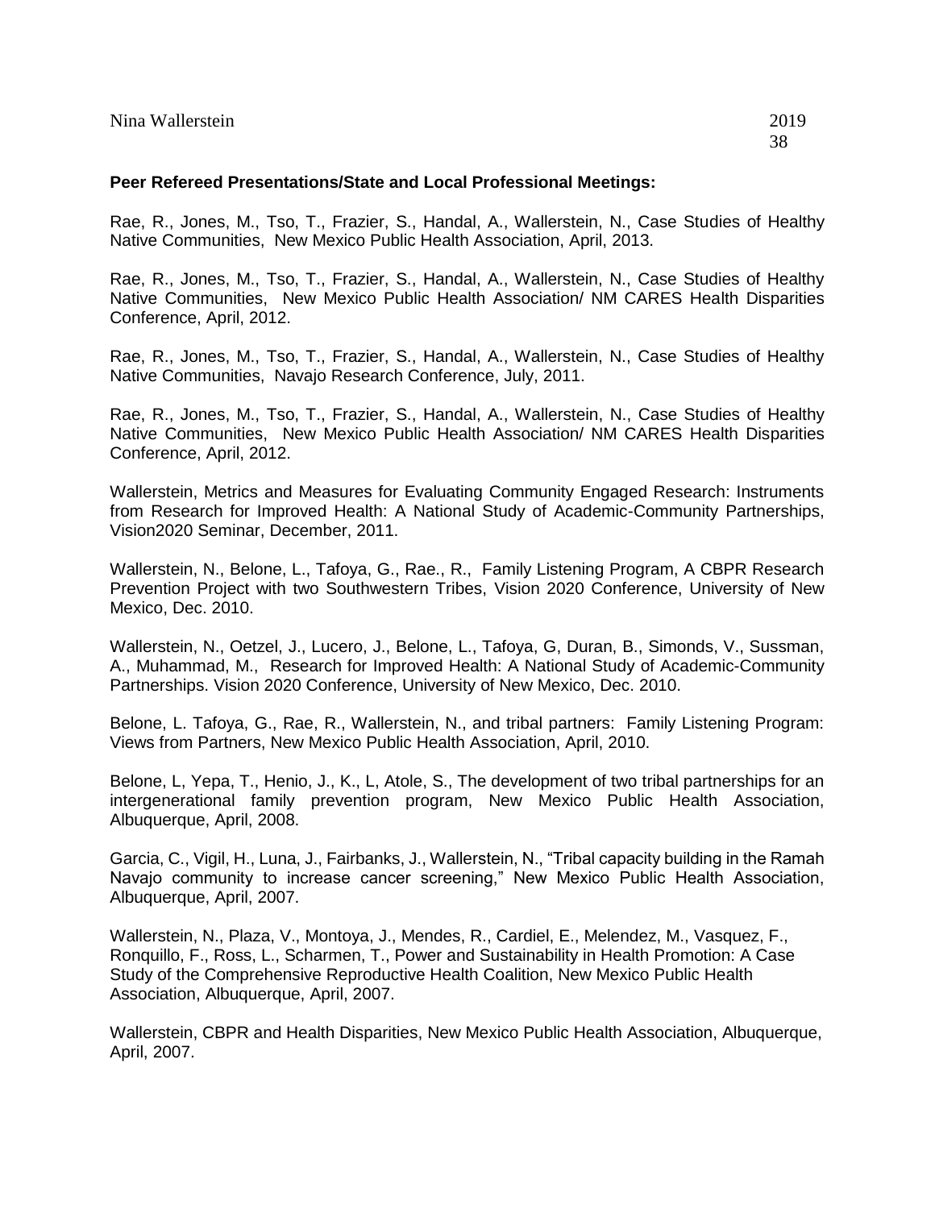**Peer Refereed Presentations/State and Local Professional Meetings:**

Rae, R., Jones, M., Tso, T., Frazier, S., Handal, A., Wallerstein, N., Case Studies of Healthy Native Communities, New Mexico Public Health Association, April, 2013.

Rae, R., Jones, M., Tso, T., Frazier, S., Handal, A., Wallerstein, N., Case Studies of Healthy Native Communities, New Mexico Public Health Association/ NM CARES Health Disparities Conference, April, 2012.

Rae, R., Jones, M., Tso, T., Frazier, S., Handal, A., Wallerstein, N., Case Studies of Healthy Native Communities, Navajo Research Conference, July, 2011.

Rae, R., Jones, M., Tso, T., Frazier, S., Handal, A., Wallerstein, N., Case Studies of Healthy Native Communities, New Mexico Public Health Association/ NM CARES Health Disparities Conference, April, 2012.

Wallerstein, Metrics and Measures for Evaluating Community Engaged Research: Instruments from Research for Improved Health: A National Study of Academic-Community Partnerships, Vision2020 Seminar, December, 2011.

Wallerstein, N., Belone, L., Tafoya, G., Rae., R., Family Listening Program, A CBPR Research Prevention Project with two Southwestern Tribes, Vision 2020 Conference, University of New Mexico, Dec. 2010.

Wallerstein, N., Oetzel, J., Lucero, J., Belone, L., Tafoya, G, Duran, B., Simonds, V., Sussman, A., Muhammad, M., Research for Improved Health: A National Study of Academic-Community Partnerships. Vision 2020 Conference, University of New Mexico, Dec. 2010.

Belone, L. Tafoya, G., Rae, R., Wallerstein, N., and tribal partners: Family Listening Program: Views from Partners, New Mexico Public Health Association, April, 2010.

Belone, L, Yepa, T., Henio, J., K., L, Atole, S., The development of two tribal partnerships for an intergenerational family prevention program, New Mexico Public Health Association, Albuquerque, April, 2008.

Garcia, C., Vigil, H., Luna, J., Fairbanks, J., Wallerstein, N., "Tribal capacity building in the Ramah Navajo community to increase cancer screening," New Mexico Public Health Association, Albuquerque, April, 2007.

Wallerstein, N., Plaza, V., Montoya, J., Mendes, R., Cardiel, E., Melendez, M., Vasquez, F., Ronquillo, F., Ross, L., Scharmen, T., Power and Sustainability in Health Promotion: A Case Study of the Comprehensive Reproductive Health Coalition, New Mexico Public Health Association, Albuquerque, April, 2007.

Wallerstein, CBPR and Health Disparities, New Mexico Public Health Association, Albuquerque, April, 2007.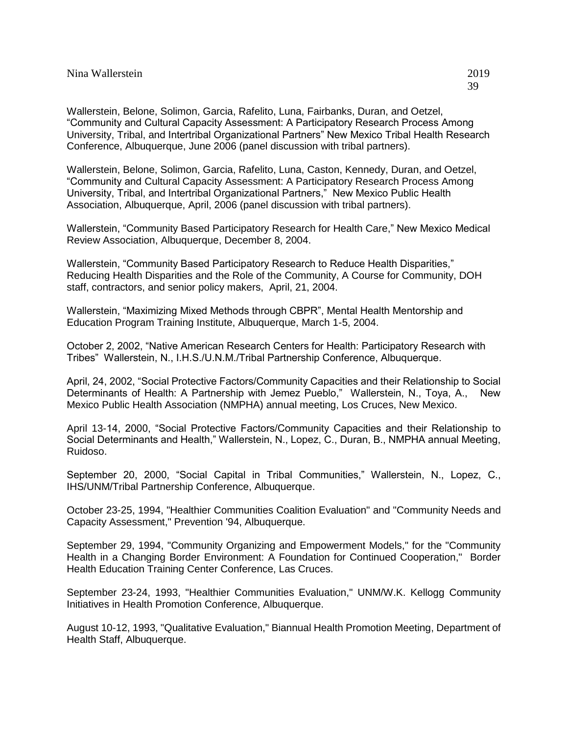Wallerstein, Belone, Solimon, Garcia, Rafelito, Luna, Fairbanks, Duran, and Oetzel, “Community and Cultural Capacity Assessment: A Participatory Research Process Among University, Tribal, and Intertribal Organizational Partners” New Mexico Tribal Health Research Conference, Albuquerque, June 2006 (panel discussion with tribal partners).

Wallerstein, Belone, Solimon, Garcia, Rafelito, Luna, Caston, Kennedy, Duran, and Oetzel, “Community and Cultural Capacity Assessment: A Participatory Research Process Among University, Tribal, and Intertribal Organizational Partners,” New Mexico Public Health Association, Albuquerque, April, 2006 (panel discussion with tribal partners).

Wallerstein, “Community Based Participatory Research for Health Care,” New Mexico Medical Review Association, Albuquerque, December 8, 2004.

Wallerstein, “Community Based Participatory Research to Reduce Health Disparities,” Reducing Health Disparities and the Role of the Community, A Course for Community, DOH staff, contractors, and senior policy makers, April, 21, 2004.

Wallerstein, “Maximizing Mixed Methods through CBPR”, Mental Health Mentorship and Education Program Training Institute, Albuquerque, March 1-5, 2004.

October 2, 2002, “Native American Research Centers for Health: Participatory Research with Tribes” Wallerstein, N., I.H.S./U.N.M./Tribal Partnership Conference, Albuquerque.

April, 24, 2002, “Social Protective Factors/Community Capacities and their Relationship to Social Determinants of Health: A Partnership with Jemez Pueblo,” Wallerstein, N., Toya, A., New Mexico Public Health Association (NMPHA) annual meeting, Los Cruces, New Mexico.

April 13-14, 2000, “Social Protective Factors/Community Capacities and their Relationship to Social Determinants and Health,” Wallerstein, N., Lopez, C., Duran, B., NMPHA annual Meeting, Ruidoso.

September 20, 2000, “Social Capital in Tribal Communities,” Wallerstein, N., Lopez, C., IHS/UNM/Tribal Partnership Conference, Albuquerque.

October 23-25, 1994, "Healthier Communities Coalition Evaluation" and "Community Needs and Capacity Assessment," Prevention '94, Albuquerque.

September 29, 1994, "Community Organizing and Empowerment Models," for the "Community Health in a Changing Border Environment: A Foundation for Continued Cooperation," Border Health Education Training Center Conference, Las Cruces.

September 23-24, 1993, "Healthier Communities Evaluation," UNM/W.K. Kellogg Community Initiatives in Health Promotion Conference, Albuquerque.

August 10-12, 1993, "Qualitative Evaluation," Biannual Health Promotion Meeting, Department of Health Staff, Albuquerque.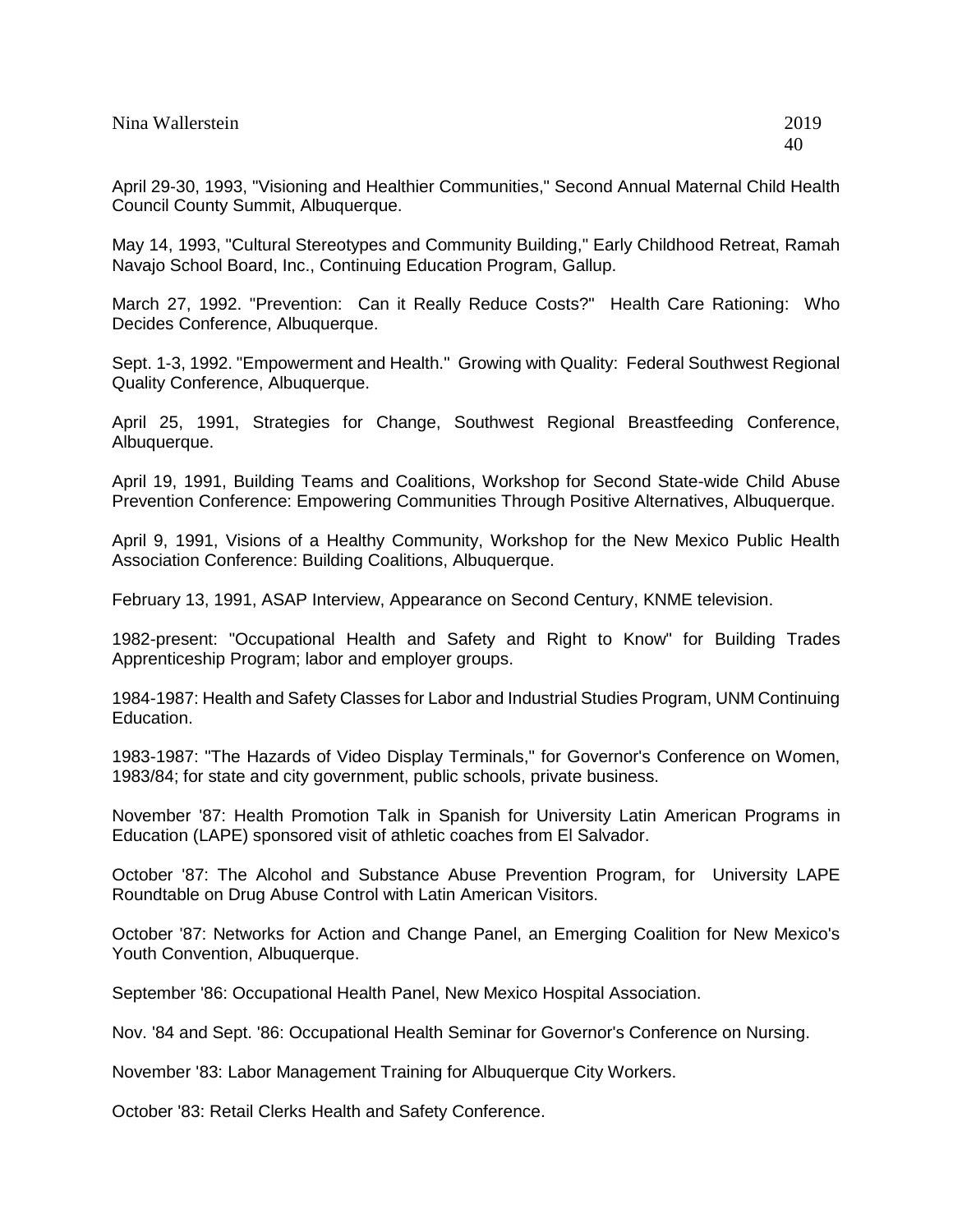April 29-30, 1993, "Visioning and Healthier Communities," Second Annual Maternal Child Health Council County Summit, Albuquerque.

May 14, 1993, "Cultural Stereotypes and Community Building," Early Childhood Retreat, Ramah Navajo School Board, Inc., Continuing Education Program, Gallup.

March 27, 1992. "Prevention: Can it Really Reduce Costs?" Health Care Rationing: Who Decides Conference, Albuquerque.

Sept. 1-3, 1992. "Empowerment and Health." Growing with Quality: Federal Southwest Regional Quality Conference, Albuquerque.

April 25, 1991, Strategies for Change, Southwest Regional Breastfeeding Conference, Albuquerque.

April 19, 1991, Building Teams and Coalitions, Workshop for Second State-wide Child Abuse Prevention Conference: Empowering Communities Through Positive Alternatives, Albuquerque.

April 9, 1991, Visions of a Healthy Community, Workshop for the New Mexico Public Health Association Conference: Building Coalitions, Albuquerque.

February 13, 1991, ASAP Interview, Appearance on Second Century, KNME television.

1982-present: "Occupational Health and Safety and Right to Know" for Building Trades Apprenticeship Program; labor and employer groups.

1984-1987: Health and Safety Classes for Labor and Industrial Studies Program, UNM Continuing Education.

1983-1987: "The Hazards of Video Display Terminals," for Governor's Conference on Women, 1983/84; for state and city government, public schools, private business.

November '87: Health Promotion Talk in Spanish for University Latin American Programs in Education (LAPE) sponsored visit of athletic coaches from El Salvador.

October '87: The Alcohol and Substance Abuse Prevention Program, for University LAPE Roundtable on Drug Abuse Control with Latin American Visitors.

October '87: Networks for Action and Change Panel, an Emerging Coalition for New Mexico's Youth Convention, Albuquerque.

September '86: Occupational Health Panel, New Mexico Hospital Association.

Nov. '84 and Sept. '86: Occupational Health Seminar for Governor's Conference on Nursing.

November '83: Labor Management Training for Albuquerque City Workers.

October '83: Retail Clerks Health and Safety Conference.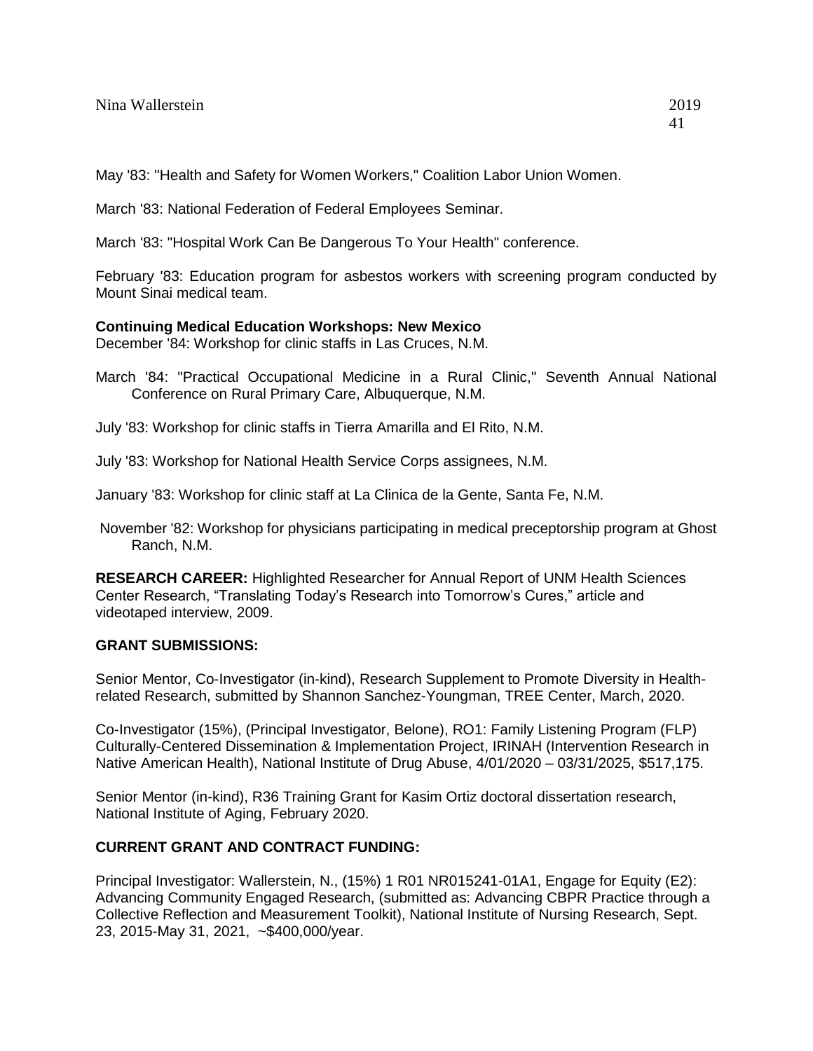May '83: "Health and Safety for Women Workers," Coalition Labor Union Women.

March '83: National Federation of Federal Employees Seminar.

March '83: "Hospital Work Can Be Dangerous To Your Health" conference.

February '83: Education program for asbestos workers with screening program conducted by Mount Sinai medical team.

**Continuing Medical Education Workshops: New Mexico**

December '84: Workshop for clinic staffs in Las Cruces, N.M.

March '84: "Practical Occupational Medicine in a Rural Clinic," Seventh Annual National Conference on Rural Primary Care, Albuquerque, N.M.

July '83: Workshop for clinic staffs in Tierra Amarilla and El Rito, N.M.

July '83: Workshop for National Health Service Corps assignees, N.M.

January '83: Workshop for clinic staff at La Clinica de la Gente, Santa Fe, N.M.

November '82: Workshop for physicians participating in medical preceptorship program at Ghost Ranch, N.M.

**RESEARCH CAREER:** Highlighted Researcher for Annual Report of UNM Health Sciences Center Research, "Translating Today's Research into Tomorrow's Cures," article and videotaped interview, 2009.

**GRANT SUBMISSIONS:**

Senior Mentor, Co-Investigator (in-kind), Research Supplement to Promote Diversity in Health-related Research, submitted by Shannon Sanchez-Youngman, TREE Center, March, 2020.

Co-Investigator (15%), (Principal Investigator, Belone), RO1: Family Listening Program (FLP) Culturally-Centered Dissemination & Implementation Project, IRINAH (Intervention Research in Native American Health), National Institute of Drug Abuse, 4/01/2020 – 03/31/2025, $517,175.

Senior Mentor (in-kind), R36 Training Grant for Kasim Ortiz doctoral dissertation research, National Institute of Aging, February 2020.

**CURRENT GRANT AND CONTRACT FUNDING:**

Principal Investigator: Wallerstein, N., (15%) 1 R01 NR015241-01A1, Engage for Equity (E2): Advancing Community Engaged Research, (submitted as: Advancing CBPR Practice through a Collective Reflection and Measurement Toolkit), National Institute of Nursing Research, Sept. 23, 2015-May 31, 2021, ~$400,000/year.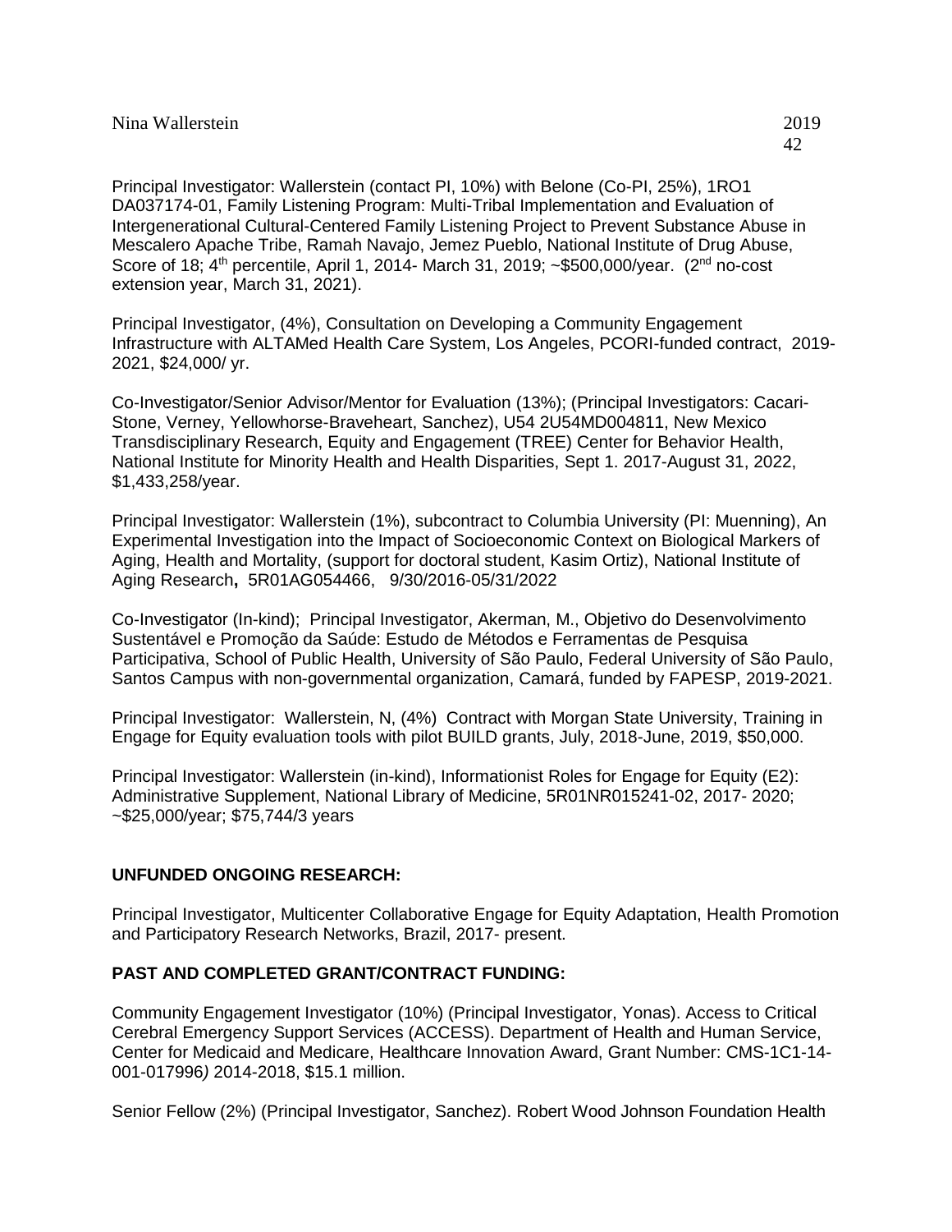Principal Investigator: Wallerstein (contact PI, 10%) with Belone (Co-PI, 25%), 1RO1 DA037174-01, Family Listening Program: Multi-Tribal Implementation and Evaluation of Intergenerational Cultural-Centered Family Listening Project to Prevent Substance Abuse in Mescalero Apache Tribe, Ramah Navajo, Jemez Pueblo, National Institute of Drug Abuse, Score of 18; 4th percentile, April 1, 2014- March 31, 2019; ~$500,000/year. (2nd no-cost extension year, March 31, 2021).

Principal Investigator, (4%), Consultation on Developing a Community Engagement Infrastructure with ALTAMed Health Care System, Los Angeles, PCORI-funded contract, 2019-2021, $24,000/ yr.

Co-Investigator/Senior Advisor/Mentor for Evaluation (13%); (Principal Investigators: Cacari-Stone, Verney, Yellowhorse-Braveheart, Sanchez), U54 2U54MD004811, New Mexico Transdisciplinary Research, Equity and Engagement (TREE) Center for Behavior Health, National Institute for Minority Health and Health Disparities, Sept 1. 2017-August 31, 2022, $1,433,258/year.

Principal Investigator: Wallerstein (1%), subcontract to Columbia University (PI: Muenning), An Experimental Investigation into the Impact of Socioeconomic Context on Biological Markers of Aging, Health and Mortality, (support for doctoral student, Kasim Ortiz), National Institute of Aging Research**,** 5R01AG054466, 9/30/2016-05/31/2022

Co-Investigator (In-kind); Principal Investigator, Akerman, M., Objetivo do Desenvolvimento Sustentável e Promoção da Saúde: Estudo de Métodos e Ferramentas de Pesquisa Participativa, School of Public Health, University of São Paulo, Federal University of São Paulo, Santos Campus with non-governmental organization, Camará, funded by FAPESP, 2019-2021.

Principal Investigator: Wallerstein, N, (4%) Contract with Morgan State University, Training in Engage for Equity evaluation tools with pilot BUILD grants, July, 2018-June, 2019, $50,000.

Principal Investigator: Wallerstein (in-kind), Informationist Roles for Engage for Equity (E2): Administrative Supplement, National Library of Medicine, 5R01NR015241-02, 2017- 2020; ~$25,000/year; $75,744/3 years

**UNFUNDED ONGOING RESEARCH:**

Principal Investigator, Multicenter Collaborative Engage for Equity Adaptation, Health Promotion and Participatory Research Networks, Brazil, 2017- present.

**PAST AND COMPLETED GRANT/CONTRACT FUNDING:**

Community Engagement Investigator (10%) (Principal Investigator, Yonas). Access to Critical Cerebral Emergency Support Services (ACCESS). Department of Health and Human Service, Center for Medicaid and Medicare, Healthcare Innovation Award, Grant Number: CMS-1C1-14-001-017996*)* 2014-2018, $15.1 million.

Senior Fellow (2%) (Principal Investigator, Sanchez). Robert Wood Johnson Foundation Health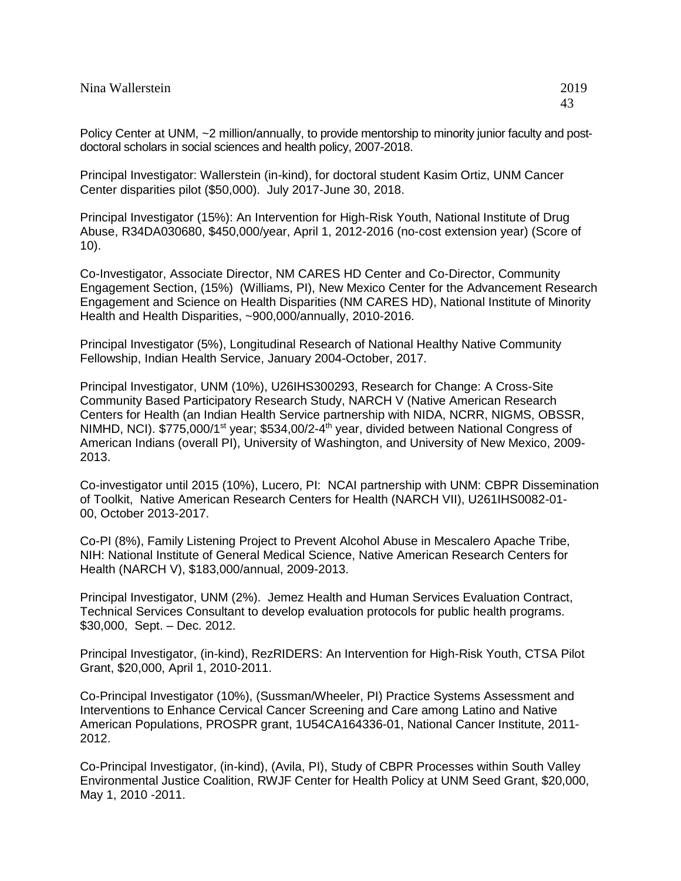Policy Center at UNM, ~2 million/annually, to provide mentorship to minority junior faculty and post-doctoral scholars in social sciences and health policy, 2007-2018.

Principal Investigator: Wallerstein (in-kind), for doctoral student Kasim Ortiz, UNM Cancer Center disparities pilot ($50,000). July 2017-June 30, 2018.

Principal Investigator (15%): An Intervention for High-Risk Youth, National Institute of Drug Abuse, R34DA030680, $450,000/year, April 1, 2012-2016 (no-cost extension year) (Score of 10).

Co-Investigator, Associate Director, NM CARES HD Center and Co-Director, Community Engagement Section, (15%) (Williams, PI), New Mexico Center for the Advancement Research Engagement and Science on Health Disparities (NM CARES HD), National Institute of Minority Health and Health Disparities, ~900,000/annually, 2010-2016.

Principal Investigator (5%), Longitudinal Research of National Healthy Native Community Fellowship, Indian Health Service, January 2004-October, 2017.

Principal Investigator, UNM (10%), U26IHS300293, Research for Change: A Cross-Site Community Based Participatory Research Study, NARCH V (Native American Research Centers for Health (an Indian Health Service partnership with NIDA, NCRR, NIGMS, OBSSR, NIMHD, NCI). $775,000/1st year; $534,00/2-4th year, divided between National Congress of American Indians (overall PI), University of Washington, and University of New Mexico, 2009-2013.

Co-investigator until 2015 (10%), Lucero, PI: NCAI partnership with UNM: CBPR Dissemination of Toolkit, Native American Research Centers for Health (NARCH VII), U261IHS0082-01-00, October 2013-2017.

Co-PI (8%), Family Listening Project to Prevent Alcohol Abuse in Mescalero Apache Tribe, NIH: National Institute of General Medical Science, Native American Research Centers for Health (NARCH V), $183,000/annual, 2009-2013.

Principal Investigator, UNM (2%). Jemez Health and Human Services Evaluation Contract, Technical Services Consultant to develop evaluation protocols for public health programs. $30,000, Sept. – Dec. 2012.

Principal Investigator, (in-kind), RezRIDERS: An Intervention for High-Risk Youth, CTSA Pilot Grant, $20,000, April 1, 2010-2011.

Co-Principal Investigator (10%), (Sussman/Wheeler, PI) Practice Systems Assessment and Interventions to Enhance Cervical Cancer Screening and Care among Latino and Native American Populations, PROSPR grant, 1U54CA164336-01, National Cancer Institute, 2011-2012.

Co-Principal Investigator, (in-kind), (Avila, PI), Study of CBPR Processes within South Valley Environmental Justice Coalition, RWJF Center for Health Policy at UNM Seed Grant, $20,000, May 1, 2010 -2011.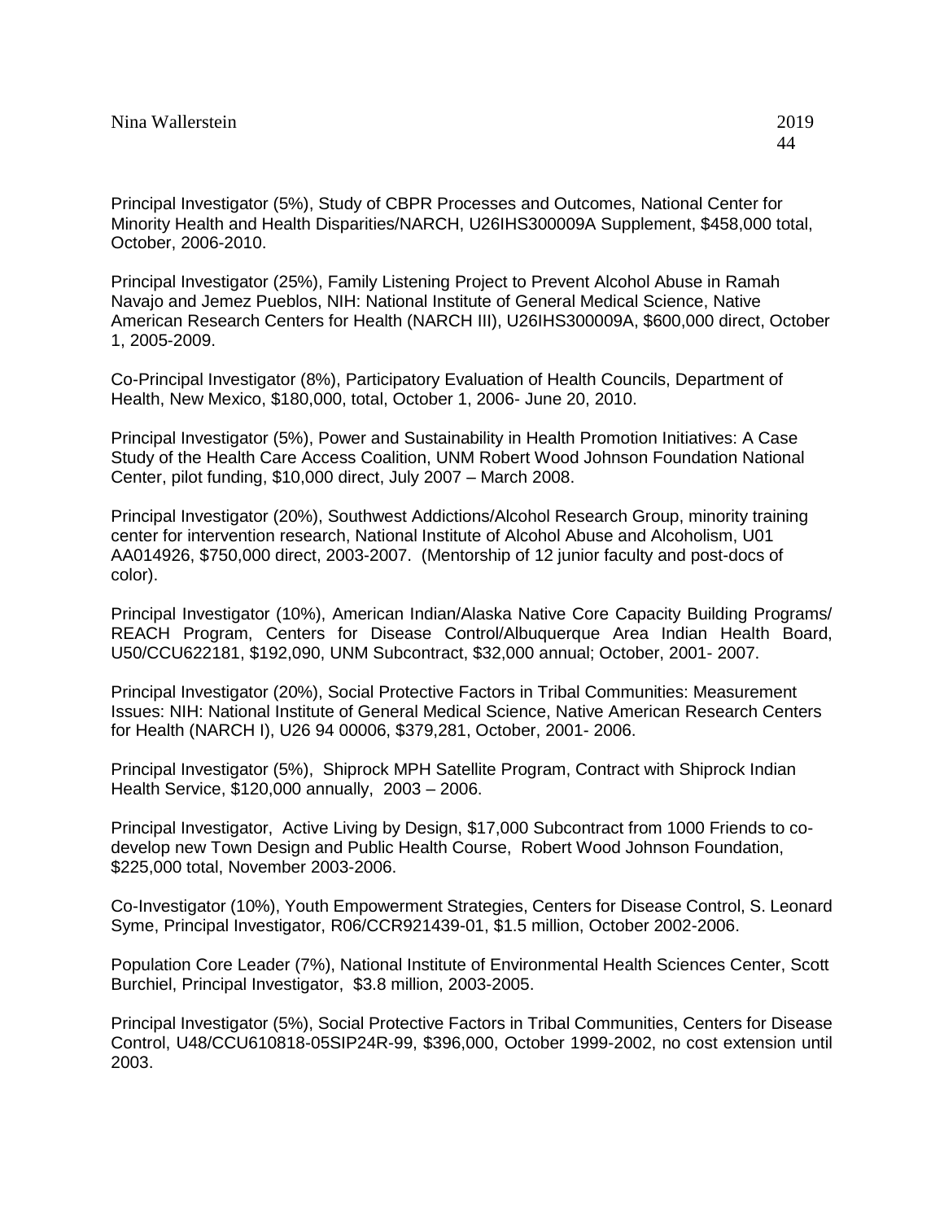Principal Investigator (5%), Study of CBPR Processes and Outcomes, National Center for Minority Health and Health Disparities/NARCH, U26IHS300009A Supplement, $458,000 total, October, 2006-2010.

Principal Investigator (25%), Family Listening Project to Prevent Alcohol Abuse in Ramah Navajo and Jemez Pueblos, NIH: National Institute of General Medical Science, Native American Research Centers for Health (NARCH III), U26IHS300009A, $600,000 direct, October 1, 2005-2009.

Co-Principal Investigator (8%), Participatory Evaluation of Health Councils, Department of Health, New Mexico, $180,000, total, October 1, 2006- June 20, 2010.

Principal Investigator (5%), Power and Sustainability in Health Promotion Initiatives: A Case Study of the Health Care Access Coalition, UNM Robert Wood Johnson Foundation National Center, pilot funding, $10,000 direct, July 2007 – March 2008.

Principal Investigator (20%), Southwest Addictions/Alcohol Research Group, minority training center for intervention research, National Institute of Alcohol Abuse and Alcoholism, U01 AA014926, $750,000 direct, 2003-2007. (Mentorship of 12 junior faculty and post-docs of color).

Principal Investigator (10%), American Indian/Alaska Native Core Capacity Building Programs/ REACH Program, Centers for Disease Control/Albuquerque Area Indian Health Board, U50/CCU622181, $192,090, UNM Subcontract, $32,000 annual; October, 2001- 2007.

Principal Investigator (20%), Social Protective Factors in Tribal Communities: Measurement Issues: NIH: National Institute of General Medical Science, Native American Research Centers for Health (NARCH I), U26 94 00006, $379,281, October, 2001- 2006.

Principal Investigator (5%), Shiprock MPH Satellite Program, Contract with Shiprock Indian Health Service, $120,000 annually, 2003 – 2006.

Principal Investigator, Active Living by Design, $17,000 Subcontract from 1000 Friends to co-develop new Town Design and Public Health Course, Robert Wood Johnson Foundation, $225,000 total, November 2003-2006.

Co-Investigator (10%), Youth Empowerment Strategies, Centers for Disease Control, S. Leonard Syme, Principal Investigator, R06/CCR921439-01, $1.5 million, October 2002-2006.

Population Core Leader (7%), National Institute of Environmental Health Sciences Center, Scott Burchiel, Principal Investigator, $3.8 million, 2003-2005.

Principal Investigator (5%), Social Protective Factors in Tribal Communities, Centers for Disease Control, U48/CCU610818-05SIP24R-99, $396,000, October 1999-2002, no cost extension until 2003.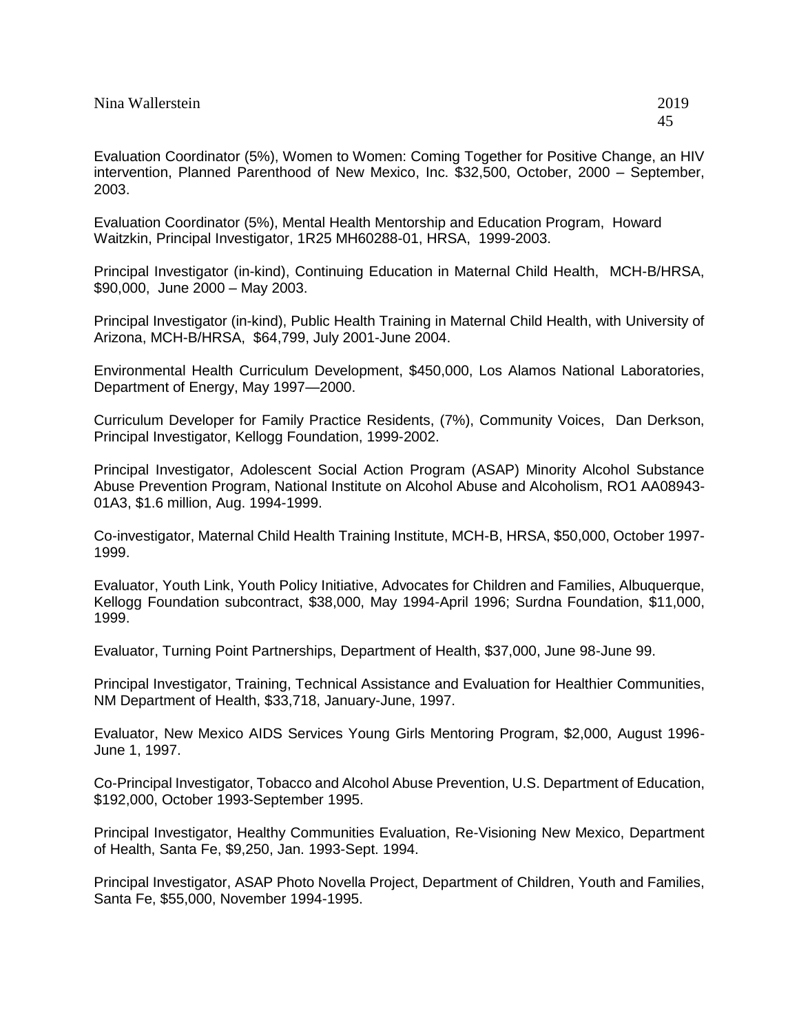Evaluation Coordinator (5%), Women to Women: Coming Together for Positive Change, an HIV intervention, Planned Parenthood of New Mexico, Inc. $32,500, October, 2000 – September, 2003.

Evaluation Coordinator (5%), Mental Health Mentorship and Education Program, Howard Waitzkin, Principal Investigator, 1R25 MH60288-01, HRSA, 1999-2003.

Principal Investigator (in-kind), Continuing Education in Maternal Child Health, MCH-B/HRSA, $90,000, June 2000 – May 2003.

Principal Investigator (in-kind), Public Health Training in Maternal Child Health, with University of Arizona, MCH-B/HRSA, $64,799, July 2001-June 2004.

Environmental Health Curriculum Development, $450,000, Los Alamos National Laboratories, Department of Energy, May 1997—2000.

Curriculum Developer for Family Practice Residents, (7%), Community Voices, Dan Derkson, Principal Investigator, Kellogg Foundation, 1999-2002.

Principal Investigator, Adolescent Social Action Program (ASAP) Minority Alcohol Substance Abuse Prevention Program, National Institute on Alcohol Abuse and Alcoholism, RO1 AA08943-01A3, $1.6 million, Aug. 1994-1999.

Co-investigator, Maternal Child Health Training Institute, MCH-B, HRSA, $50,000, October 1997-1999.

Evaluator, Youth Link, Youth Policy Initiative, Advocates for Children and Families, Albuquerque, Kellogg Foundation subcontract, $38,000, May 1994-April 1996; Surdna Foundation, $11,000, 1999.

Evaluator, Turning Point Partnerships, Department of Health, $37,000, June 98-June 99.

Principal Investigator, Training, Technical Assistance and Evaluation for Healthier Communities, NM Department of Health, $33,718, January-June, 1997.

Evaluator, New Mexico AIDS Services Young Girls Mentoring Program, $2,000, August 1996-June 1, 1997.

Co-Principal Investigator, Tobacco and Alcohol Abuse Prevention, U.S. Department of Education, $192,000, October 1993-September 1995.

Principal Investigator, Healthy Communities Evaluation, Re-Visioning New Mexico, Department of Health, Santa Fe, $9,250, Jan. 1993-Sept. 1994.

Principal Investigator, ASAP Photo Novella Project, Department of Children, Youth and Families, Santa Fe, $55,000, November 1994-1995.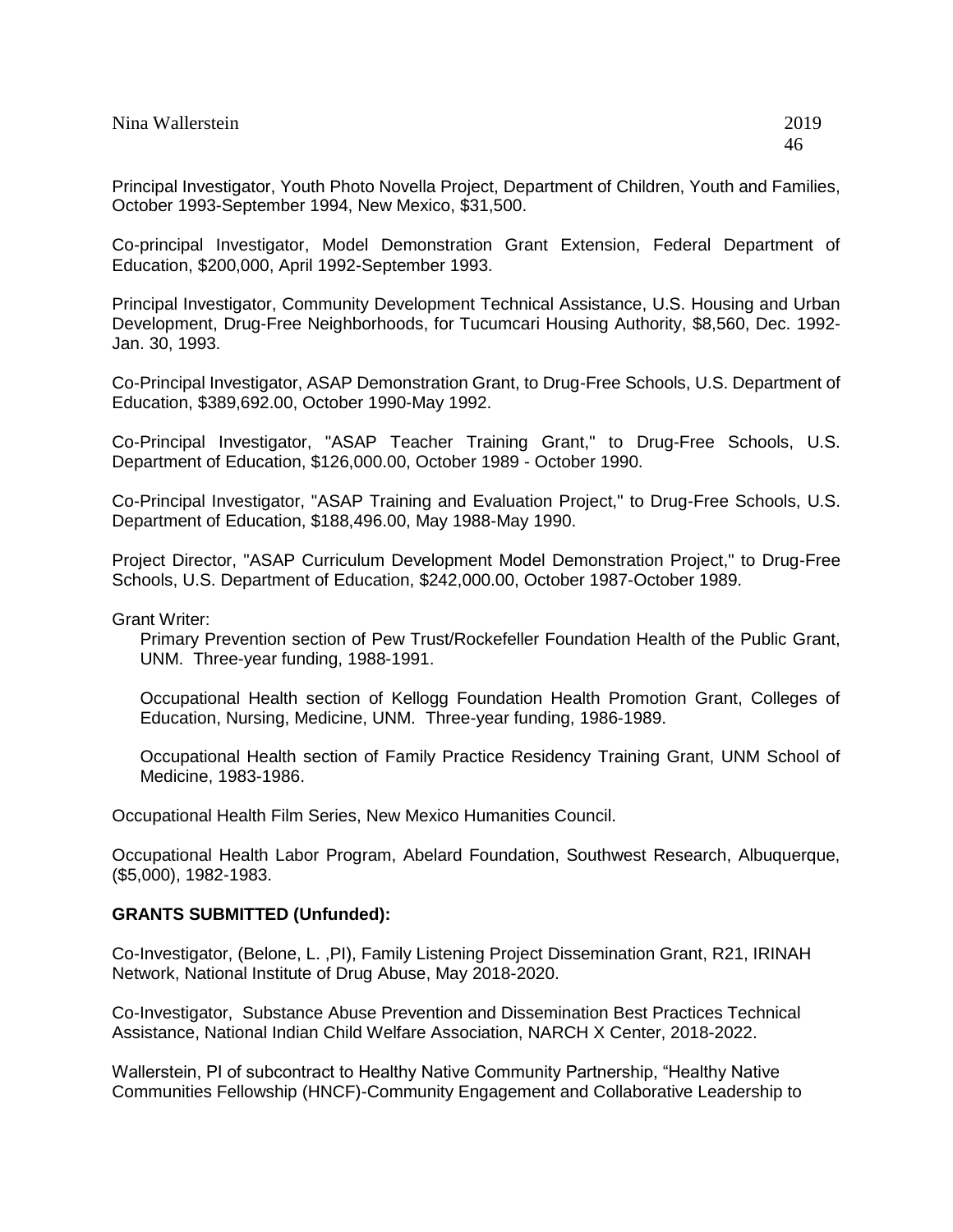Principal Investigator, Youth Photo Novella Project, Department of Children, Youth and Families, October 1993-September 1994, New Mexico, $31,500.

Co-principal Investigator, Model Demonstration Grant Extension, Federal Department of Education, $200,000, April 1992-September 1993.

Principal Investigator, Community Development Technical Assistance, U.S. Housing and Urban Development, Drug-Free Neighborhoods, for Tucumcari Housing Authority, $8,560, Dec. 1992-Jan. 30, 1993.

Co-Principal Investigator, ASAP Demonstration Grant, to Drug-Free Schools, U.S. Department of Education, $389,692.00, October 1990-May 1992.

Co-Principal Investigator, "ASAP Teacher Training Grant," to Drug-Free Schools, U.S. Department of Education, $126,000.00, October 1989 - October 1990.

Co-Principal Investigator, "ASAP Training and Evaluation Project," to Drug-Free Schools, U.S. Department of Education, $188,496.00, May 1988-May 1990.

Project Director, "ASAP Curriculum Development Model Demonstration Project," to Drug-Free Schools, U.S. Department of Education, $242,000.00, October 1987-October 1989.

Grant Writer:

Primary Prevention section of Pew Trust/Rockefeller Foundation Health of the Public Grant, UNM. Three-year funding, 1988-1991.

Occupational Health section of Kellogg Foundation Health Promotion Grant, Colleges of Education, Nursing, Medicine, UNM. Three-year funding, 1986-1989.

Occupational Health section of Family Practice Residency Training Grant, UNM School of Medicine, 1983-1986.

Occupational Health Film Series, New Mexico Humanities Council.

Occupational Health Labor Program, Abelard Foundation, Southwest Research, Albuquerque, ($5,000), 1982-1983.

**GRANTS SUBMITTED (Unfunded):**

Co-Investigator, (Belone, L. ,PI), Family Listening Project Dissemination Grant, R21, IRINAH Network, National Institute of Drug Abuse, May 2018-2020.

Co-Investigator, Substance Abuse Prevention and Dissemination Best Practices Technical Assistance, National Indian Child Welfare Association, NARCH X Center, 2018-2022.

Wallerstein, PI of subcontract to Healthy Native Community Partnership, "Healthy Native Communities Fellowship (HNCF)-Community Engagement and Collaborative Leadership to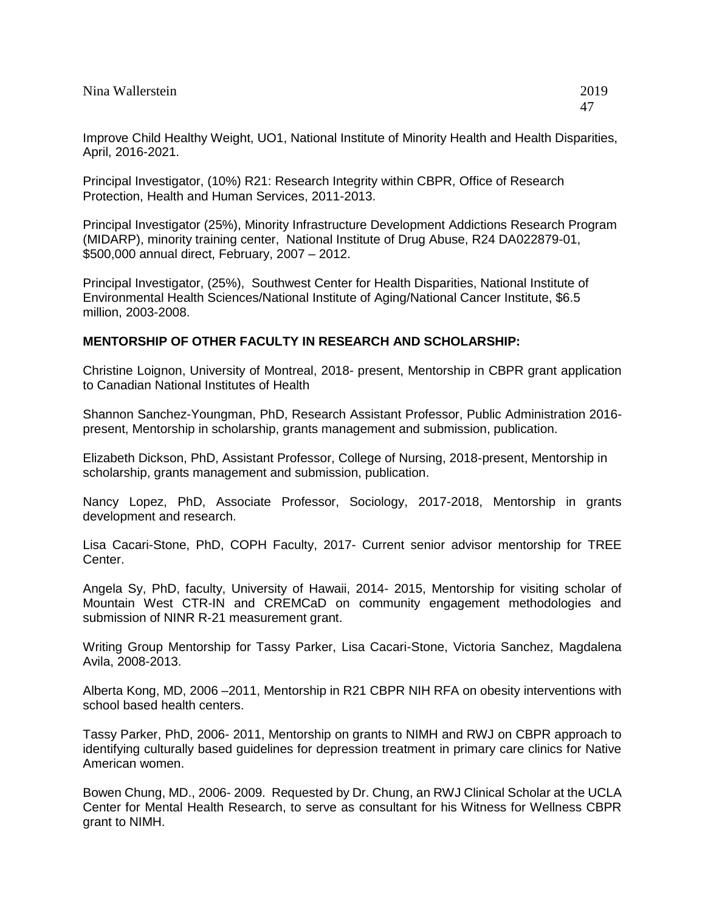Improve Child Healthy Weight, UO1, National Institute of Minority Health and Health Disparities, April, 2016-2021.

Principal Investigator, (10%) R21: Research Integrity within CBPR, Office of Research Protection, Health and Human Services, 2011-2013.

Principal Investigator (25%), Minority Infrastructure Development Addictions Research Program (MIDARP), minority training center, National Institute of Drug Abuse, R24 DA022879-01, $500,000 annual direct, February, 2007 – 2012.

Principal Investigator, (25%), Southwest Center for Health Disparities, National Institute of Environmental Health Sciences/National Institute of Aging/National Cancer Institute, $6.5 million, 2003-2008.

**MENTORSHIP OF OTHER FACULTY IN RESEARCH AND SCHOLARSHIP:**

Christine Loignon, University of Montreal, 2018- present, Mentorship in CBPR grant application to Canadian National Institutes of Health

Shannon Sanchez-Youngman, PhD, Research Assistant Professor, Public Administration 2016-present, Mentorship in scholarship, grants management and submission, publication.

Elizabeth Dickson, PhD, Assistant Professor, College of Nursing, 2018-present, Mentorship in scholarship, grants management and submission, publication.

Nancy Lopez, PhD, Associate Professor, Sociology, 2017-2018, Mentorship in grants development and research.

Lisa Cacari-Stone, PhD, COPH Faculty, 2017- Current senior advisor mentorship for TREE Center.

Angela Sy, PhD, faculty, University of Hawaii, 2014- 2015, Mentorship for visiting scholar of Mountain West CTR-IN and CREMCaD on community engagement methodologies and submission of NINR R-21 measurement grant.

Writing Group Mentorship for Tassy Parker, Lisa Cacari-Stone, Victoria Sanchez, Magdalena Avila, 2008-2013.

Alberta Kong, MD, 2006 –2011, Mentorship in R21 CBPR NIH RFA on obesity interventions with school based health centers.

Tassy Parker, PhD, 2006- 2011, Mentorship on grants to NIMH and RWJ on CBPR approach to identifying culturally based guidelines for depression treatment in primary care clinics for Native American women.

Bowen Chung, MD., 2006- 2009. Requested by Dr. Chung, an RWJ Clinical Scholar at the UCLA Center for Mental Health Research, to serve as consultant for his Witness for Wellness CBPR grant to NIMH.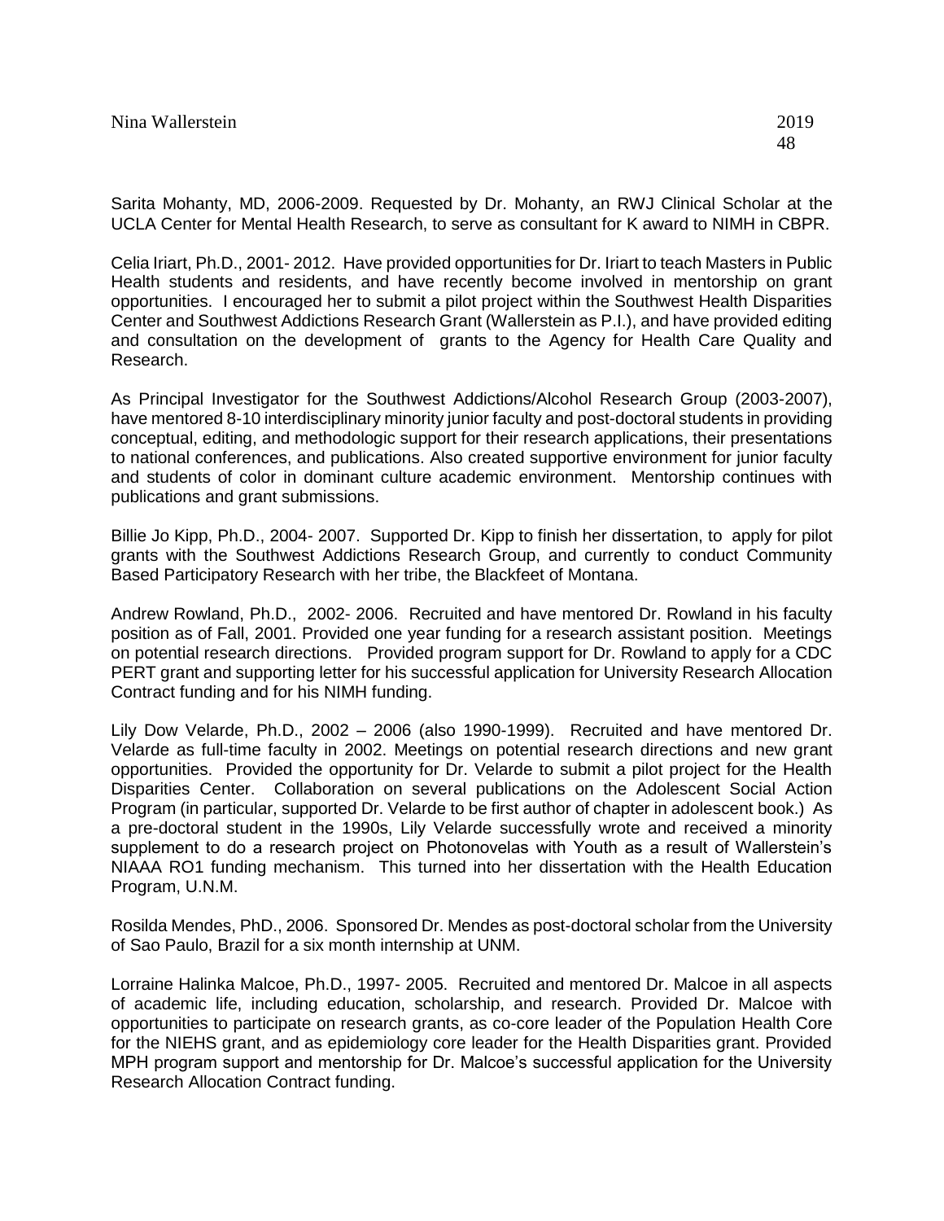Sarita Mohanty, MD, 2006-2009. Requested by Dr. Mohanty, an RWJ Clinical Scholar at the UCLA Center for Mental Health Research, to serve as consultant for K award to NIMH in CBPR.

Celia Iriart, Ph.D., 2001- 2012. Have provided opportunities for Dr. Iriart to teach Masters in Public Health students and residents, and have recently become involved in mentorship on grant opportunities. I encouraged her to submit a pilot project within the Southwest Health Disparities Center and Southwest Addictions Research Grant (Wallerstein as P.I.), and have provided editing and consultation on the development of grants to the Agency for Health Care Quality and Research.

As Principal Investigator for the Southwest Addictions/Alcohol Research Group (2003-2007), have mentored 8-10 interdisciplinary minority junior faculty and post-doctoral students in providing conceptual, editing, and methodologic support for their research applications, their presentations to national conferences, and publications. Also created supportive environment for junior faculty and students of color in dominant culture academic environment. Mentorship continues with publications and grant submissions.

Billie Jo Kipp, Ph.D., 2004- 2007. Supported Dr. Kipp to finish her dissertation, to apply for pilot grants with the Southwest Addictions Research Group, and currently to conduct Community Based Participatory Research with her tribe, the Blackfeet of Montana.

Andrew Rowland, Ph.D., 2002- 2006. Recruited and have mentored Dr. Rowland in his faculty position as of Fall, 2001. Provided one year funding for a research assistant position. Meetings on potential research directions. Provided program support for Dr. Rowland to apply for a CDC PERT grant and supporting letter for his successful application for University Research Allocation Contract funding and for his NIMH funding.

Lily Dow Velarde, Ph.D., 2002 – 2006 (also 1990-1999). Recruited and have mentored Dr. Velarde as full-time faculty in 2002. Meetings on potential research directions and new grant opportunities. Provided the opportunity for Dr. Velarde to submit a pilot project for the Health Disparities Center. Collaboration on several publications on the Adolescent Social Action Program (in particular, supported Dr. Velarde to be first author of chapter in adolescent book.) As a pre-doctoral student in the 1990s, Lily Velarde successfully wrote and received a minority supplement to do a research project on Photonovelas with Youth as a result of Wallerstein's NIAAA RO1 funding mechanism. This turned into her dissertation with the Health Education Program, U.N.M.

Rosilda Mendes, PhD., 2006. Sponsored Dr. Mendes as post-doctoral scholar from the University of Sao Paulo, Brazil for a six month internship at UNM.

Lorraine Halinka Malcoe, Ph.D., 1997- 2005. Recruited and mentored Dr. Malcoe in all aspects of academic life, including education, scholarship, and research. Provided Dr. Malcoe with opportunities to participate on research grants, as co-core leader of the Population Health Core for the NIEHS grant, and as epidemiology core leader for the Health Disparities grant. Provided MPH program support and mentorship for Dr. Malcoe's successful application for the University Research Allocation Contract funding.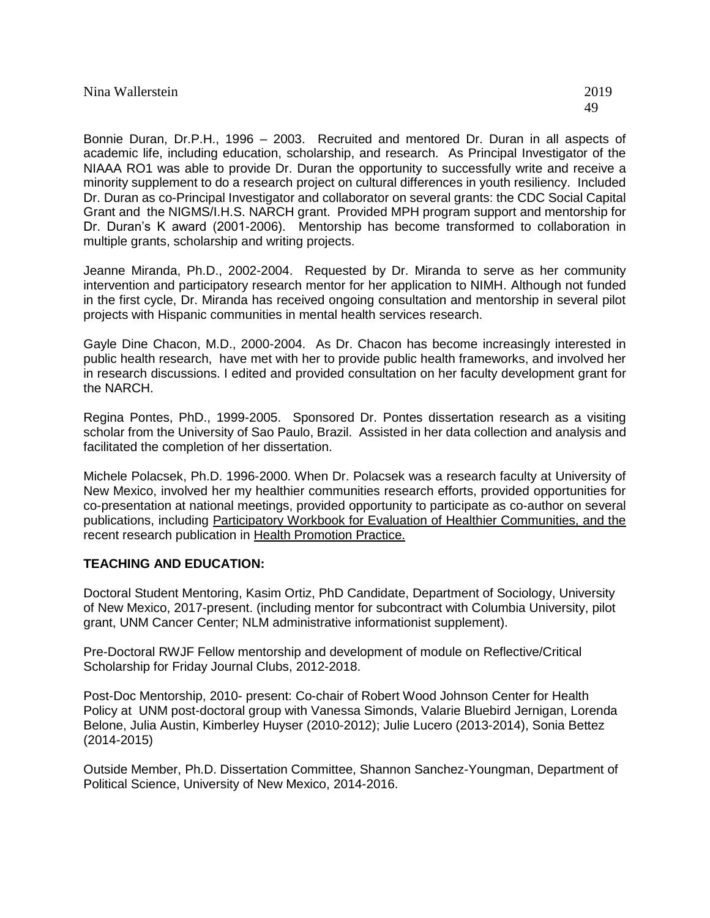Bonnie Duran, Dr.P.H., 1996 – 2003. Recruited and mentored Dr. Duran in all aspects of academic life, including education, scholarship, and research. As Principal Investigator of the NIAAA RO1 was able to provide Dr. Duran the opportunity to successfully write and receive a minority supplement to do a research project on cultural differences in youth resiliency. Included Dr. Duran as co-Principal Investigator and collaborator on several grants: the CDC Social Capital Grant and the NIGMS/I.H.S. NARCH grant. Provided MPH program support and mentorship for Dr. Duran's K award (2001-2006). Mentorship has become transformed to collaboration in multiple grants, scholarship and writing projects.

Jeanne Miranda, Ph.D., 2002-2004. Requested by Dr. Miranda to serve as her community intervention and participatory research mentor for her application to NIMH. Although not funded in the first cycle, Dr. Miranda has received ongoing consultation and mentorship in several pilot projects with Hispanic communities in mental health services research.

Gayle Dine Chacon, M.D., 2000-2004. As Dr. Chacon has become increasingly interested in public health research, have met with her to provide public health frameworks, and involved her in research discussions. I edited and provided consultation on her faculty development grant for the NARCH.

Regina Pontes, PhD., 1999-2005. Sponsored Dr. Pontes dissertation research as a visiting scholar from the University of Sao Paulo, Brazil. Assisted in her data collection and analysis and facilitated the completion of her dissertation.

Michele Polacsek, Ph.D. 1996-2000. When Dr. Polacsek was a research faculty at University of New Mexico, involved her my healthier communities research efforts, provided opportunities for co-presentation at national meetings, provided opportunity to participate as co-author on several publications, including Participatory Workbook for Evaluation of Healthier Communities, and the recent research publication in Health Promotion Practice.

**TEACHING AND EDUCATION:**

Doctoral Student Mentoring, Kasim Ortiz, PhD Candidate, Department of Sociology, University of New Mexico, 2017-present. (including mentor for subcontract with Columbia University, pilot grant, UNM Cancer Center; NLM administrative informationist supplement).

Pre-Doctoral RWJF Fellow mentorship and development of module on Reflective/Critical Scholarship for Friday Journal Clubs, 2012-2018.

Post-Doc Mentorship, 2010- present: Co-chair of Robert Wood Johnson Center for Health Policy at UNM post-doctoral group with Vanessa Simonds, Valarie Bluebird Jernigan, Lorenda Belone, Julia Austin, Kimberley Huyser (2010-2012); Julie Lucero (2013-2014), Sonia Bettez (2014-2015)

Outside Member, Ph.D. Dissertation Committee, Shannon Sanchez-Youngman, Department of Political Science, University of New Mexico, 2014-2016.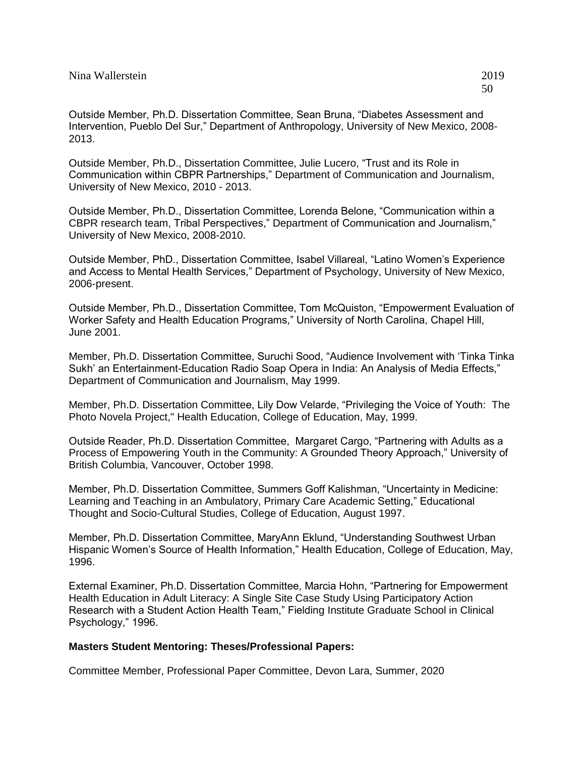Outside Member, Ph.D. Dissertation Committee, Sean Bruna, "Diabetes Assessment and Intervention, Pueblo Del Sur," Department of Anthropology, University of New Mexico, 2008-2013.

Outside Member, Ph.D., Dissertation Committee, Julie Lucero, "Trust and its Role in Communication within CBPR Partnerships," Department of Communication and Journalism, University of New Mexico, 2010 - 2013.

Outside Member, Ph.D., Dissertation Committee, Lorenda Belone, "Communication within a CBPR research team, Tribal Perspectives," Department of Communication and Journalism," University of New Mexico, 2008-2010.

Outside Member, PhD., Dissertation Committee, Isabel Villareal, "Latino Women's Experience and Access to Mental Health Services," Department of Psychology, University of New Mexico, 2006-present.

Outside Member, Ph.D., Dissertation Committee, Tom McQuiston, "Empowerment Evaluation of Worker Safety and Health Education Programs," University of North Carolina, Chapel Hill, June 2001.

Member, Ph.D. Dissertation Committee, Suruchi Sood, "Audience Involvement with 'Tinka Tinka Sukh' an Entertainment-Education Radio Soap Opera in India: An Analysis of Media Effects," Department of Communication and Journalism, May 1999.

Member, Ph.D. Dissertation Committee, Lily Dow Velarde, "Privileging the Voice of Youth: The Photo Novela Project," Health Education, College of Education, May, 1999.

Outside Reader, Ph.D. Dissertation Committee, Margaret Cargo, "Partnering with Adults as a Process of Empowering Youth in the Community: A Grounded Theory Approach," University of British Columbia, Vancouver, October 1998.

Member, Ph.D. Dissertation Committee, Summers Goff Kalishman, "Uncertainty in Medicine: Learning and Teaching in an Ambulatory, Primary Care Academic Setting," Educational Thought and Socio-Cultural Studies, College of Education, August 1997.

Member, Ph.D. Dissertation Committee, MaryAnn Eklund, "Understanding Southwest Urban Hispanic Women's Source of Health Information," Health Education, College of Education, May, 1996.

External Examiner, Ph.D. Dissertation Committee, Marcia Hohn, "Partnering for Empowerment Health Education in Adult Literacy: A Single Site Case Study Using Participatory Action Research with a Student Action Health Team," Fielding Institute Graduate School in Clinical Psychology," 1996.

**Masters Student Mentoring: Theses/Professional Papers:**

Committee Member, Professional Paper Committee, Devon Lara, Summer, 2020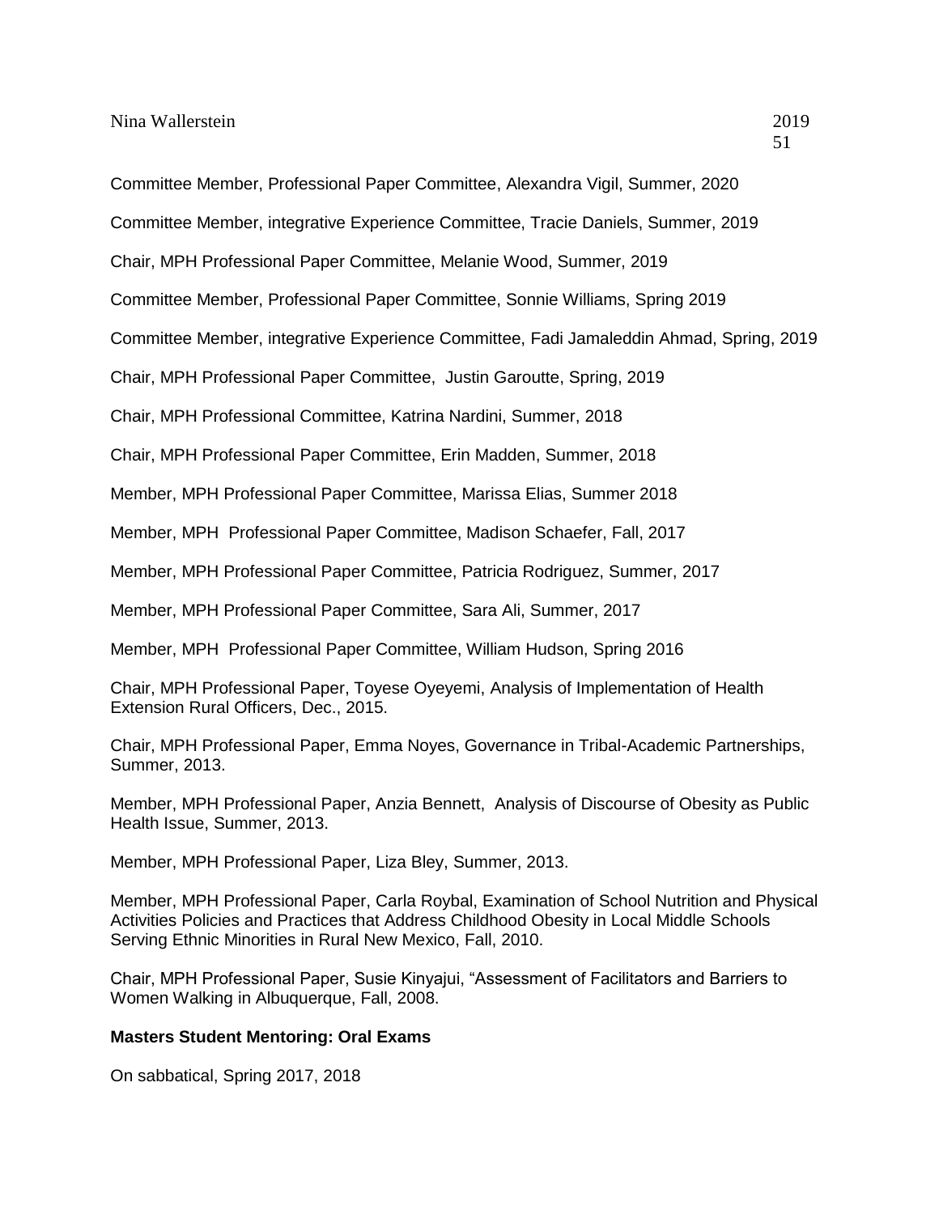Committee Member, Professional Paper Committee, Alexandra Vigil, Summer, 2020

Committee Member, integrative Experience Committee, Tracie Daniels, Summer, 2019

Chair, MPH Professional Paper Committee, Melanie Wood, Summer, 2019

Committee Member, Professional Paper Committee, Sonnie Williams, Spring 2019

Committee Member, integrative Experience Committee, Fadi Jamaleddin Ahmad, Spring, 2019

Chair, MPH Professional Paper Committee, Justin Garoutte, Spring, 2019

Chair, MPH Professional Committee, Katrina Nardini, Summer, 2018

Chair, MPH Professional Paper Committee, Erin Madden, Summer, 2018

Member, MPH Professional Paper Committee, Marissa Elias, Summer 2018

Member, MPH Professional Paper Committee, Madison Schaefer, Fall, 2017

Member, MPH Professional Paper Committee, Patricia Rodriguez, Summer, 2017

Member, MPH Professional Paper Committee, Sara Ali, Summer, 2017

Member, MPH Professional Paper Committee, William Hudson, Spring 2016

Chair, MPH Professional Paper, Toyese Oyeyemi, Analysis of Implementation of Health Extension Rural Officers, Dec., 2015.

Chair, MPH Professional Paper, Emma Noyes, Governance in Tribal-Academic Partnerships, Summer, 2013.

Member, MPH Professional Paper, Anzia Bennett, Analysis of Discourse of Obesity as Public Health Issue, Summer, 2013.

Member, MPH Professional Paper, Liza Bley, Summer, 2013.

Member, MPH Professional Paper, Carla Roybal, Examination of School Nutrition and Physical Activities Policies and Practices that Address Childhood Obesity in Local Middle Schools Serving Ethnic Minorities in Rural New Mexico, Fall, 2010.

Chair, MPH Professional Paper, Susie Kinyajui, "Assessment of Facilitators and Barriers to Women Walking in Albuquerque, Fall, 2008.

**Masters Student Mentoring: Oral Exams**

On sabbatical, Spring 2017, 2018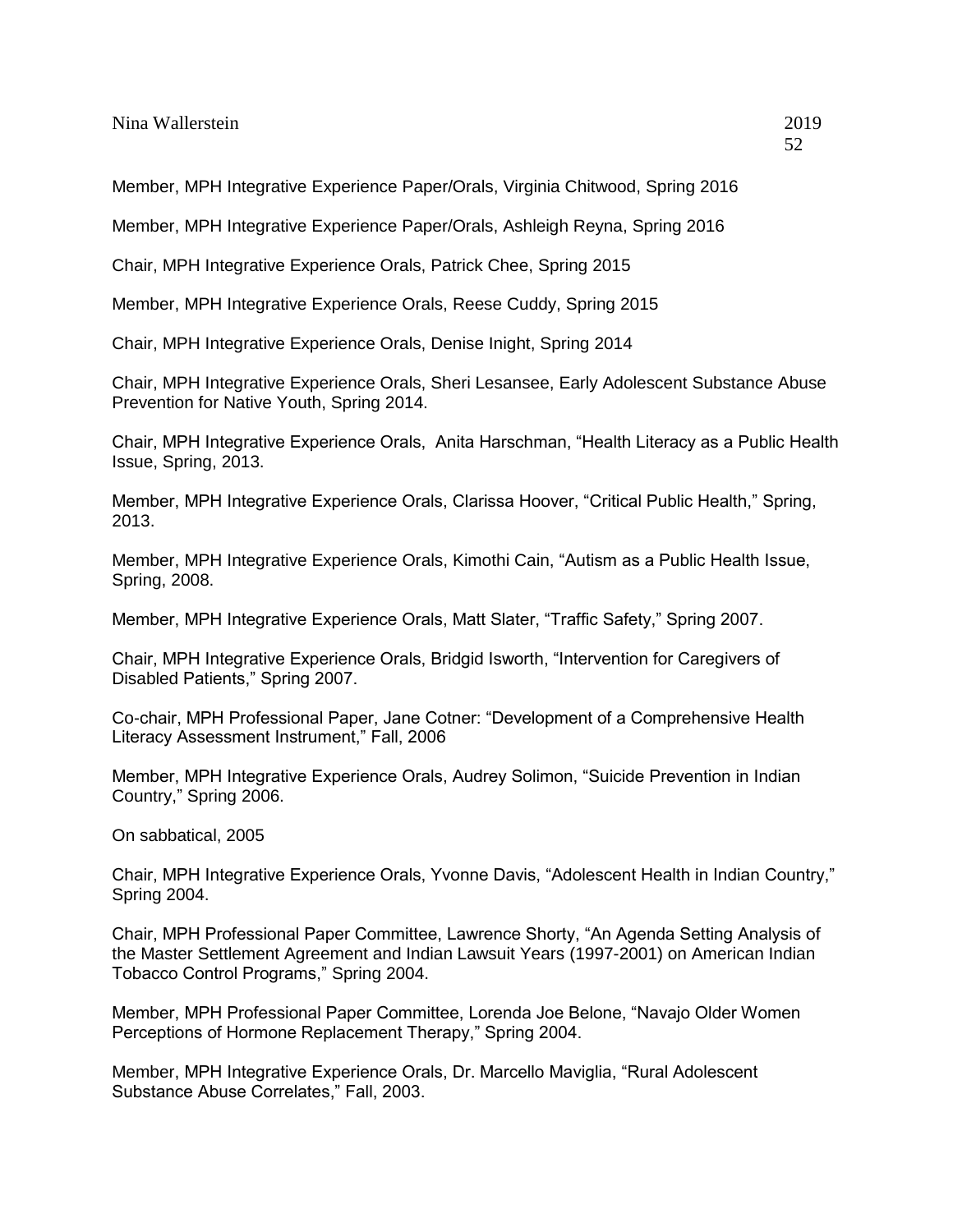Member, MPH Integrative Experience Paper/Orals, Virginia Chitwood, Spring 2016

Member, MPH Integrative Experience Paper/Orals, Ashleigh Reyna, Spring 2016

Chair, MPH Integrative Experience Orals, Patrick Chee, Spring 2015

Member, MPH Integrative Experience Orals, Reese Cuddy, Spring 2015

Chair, MPH Integrative Experience Orals, Denise Inight, Spring 2014

Chair, MPH Integrative Experience Orals, Sheri Lesansee, Early Adolescent Substance Abuse Prevention for Native Youth, Spring 2014.

Chair, MPH Integrative Experience Orals, Anita Harschman, "Health Literacy as a Public Health Issue, Spring, 2013.

Member, MPH Integrative Experience Orals, Clarissa Hoover, "Critical Public Health," Spring, 2013.

Member, MPH Integrative Experience Orals, Kimothi Cain, "Autism as a Public Health Issue, Spring, 2008.

Member, MPH Integrative Experience Orals, Matt Slater, "Traffic Safety," Spring 2007.

Chair, MPH Integrative Experience Orals, Bridgid Isworth, "Intervention for Caregivers of Disabled Patients," Spring 2007.

Co-chair, MPH Professional Paper, Jane Cotner: "Development of a Comprehensive Health Literacy Assessment Instrument," Fall, 2006

Member, MPH Integrative Experience Orals, Audrey Solimon, "Suicide Prevention in Indian Country," Spring 2006.

On sabbatical, 2005

Chair, MPH Integrative Experience Orals, Yvonne Davis, "Adolescent Health in Indian Country," Spring 2004.

Chair, MPH Professional Paper Committee, Lawrence Shorty, "An Agenda Setting Analysis of the Master Settlement Agreement and Indian Lawsuit Years (1997-2001) on American Indian Tobacco Control Programs," Spring 2004.

Member, MPH Professional Paper Committee, Lorenda Joe Belone, "Navajo Older Women Perceptions of Hormone Replacement Therapy," Spring 2004.

Member, MPH Integrative Experience Orals, Dr. Marcello Maviglia, "Rural Adolescent Substance Abuse Correlates," Fall, 2003.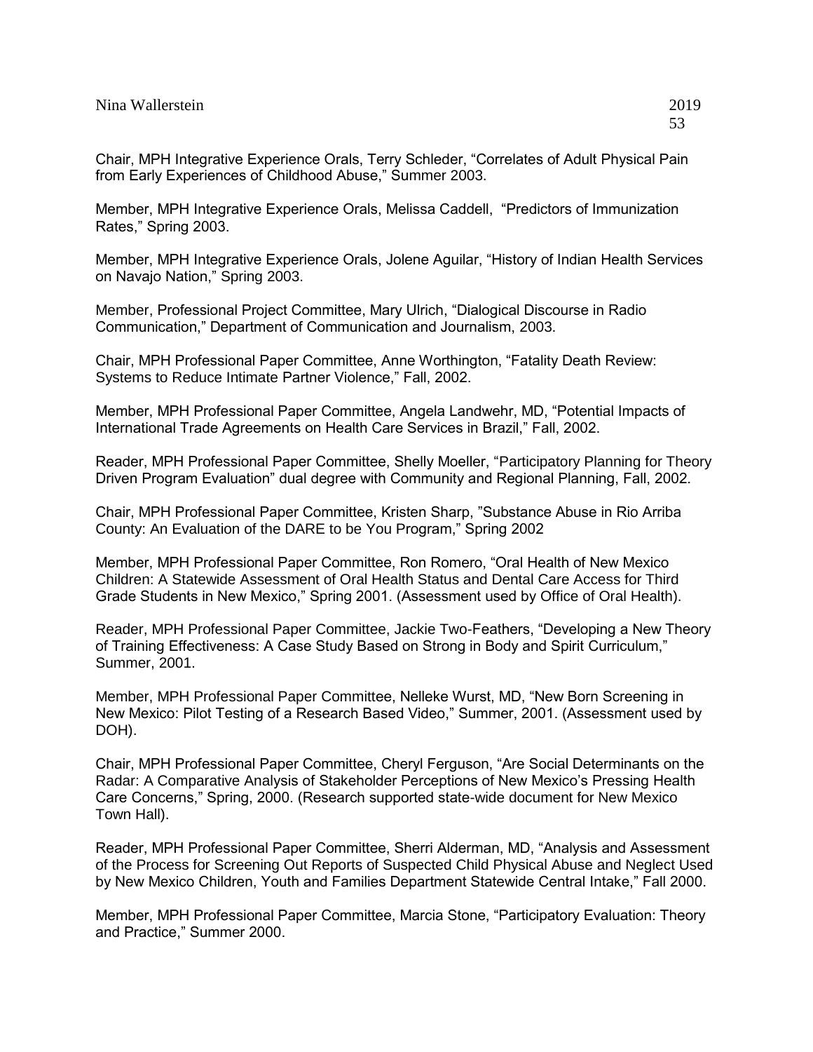Chair, MPH Integrative Experience Orals, Terry Schleder, “Correlates of Adult Physical Pain from Early Experiences of Childhood Abuse,” Summer 2003.

Member, MPH Integrative Experience Orals, Melissa Caddell, “Predictors of Immunization Rates,” Spring 2003.

Member, MPH Integrative Experience Orals, Jolene Aguilar, “History of Indian Health Services on Navajo Nation,” Spring 2003.

Member, Professional Project Committee, Mary Ulrich, “Dialogical Discourse in Radio Communication,” Department of Communication and Journalism, 2003.

Chair, MPH Professional Paper Committee, Anne Worthington, “Fatality Death Review: Systems to Reduce Intimate Partner Violence,” Fall, 2002.

Member, MPH Professional Paper Committee, Angela Landwehr, MD, “Potential Impacts of International Trade Agreements on Health Care Services in Brazil,” Fall, 2002.

Reader, MPH Professional Paper Committee, Shelly Moeller, “Participatory Planning for Theory Driven Program Evaluation” dual degree with Community and Regional Planning, Fall, 2002.

Chair, MPH Professional Paper Committee, Kristen Sharp, ”Substance Abuse in Rio Arriba County: An Evaluation of the DARE to be You Program,” Spring 2002

Member, MPH Professional Paper Committee, Ron Romero, “Oral Health of New Mexico Children: A Statewide Assessment of Oral Health Status and Dental Care Access for Third Grade Students in New Mexico,” Spring 2001. (Assessment used by Office of Oral Health).

Reader, MPH Professional Paper Committee, Jackie Two-Feathers, “Developing a New Theory of Training Effectiveness: A Case Study Based on Strong in Body and Spirit Curriculum,” Summer, 2001.

Member, MPH Professional Paper Committee, Nelleke Wurst, MD, “New Born Screening in New Mexico: Pilot Testing of a Research Based Video,” Summer, 2001. (Assessment used by DOH).

Chair, MPH Professional Paper Committee, Cheryl Ferguson, “Are Social Determinants on the Radar: A Comparative Analysis of Stakeholder Perceptions of New Mexico’s Pressing Health Care Concerns,” Spring, 2000. (Research supported state-wide document for New Mexico Town Hall).

Reader, MPH Professional Paper Committee, Sherri Alderman, MD, “Analysis and Assessment of the Process for Screening Out Reports of Suspected Child Physical Abuse and Neglect Used by New Mexico Children, Youth and Families Department Statewide Central Intake,” Fall 2000.

Member, MPH Professional Paper Committee, Marcia Stone, “Participatory Evaluation: Theory and Practice,” Summer 2000.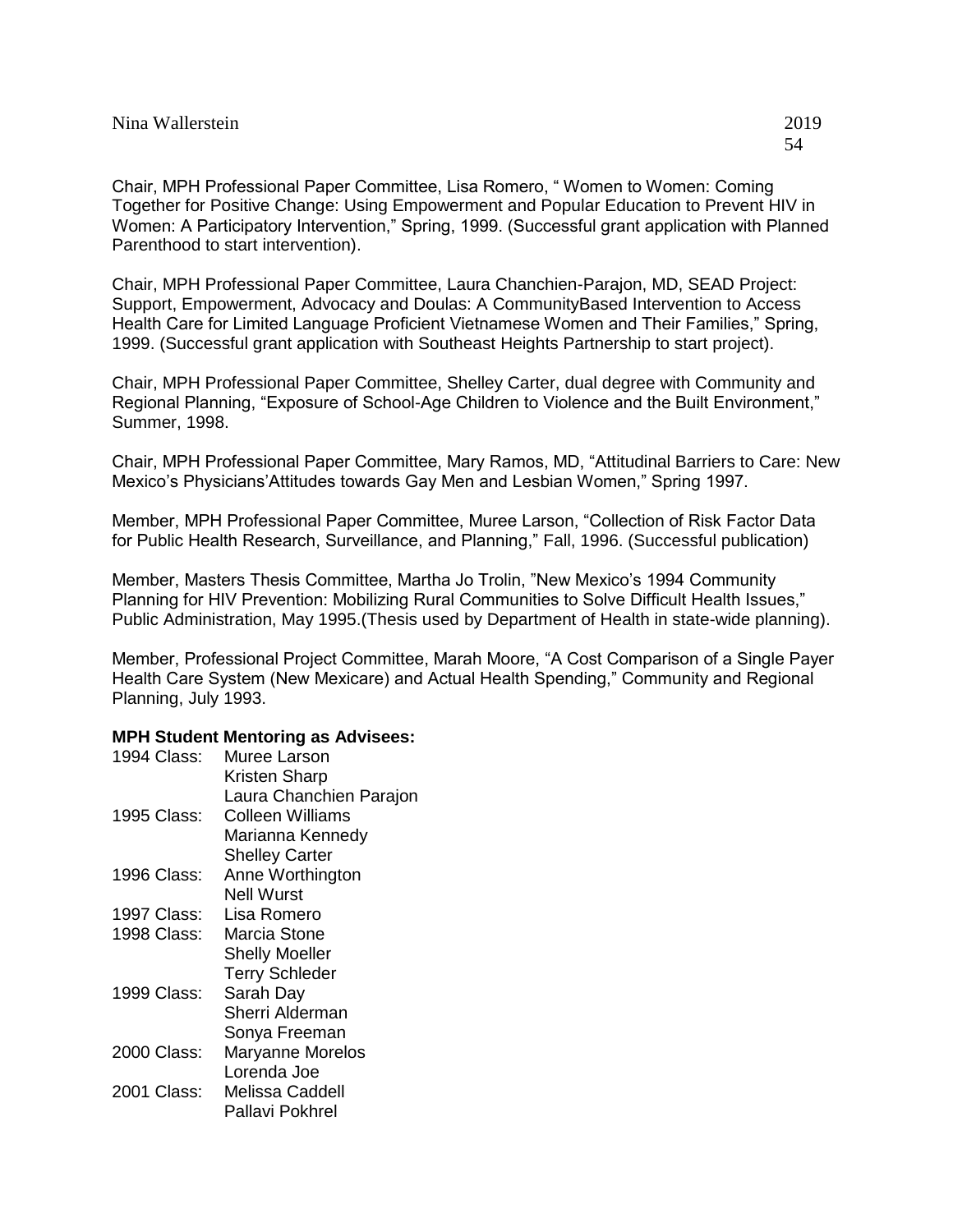Chair, MPH Professional Paper Committee, Lisa Romero, " Women to Women: Coming Together for Positive Change: Using Empowerment and Popular Education to Prevent HIV in Women: A Participatory Intervention," Spring, 1999. (Successful grant application with Planned Parenthood to start intervention).

Chair, MPH Professional Paper Committee, Laura Chanchien-Parajon, MD, SEAD Project: Support, Empowerment, Advocacy and Doulas: A CommunityBased Intervention to Access Health Care for Limited Language Proficient Vietnamese Women and Their Families," Spring, 1999. (Successful grant application with Southeast Heights Partnership to start project).

Chair, MPH Professional Paper Committee, Shelley Carter, dual degree with Community and Regional Planning, "Exposure of School-Age Children to Violence and the Built Environment," Summer, 1998.

Chair, MPH Professional Paper Committee, Mary Ramos, MD, "Attitudinal Barriers to Care: New Mexico's Physicians'Attitudes towards Gay Men and Lesbian Women," Spring 1997.

Member, MPH Professional Paper Committee, Muree Larson, "Collection of Risk Factor Data for Public Health Research, Surveillance, and Planning," Fall, 1996. (Successful publication)

Member, Masters Thesis Committee, Martha Jo Trolin, "New Mexico's 1994 Community Planning for HIV Prevention: Mobilizing Rural Communities to Solve Difficult Health Issues," Public Administration, May 1995.(Thesis used by Department of Health in state-wide planning).

Member, Professional Project Committee, Marah Moore, "A Cost Comparison of a Single Payer Health Care System (New Mexicare) and Actual Health Spending," Community and Regional Planning, July 1993.

**MPH Student Mentoring as Advisees:**

1994 Class: Muree Larson
Kristen Sharp
Laura Chanchien Parajon

1995 Class: Colleen Williams
Marianna Kennedy
Shelley Carter

1996 Class: Anne Worthington
Nell Wurst

1997 Class: Lisa Romero

1998 Class: Marcia Stone
Shelly Moeller
Terry Schleder

1999 Class: Sarah Day
Sherri Alderman
Sonya Freeman

2000 Class: Maryanne Morelos
Lorenda Joe

2001 Class: Melissa Caddell
Pallavi Pokhrel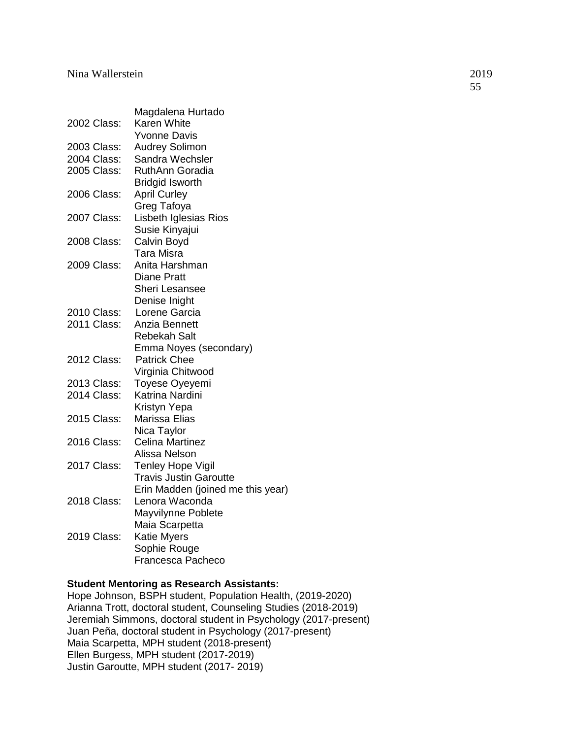| | |
|---|---|
| | Magdalena Hurtado |
| 2002 Class: | Karen White |
| | Yvonne Davis |
| 2003 Class: | Audrey Solimon |
| 2004 Class: | Sandra Wechsler |
| 2005 Class: | RuthAnn Goradia |
| | Bridgid Isworth |
| 2006 Class: | April Curley |
| | Greg Tafoya |
| 2007 Class: | Lisbeth Iglesias Rios |
| | Susie Kinyajui |
| 2008 Class: | Calvin Boyd |
| | Tara Misra |
| 2009 Class: | Anita Harshman |
| | Diane Pratt |
| | Sheri Lesansee |
| | Denise Inight |
| 2010 Class: | Lorene Garcia |
| 2011 Class: | Anzia Bennett |
| | Rebekah Salt |
| | Emma Noyes (secondary) |
| 2012 Class: | Patrick Chee |
| | Virginia Chitwood |
| 2013 Class: | Toyese Oyeyemi |
| 2014 Class: | Katrina Nardini |
| | Kristyn Yepa |
| 2015 Class: | Marissa Elias |
| | Nica Taylor |
| 2016 Class: | Celina Martinez |
| | Alissa Nelson |
| 2017 Class: | Tenley Hope Vigil |
| | Travis Justin Garoutte |
| | Erin Madden (joined me this year) |
| 2018 Class: | Lenora Waconda |
| | Mayvilynne Poblete |
| | Maia Scarpetta |
| 2019 Class: | Katie Myers |
| | Sophie Rouge |
| | Francesca Pacheco |

**Student Mentoring as Research Assistants:**

Hope Johnson, BSPH student, Population Health, (2019-2020)
Arianna Trott, doctoral student, Counseling Studies (2018-2019)
Jeremiah Simmons, doctoral student in Psychology (2017-present)
Juan Peña, doctoral student in Psychology (2017-present)
Maia Scarpetta, MPH student (2018-present)
Ellen Burgess, MPH student (2017-2019)
Justin Garoutte, MPH student (2017- 2019)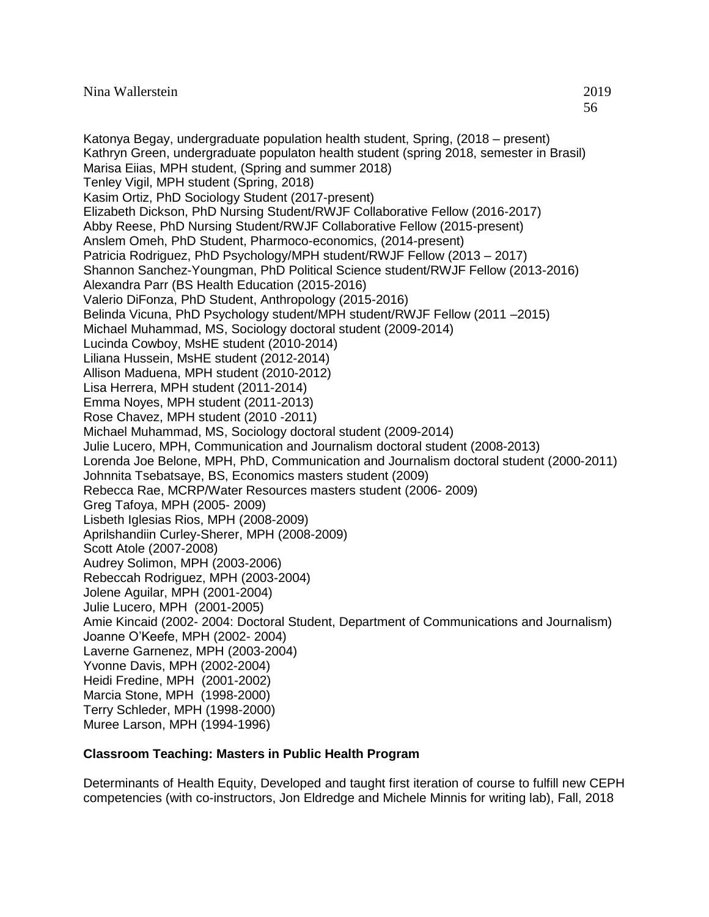Katonya Begay, undergraduate population health student, Spring, (2018 – present)
Kathryn Green, undergraduate populaton health student (spring 2018, semester in Brasil)
Marisa Eiias, MPH student, (Spring and summer 2018)
Tenley Vigil, MPH student (Spring, 2018)
Kasim Ortiz, PhD Sociology Student (2017-present)
Elizabeth Dickson, PhD Nursing Student/RWJF Collaborative Fellow (2016-2017)
Abby Reese, PhD Nursing Student/RWJF Collaborative Fellow (2015-present)
Anslem Omeh, PhD Student, Pharmoco-economics, (2014-present)
Patricia Rodriguez, PhD Psychology/MPH student/RWJF Fellow (2013 – 2017)
Shannon Sanchez-Youngman, PhD Political Science student/RWJF Fellow (2013-2016)
Alexandra Parr (BS Health Education (2015-2016)
Valerio DiFonza, PhD Student, Anthropology (2015-2016)
Belinda Vicuna, PhD Psychology student/MPH student/RWJF Fellow (2011 –2015)
Michael Muhammad, MS, Sociology doctoral student (2009-2014)
Lucinda Cowboy, MsHE student (2010-2014)
Liliana Hussein, MsHE student (2012-2014)
Allison Maduena, MPH student (2010-2012)
Lisa Herrera, MPH student (2011-2014)
Emma Noyes, MPH student (2011-2013)
Rose Chavez, MPH student (2010 -2011)
Michael Muhammad, MS, Sociology doctoral student (2009-2014)
Julie Lucero, MPH, Communication and Journalism doctoral student (2008-2013)
Lorenda Joe Belone, MPH, PhD, Communication and Journalism doctoral student (2000-2011)
Johnnita Tsebatsaye, BS, Economics masters student (2009)
Rebecca Rae, MCRP/Water Resources masters student (2006- 2009)
Greg Tafoya, MPH (2005- 2009)
Lisbeth Iglesias Rios, MPH (2008-2009)
Aprilshandiin Curley-Sherer, MPH (2008-2009)
Scott Atole (2007-2008)
Audrey Solimon, MPH (2003-2006)
Rebeccah Rodriguez, MPH (2003-2004)
Jolene Aguilar, MPH (2001-2004)
Julie Lucero, MPH (2001-2005)
Amie Kincaid (2002- 2004: Doctoral Student, Department of Communications and Journalism)
Joanne O'Keefe, MPH (2002- 2004)
Laverne Garnenez, MPH (2003-2004)
Yvonne Davis, MPH (2002-2004)
Heidi Fredine, MPH (2001-2002)
Marcia Stone, MPH (1998-2000)
Terry Schleder, MPH (1998-2000)
Muree Larson, MPH (1994-1996)

**Classroom Teaching: Masters in Public Health Program**

Determinants of Health Equity, Developed and taught first iteration of course to fulfill new CEPH competencies (with co-instructors, Jon Eldredge and Michele Minnis for writing lab), Fall, 2018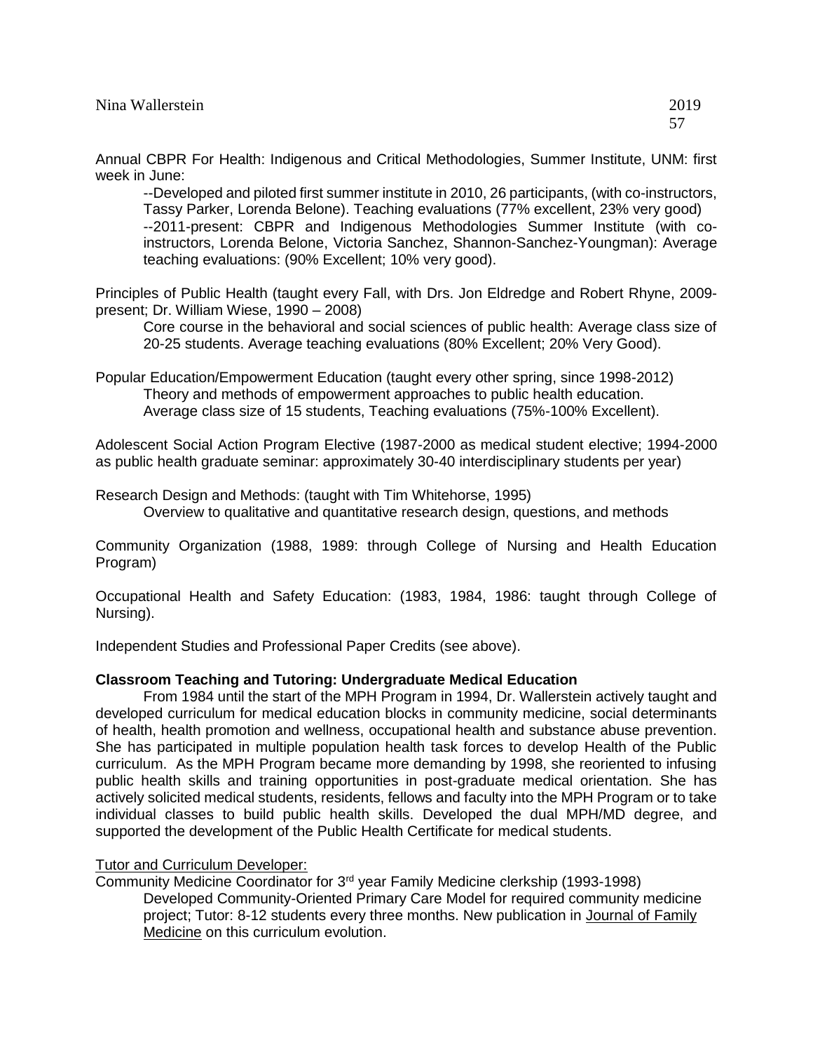Annual CBPR For Health: Indigenous and Critical Methodologies, Summer Institute, UNM: first week in June:

--Developed and piloted first summer institute in 2010, 26 participants, (with co-instructors, Tassy Parker, Lorenda Belone). Teaching evaluations (77% excellent, 23% very good)

--2011-present: CBPR and Indigenous Methodologies Summer Institute (with co-instructors, Lorenda Belone, Victoria Sanchez, Shannon-Sanchez-Youngman): Average teaching evaluations: (90% Excellent; 10% very good).

Principles of Public Health (taught every Fall, with Drs. Jon Eldredge and Robert Rhyne, 2009-present; Dr. William Wiese, 1990 – 2008)

Core course in the behavioral and social sciences of public health: Average class size of 20-25 students. Average teaching evaluations (80% Excellent; 20% Very Good).

Popular Education/Empowerment Education (taught every other spring, since 1998-2012)

Theory and methods of empowerment approaches to public health education. Average class size of 15 students, Teaching evaluations (75%-100% Excellent).

Adolescent Social Action Program Elective (1987-2000 as medical student elective; 1994-2000 as public health graduate seminar: approximately 30-40 interdisciplinary students per year)

Research Design and Methods: (taught with Tim Whitehorse, 1995)

Overview to qualitative and quantitative research design, questions, and methods

Community Organization (1988, 1989: through College of Nursing and Health Education Program)

Occupational Health and Safety Education: (1983, 1984, 1986: taught through College of Nursing).

Independent Studies and Professional Paper Credits (see above).

**Classroom Teaching and Tutoring: Undergraduate Medical Education**

From 1984 until the start of the MPH Program in 1994, Dr. Wallerstein actively taught and developed curriculum for medical education blocks in community medicine, social determinants of health, health promotion and wellness, occupational health and substance abuse prevention. She has participated in multiple population health task forces to develop Health of the Public curriculum. As the MPH Program became more demanding by 1998, she reoriented to infusing public health skills and training opportunities in post-graduate medical orientation. She has actively solicited medical students, residents, fellows and faculty into the MPH Program or to take individual classes to build public health skills. Developed the dual MPH/MD degree, and supported the development of the Public Health Certificate for medical students.

Tutor and Curriculum Developer:

Community Medicine Coordinator for 3rd year Family Medicine clerkship (1993-1998)

Developed Community-Oriented Primary Care Model for required community medicine project; Tutor: 8-12 students every three months. New publication in Journal of Family Medicine on this curriculum evolution.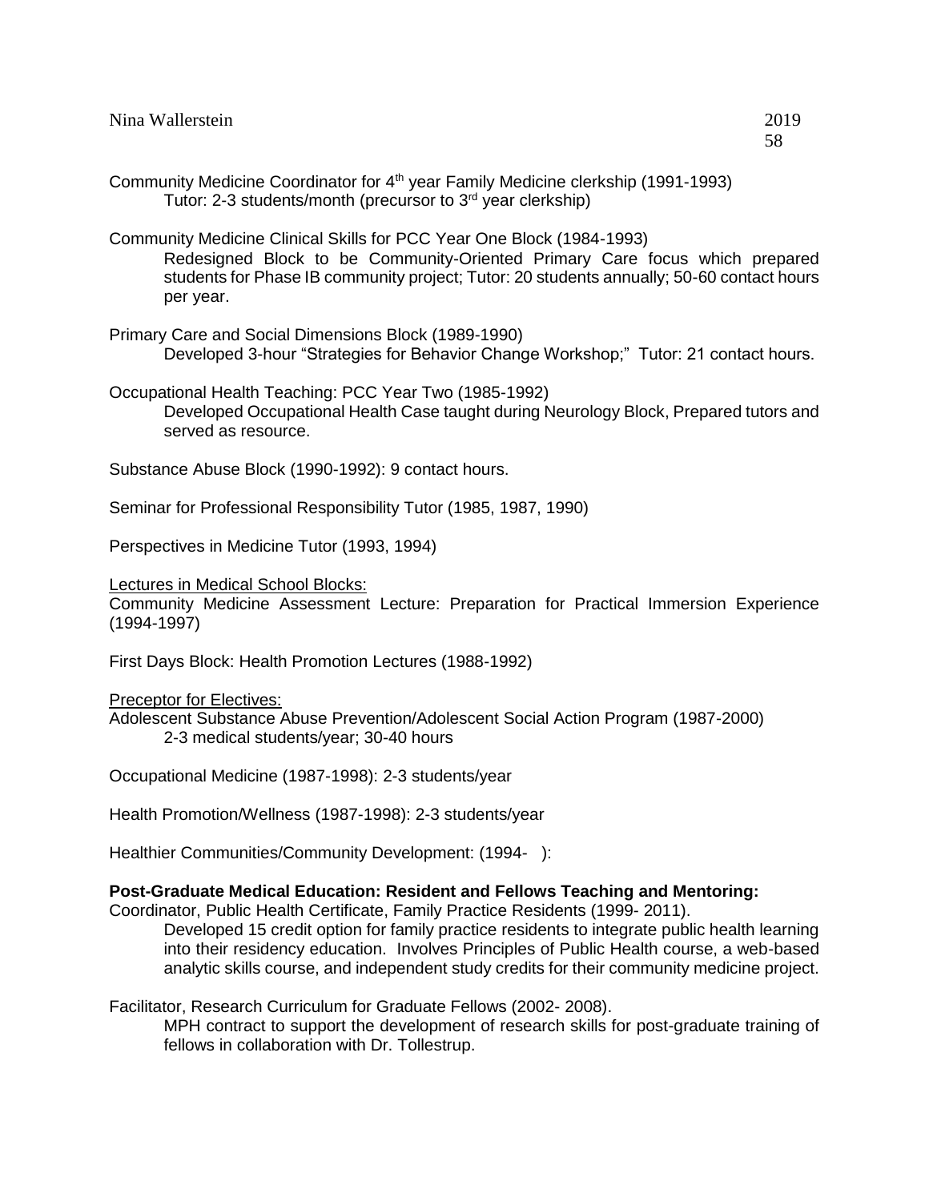Community Medicine Coordinator for 4th year Family Medicine clerkship (1991-1993)
Tutor: 2-3 students/month (precursor to 3rd year clerkship)

Community Medicine Clinical Skills for PCC Year One Block (1984-1993)
Redesigned Block to be Community-Oriented Primary Care focus which prepared students for Phase IB community project; Tutor: 20 students annually; 50-60 contact hours per year.

Primary Care and Social Dimensions Block (1989-1990)
Developed 3-hour "Strategies for Behavior Change Workshop;" Tutor: 21 contact hours.

Occupational Health Teaching: PCC Year Two (1985-1992)
Developed Occupational Health Case taught during Neurology Block, Prepared tutors and served as resource.

Substance Abuse Block (1990-1992): 9 contact hours.

Seminar for Professional Responsibility Tutor (1985, 1987, 1990)

Perspectives in Medicine Tutor (1993, 1994)

Lectures in Medical School Blocks:

Community Medicine Assessment Lecture: Preparation for Practical Immersion Experience (1994-1997)

First Days Block: Health Promotion Lectures (1988-1992)

Preceptor for Electives:

Adolescent Substance Abuse Prevention/Adolescent Social Action Program (1987-2000)
2-3 medical students/year; 30-40 hours

Occupational Medicine (1987-1998): 2-3 students/year

Health Promotion/Wellness (1987-1998): 2-3 students/year

Healthier Communities/Community Development: (1994- ):

**Post-Graduate Medical Education: Resident and Fellows Teaching and Mentoring:**

Coordinator, Public Health Certificate, Family Practice Residents (1999- 2011).
Developed 15 credit option for family practice residents to integrate public health learning into their residency education. Involves Principles of Public Health course, a web-based analytic skills course, and independent study credits for their community medicine project.

Facilitator, Research Curriculum for Graduate Fellows (2002- 2008).
MPH contract to support the development of research skills for post-graduate training of fellows in collaboration with Dr. Tollestrup.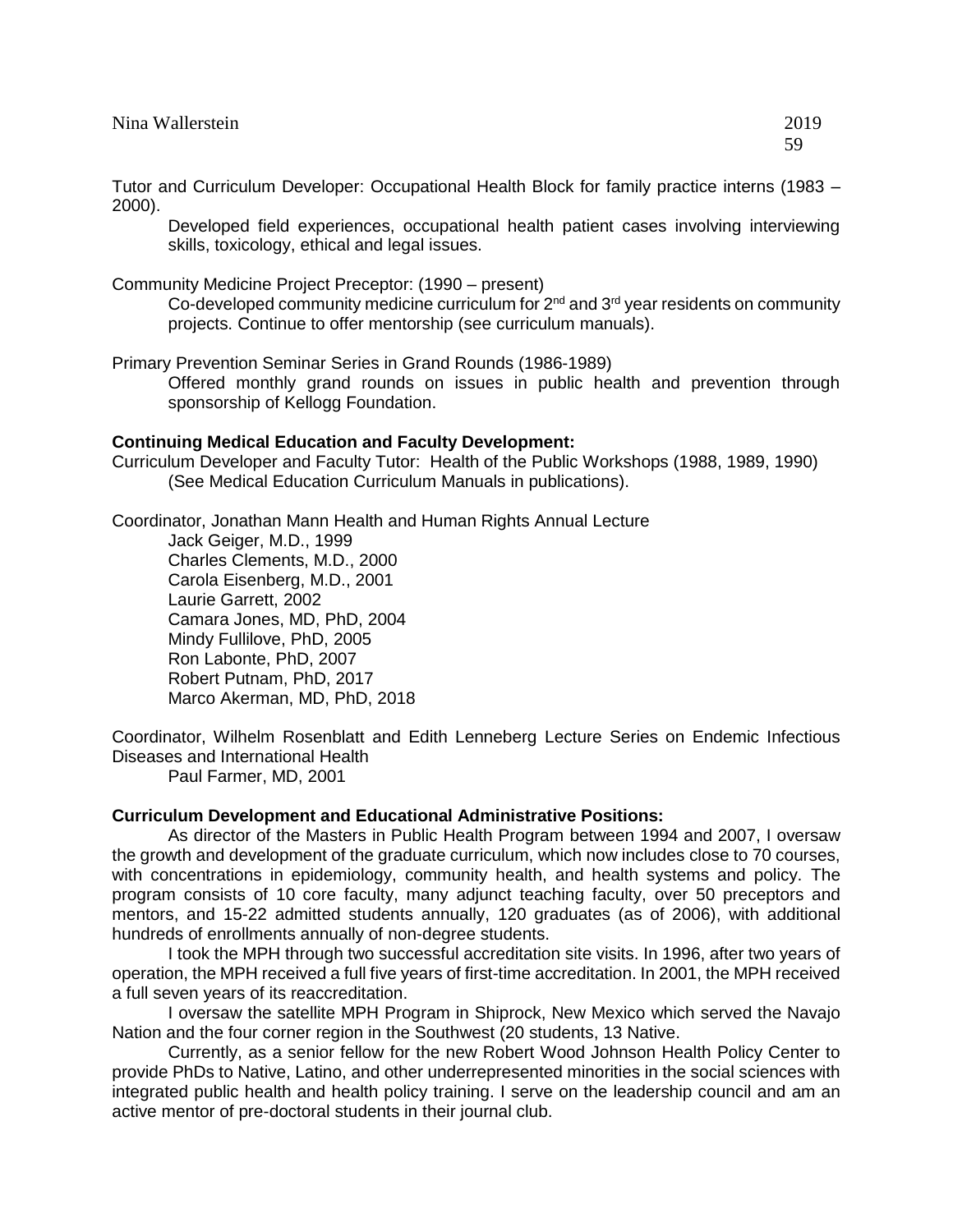Tutor and Curriculum Developer: Occupational Health Block for family practice interns (1983 – 2000).

Developed field experiences, occupational health patient cases involving interviewing skills, toxicology, ethical and legal issues.

Community Medicine Project Preceptor: (1990 – present)

Co-developed community medicine curriculum for 2nd and 3rd year residents on community projects. Continue to offer mentorship (see curriculum manuals).

Primary Prevention Seminar Series in Grand Rounds (1986-1989)

Offered monthly grand rounds on issues in public health and prevention through sponsorship of Kellogg Foundation.

**Continuing Medical Education and Faculty Development:**

Curriculum Developer and Faculty Tutor: Health of the Public Workshops (1988, 1989, 1990) (See Medical Education Curriculum Manuals in publications).

Coordinator, Jonathan Mann Health and Human Rights Annual Lecture

Jack Geiger, M.D., 1999
Charles Clements, M.D., 2000
Carola Eisenberg, M.D., 2001
Laurie Garrett, 2002
Camara Jones, MD, PhD, 2004
Mindy Fullilove, PhD, 2005
Ron Labonte, PhD, 2007
Robert Putnam, PhD, 2017
Marco Akerman, MD, PhD, 2018

Coordinator, Wilhelm Rosenblatt and Edith Lenneberg Lecture Series on Endemic Infectious Diseases and International Health

Paul Farmer, MD, 2001

**Curriculum Development and Educational Administrative Positions:**

As director of the Masters in Public Health Program between 1994 and 2007, I oversaw the growth and development of the graduate curriculum, which now includes close to 70 courses, with concentrations in epidemiology, community health, and health systems and policy. The program consists of 10 core faculty, many adjunct teaching faculty, over 50 preceptors and mentors, and 15-22 admitted students annually, 120 graduates (as of 2006), with additional hundreds of enrollments annually of non-degree students.

I took the MPH through two successful accreditation site visits. In 1996, after two years of operation, the MPH received a full five years of first-time accreditation. In 2001, the MPH received a full seven years of its reaccreditation.

I oversaw the satellite MPH Program in Shiprock, New Mexico which served the Navajo Nation and the four corner region in the Southwest (20 students, 13 Native.

Currently, as a senior fellow for the new Robert Wood Johnson Health Policy Center to provide PhDs to Native, Latino, and other underrepresented minorities in the social sciences with integrated public health and health policy training. I serve on the leadership council and am an active mentor of pre-doctoral students in their journal club.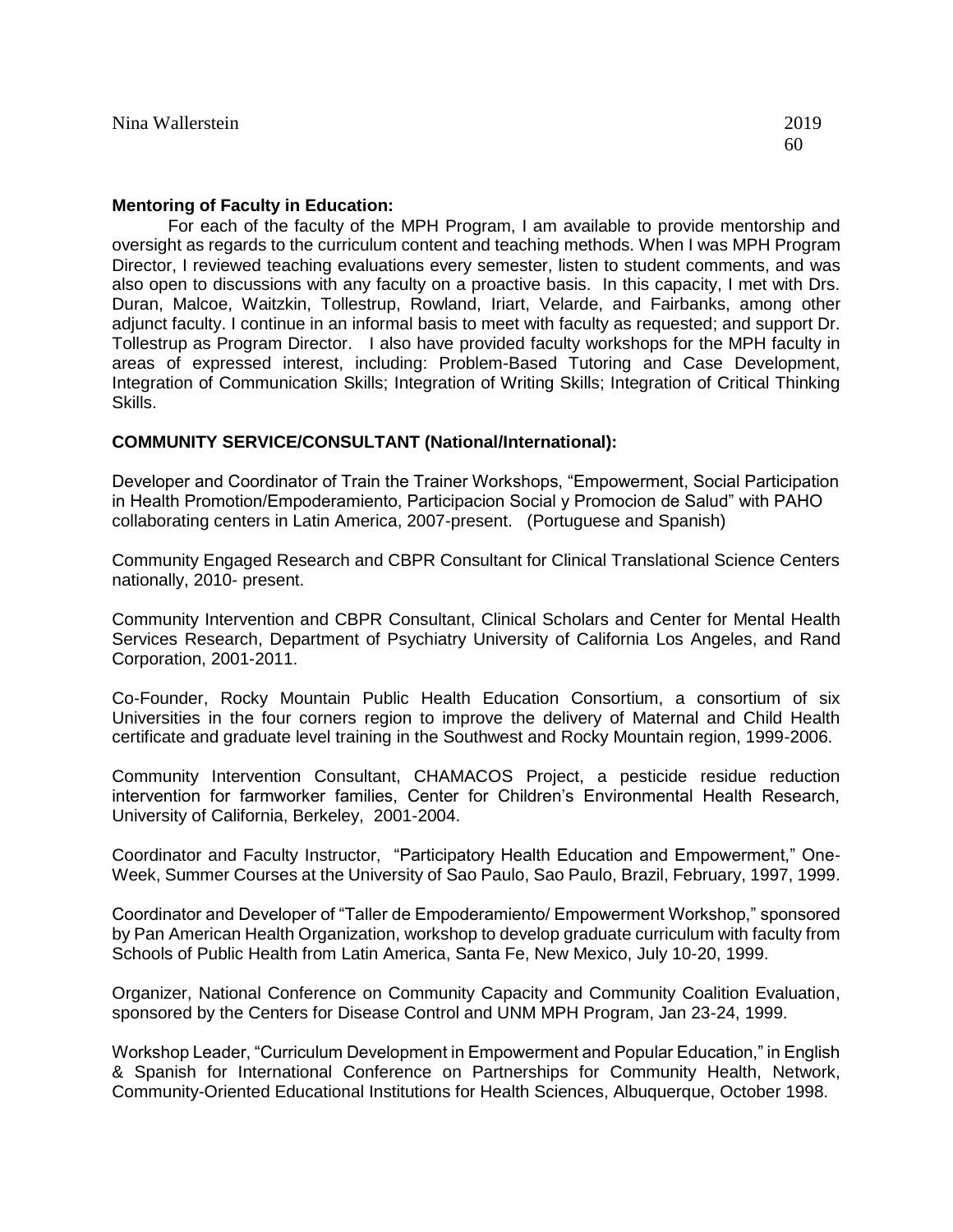**Mentoring of Faculty in Education:**

For each of the faculty of the MPH Program, I am available to provide mentorship and oversight as regards to the curriculum content and teaching methods. When I was MPH Program Director, I reviewed teaching evaluations every semester, listen to student comments, and was also open to discussions with any faculty on a proactive basis. In this capacity, I met with Drs. Duran, Malcoe, Waitzkin, Tollestrup, Rowland, Iriart, Velarde, and Fairbanks, among other adjunct faculty. I continue in an informal basis to meet with faculty as requested; and support Dr. Tollestrup as Program Director. I also have provided faculty workshops for the MPH faculty in areas of expressed interest, including: Problem-Based Tutoring and Case Development, Integration of Communication Skills; Integration of Writing Skills; Integration of Critical Thinking Skills.

**COMMUNITY SERVICE/CONSULTANT (National/International):**

Developer and Coordinator of Train the Trainer Workshops, "Empowerment, Social Participation in Health Promotion/Empoderamiento, Participacion Social y Promocion de Salud" with PAHO collaborating centers in Latin America, 2007-present. (Portuguese and Spanish)

Community Engaged Research and CBPR Consultant for Clinical Translational Science Centers nationally, 2010- present.

Community Intervention and CBPR Consultant, Clinical Scholars and Center for Mental Health Services Research, Department of Psychiatry University of California Los Angeles, and Rand Corporation, 2001-2011.

Co-Founder, Rocky Mountain Public Health Education Consortium, a consortium of six Universities in the four corners region to improve the delivery of Maternal and Child Health certificate and graduate level training in the Southwest and Rocky Mountain region, 1999-2006.

Community Intervention Consultant, CHAMACOS Project, a pesticide residue reduction intervention for farmworker families, Center for Children's Environmental Health Research, University of California, Berkeley, 2001-2004.

Coordinator and Faculty Instructor, "Participatory Health Education and Empowerment," One-Week, Summer Courses at the University of Sao Paulo, Sao Paulo, Brazil, February, 1997, 1999.

Coordinator and Developer of "Taller de Empoderamiento/ Empowerment Workshop," sponsored by Pan American Health Organization, workshop to develop graduate curriculum with faculty from Schools of Public Health from Latin America, Santa Fe, New Mexico, July 10-20, 1999.

Organizer, National Conference on Community Capacity and Community Coalition Evaluation, sponsored by the Centers for Disease Control and UNM MPH Program, Jan 23-24, 1999.

Workshop Leader, "Curriculum Development in Empowerment and Popular Education," in English & Spanish for International Conference on Partnerships for Community Health, Network, Community-Oriented Educational Institutions for Health Sciences, Albuquerque, October 1998.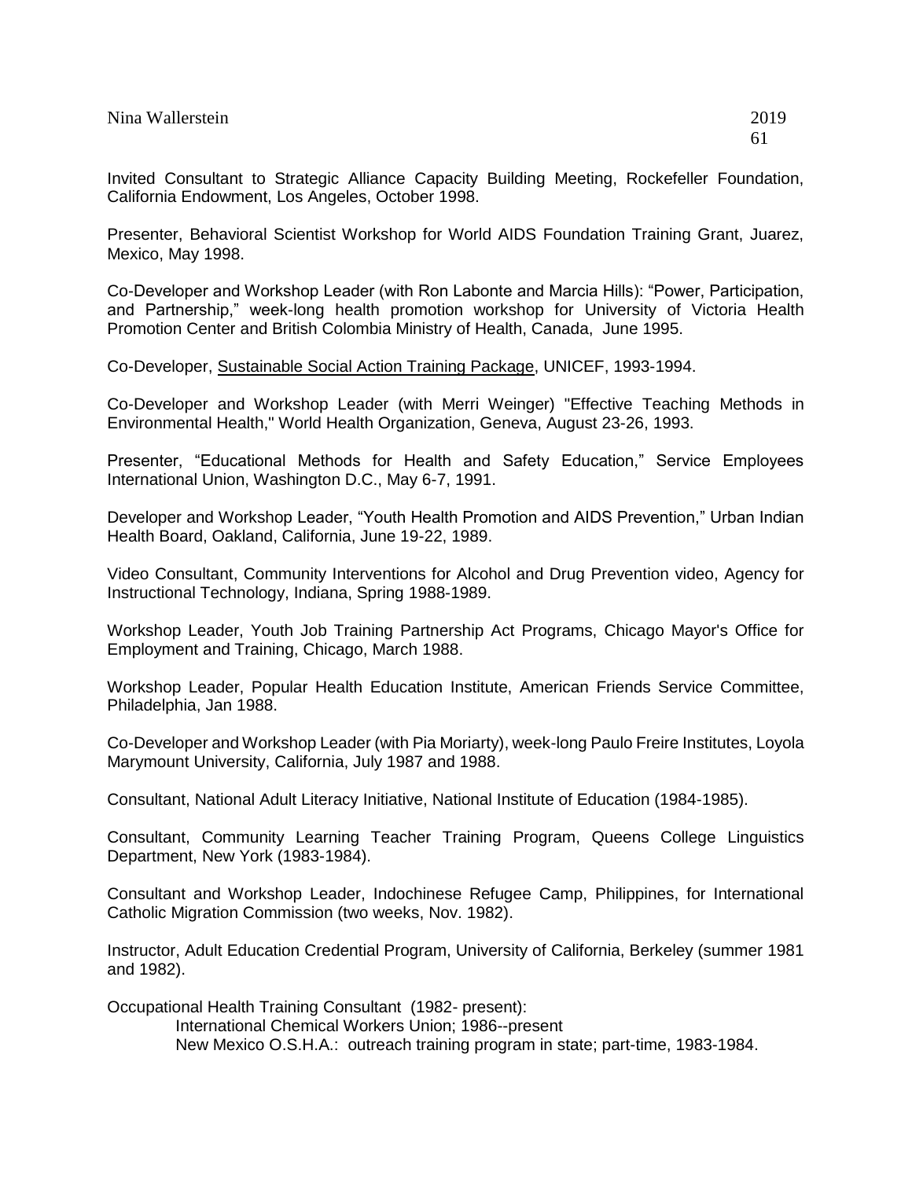Invited Consultant to Strategic Alliance Capacity Building Meeting, Rockefeller Foundation, California Endowment, Los Angeles, October 1998.

Presenter, Behavioral Scientist Workshop for World AIDS Foundation Training Grant, Juarez, Mexico, May 1998.

Co-Developer and Workshop Leader (with Ron Labonte and Marcia Hills): "Power, Participation, and Partnership," week-long health promotion workshop for University of Victoria Health Promotion Center and British Colombia Ministry of Health, Canada, June 1995.

Co-Developer, Sustainable Social Action Training Package, UNICEF, 1993-1994.

Co-Developer and Workshop Leader (with Merri Weinger) "Effective Teaching Methods in Environmental Health," World Health Organization, Geneva, August 23-26, 1993.

Presenter, "Educational Methods for Health and Safety Education," Service Employees International Union, Washington D.C., May 6-7, 1991.

Developer and Workshop Leader, "Youth Health Promotion and AIDS Prevention," Urban Indian Health Board, Oakland, California, June 19-22, 1989.

Video Consultant, Community Interventions for Alcohol and Drug Prevention video, Agency for Instructional Technology, Indiana, Spring 1988-1989.

Workshop Leader, Youth Job Training Partnership Act Programs, Chicago Mayor's Office for Employment and Training, Chicago, March 1988.

Workshop Leader, Popular Health Education Institute, American Friends Service Committee, Philadelphia, Jan 1988.

Co-Developer and Workshop Leader (with Pia Moriarty), week-long Paulo Freire Institutes, Loyola Marymount University, California, July 1987 and 1988.

Consultant, National Adult Literacy Initiative, National Institute of Education (1984-1985).

Consultant, Community Learning Teacher Training Program, Queens College Linguistics Department, New York (1983-1984).

Consultant and Workshop Leader, Indochinese Refugee Camp, Philippines, for International Catholic Migration Commission (two weeks, Nov. 1982).

Instructor, Adult Education Credential Program, University of California, Berkeley (summer 1981 and 1982).

Occupational Health Training Consultant (1982- present):

International Chemical Workers Union; 1986--present

New Mexico O.S.H.A.: outreach training program in state; part-time, 1983-1984.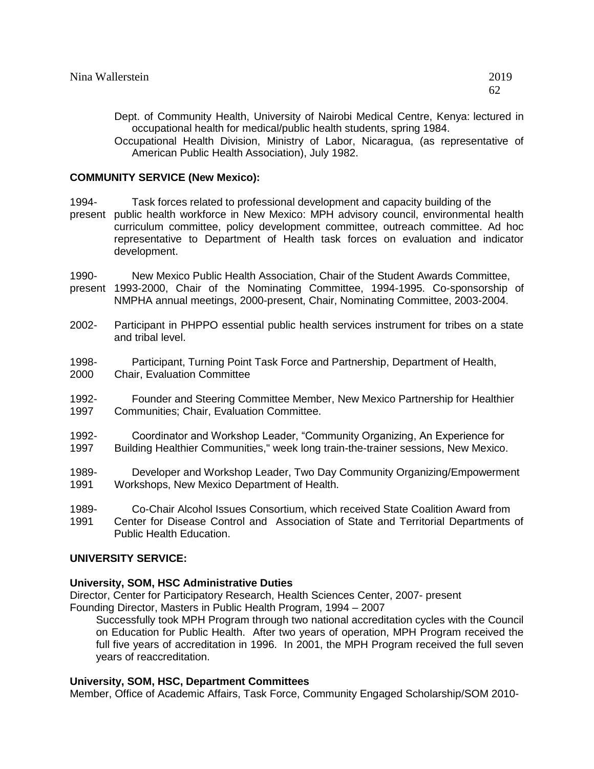Dept. of Community Health, University of Nairobi Medical Centre, Kenya: lectured in occupational health for medical/public health students, spring 1984.

Occupational Health Division, Ministry of Labor, Nicaragua, (as representative of American Public Health Association), July 1982.

**COMMUNITY SERVICE (New Mexico):**

1994-present Task forces related to professional development and capacity building of the public health workforce in New Mexico: MPH advisory council, environmental health curriculum committee, policy development committee, outreach committee. Ad hoc representative to Department of Health task forces on evaluation and indicator development.

1990-present New Mexico Public Health Association, Chair of the Student Awards Committee, 1993-2000, Chair of the Nominating Committee, 1994-1995. Co-sponsorship of NMPHA annual meetings, 2000-present, Chair, Nominating Committee, 2003-2004.

2002- Participant in PHPPO essential public health services instrument for tribes on a state and tribal level.

1998-2000 Participant, Turning Point Task Force and Partnership, Department of Health, Chair, Evaluation Committee

1992-1997 Founder and Steering Committee Member, New Mexico Partnership for Healthier Communities; Chair, Evaluation Committee.

1992-1997 Coordinator and Workshop Leader, "Community Organizing, An Experience for Building Healthier Communities," week long train-the-trainer sessions, New Mexico.

1989-1991 Developer and Workshop Leader, Two Day Community Organizing/Empowerment Workshops, New Mexico Department of Health.

1989-1991 Co-Chair Alcohol Issues Consortium, which received State Coalition Award from Center for Disease Control and Association of State and Territorial Departments of Public Health Education.

**UNIVERSITY SERVICE:**

**University, SOM, HSC Administrative Duties**

Director, Center for Participatory Research, Health Sciences Center, 2007- present

Founding Director, Masters in Public Health Program, 1994 – 2007

Successfully took MPH Program through two national accreditation cycles with the Council on Education for Public Health. After two years of operation, MPH Program received the full five years of accreditation in 1996. In 2001, the MPH Program received the full seven years of reaccreditation.

**University, SOM, HSC, Department Committees**

Member, Office of Academic Affairs, Task Force, Community Engaged Scholarship/SOM 2010-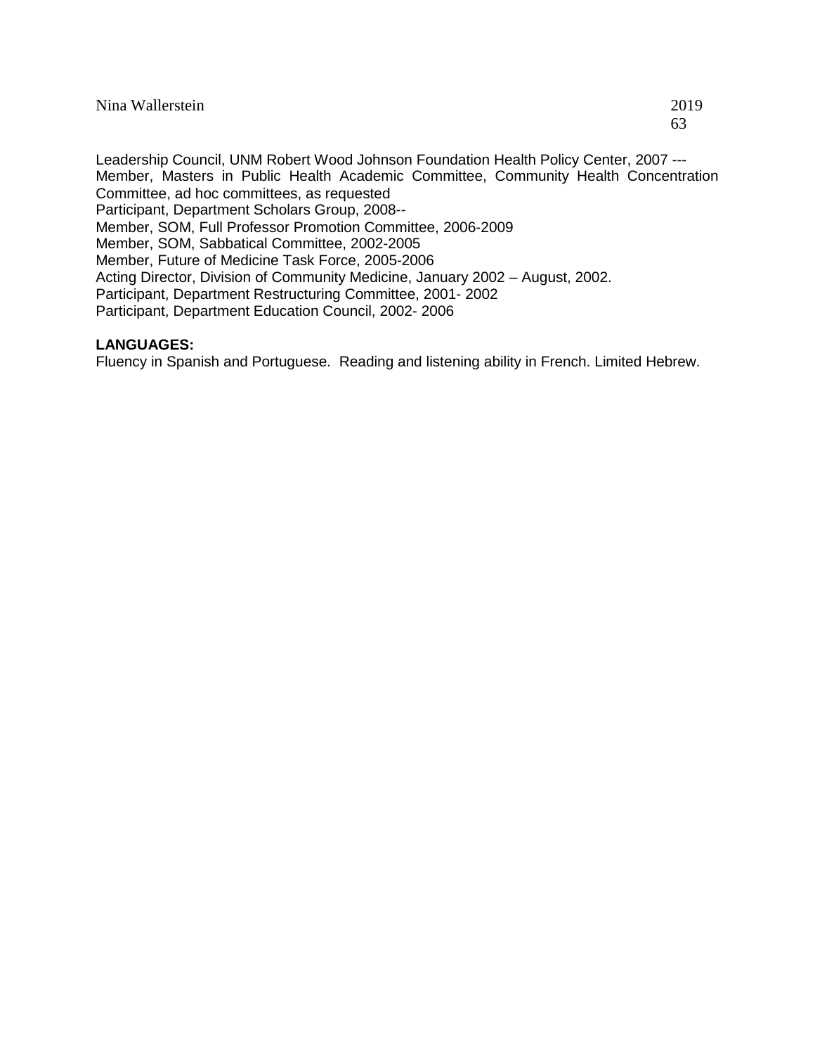Leadership Council, UNM Robert Wood Johnson Foundation Health Policy Center, 2007 ---
Member, Masters in Public Health Academic Committee, Community Health Concentration Committee, ad hoc committees, as requested
Participant, Department Scholars Group, 2008--
Member, SOM, Full Professor Promotion Committee, 2006-2009
Member, SOM, Sabbatical Committee, 2002-2005
Member, Future of Medicine Task Force, 2005-2006
Acting Director, Division of Community Medicine, January 2002 – August, 2002.
Participant, Department Restructuring Committee, 2001- 2002
Participant, Department Education Council, 2002- 2006

**LANGUAGES:**
Fluency in Spanish and Portuguese. Reading and listening ability in French. Limited Hebrew.